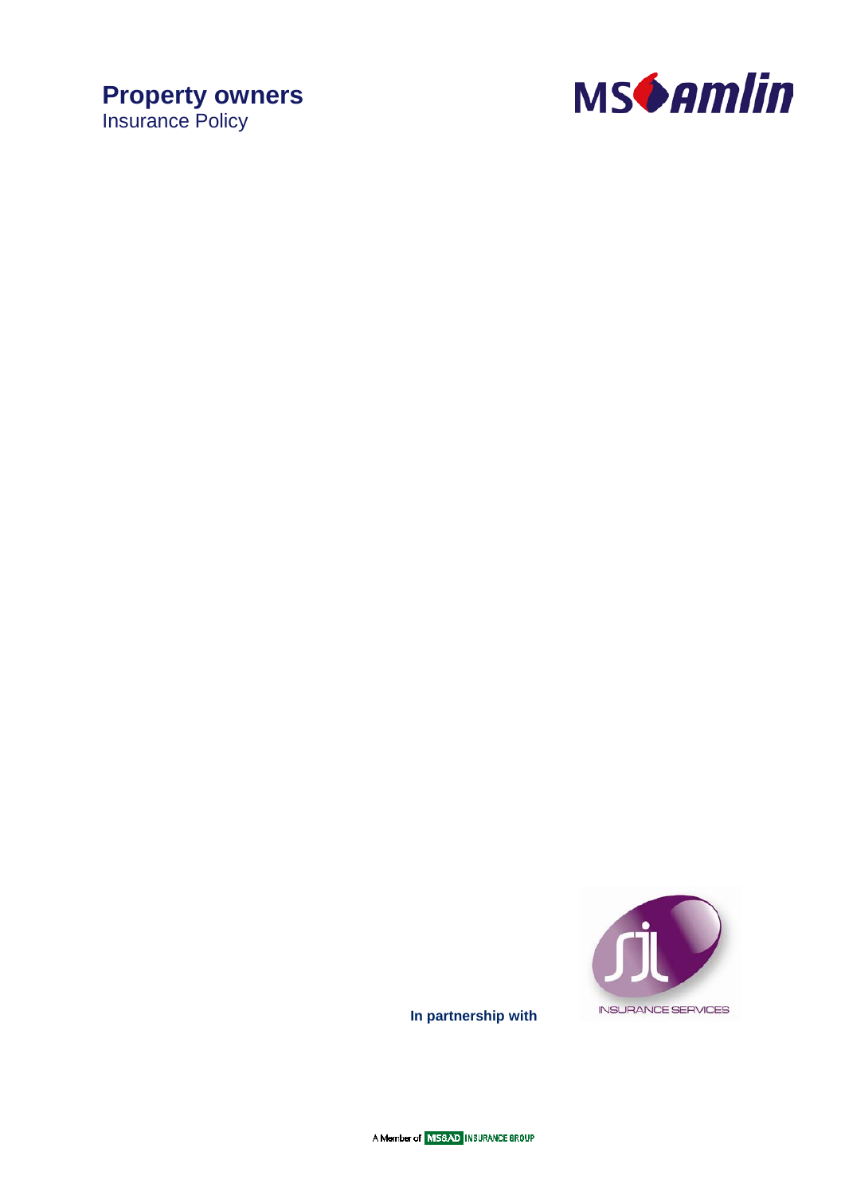# Property owners

Insurance Policy

**In partnership with**

A Member of MS&AD INSURANCE GROUP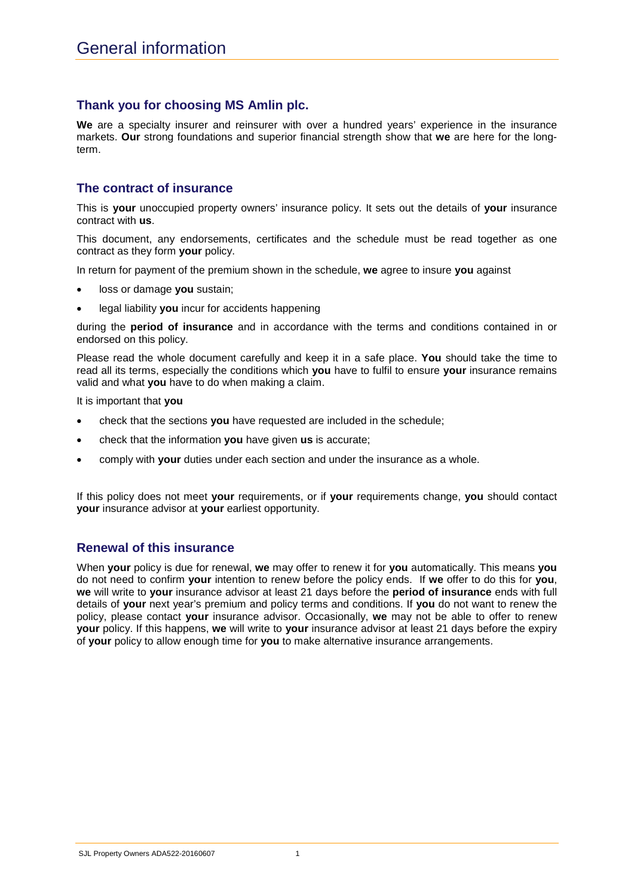# General information

## Thank you for choosing MS Amlin plc.

**We** are a specialty insurer and reinsurer with over a hundred years' experience in the insurance markets. **Our** strong foundations and superior financial strength show that **we** are here for the long-term.

## The contract of insurance

This is **your** unoccupied property owners' insurance policy. It sets out the details of **your** insurance contract with **us**.

This document, any endorsements, certificates and the schedule must be read together as one contract as they form **your** policy.

In return for payment of the premium shown in the schedule, **we** agree to insure **you** against

- loss or damage **you** sustain;
- legal liability **you** incur for accidents happening

during the **period of insurance** and in accordance with the terms and conditions contained in or endorsed on this policy.

Please read the whole document carefully and keep it in a safe place. **You** should take the time to read all its terms, especially the conditions which **you** have to fulfil to ensure **your** insurance remains valid and what **you** have to do when making a claim.

It is important that **you**

- check that the sections **you** have requested are included in the schedule;
- check that the information **you** have given **us** is accurate;
- comply with **your** duties under each section and under the insurance as a whole.

If this policy does not meet **your** requirements, or if **your** requirements change, **you** should contact **your** insurance advisor at **your** earliest opportunity.

## Renewal of this insurance

When **your** policy is due for renewal, **we** may offer to renew it for **you** automatically. This means **you** do not need to confirm **your** intention to renew before the policy ends. If **we** offer to do this for **you**, **we** will write to **your** insurance advisor at least 21 days before the **period of insurance** ends with full details of **your** next year's premium and policy terms and conditions. If **you** do not want to renew the policy, please contact **your** insurance advisor. Occasionally, **we** may not be able to offer to renew **your** policy. If this happens, **we** will write to **your** insurance advisor at least 21 days before the expiry of **your** policy to allow enough time for **you** to make alternative insurance arrangements.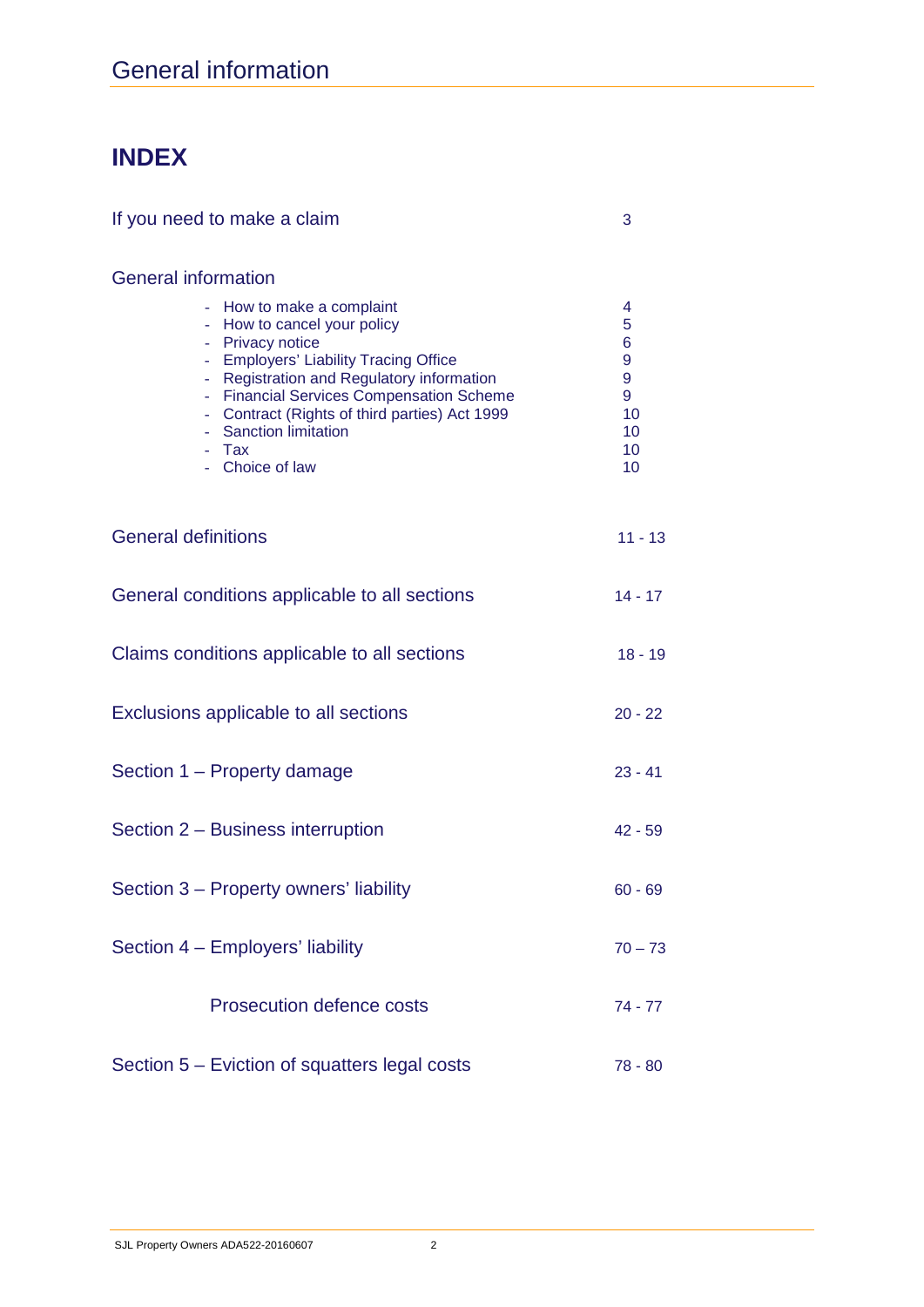# General information

## INDEX

| | |
|---|---|
| If you need to make a claim | 3 |
| **General information** | |
| - How to make a complaint | 4 |
| - How to cancel your policy | 5 |
| - Privacy notice | 6 |
| - Employers' Liability Tracing Office | 9 |
| - Registration and Regulatory information | 9 |
| - Financial Services Compensation Scheme | 9 |
| - Contract (Rights of third parties) Act 1999 | 10 |
| - Sanction limitation | 10 |
| - Tax | 10 |
| - Choice of law | 10 |
| General definitions | 11 - 13 |
| General conditions applicable to all sections | 14 - 17 |
| Claims conditions applicable to all sections | 18 - 19 |
| Exclusions applicable to all sections | 20 - 22 |
| Section 1 – Property damage | 23 - 41 |
| Section 2 – Business interruption | 42 - 59 |
| Section 3 – Property owners' liability | 60 - 69 |
| Section 4 – Employers' liability | 70 – 73 |
| Prosecution defence costs | 74 - 77 |
| Section 5 – Eviction of squatters legal costs | 78 - 80 |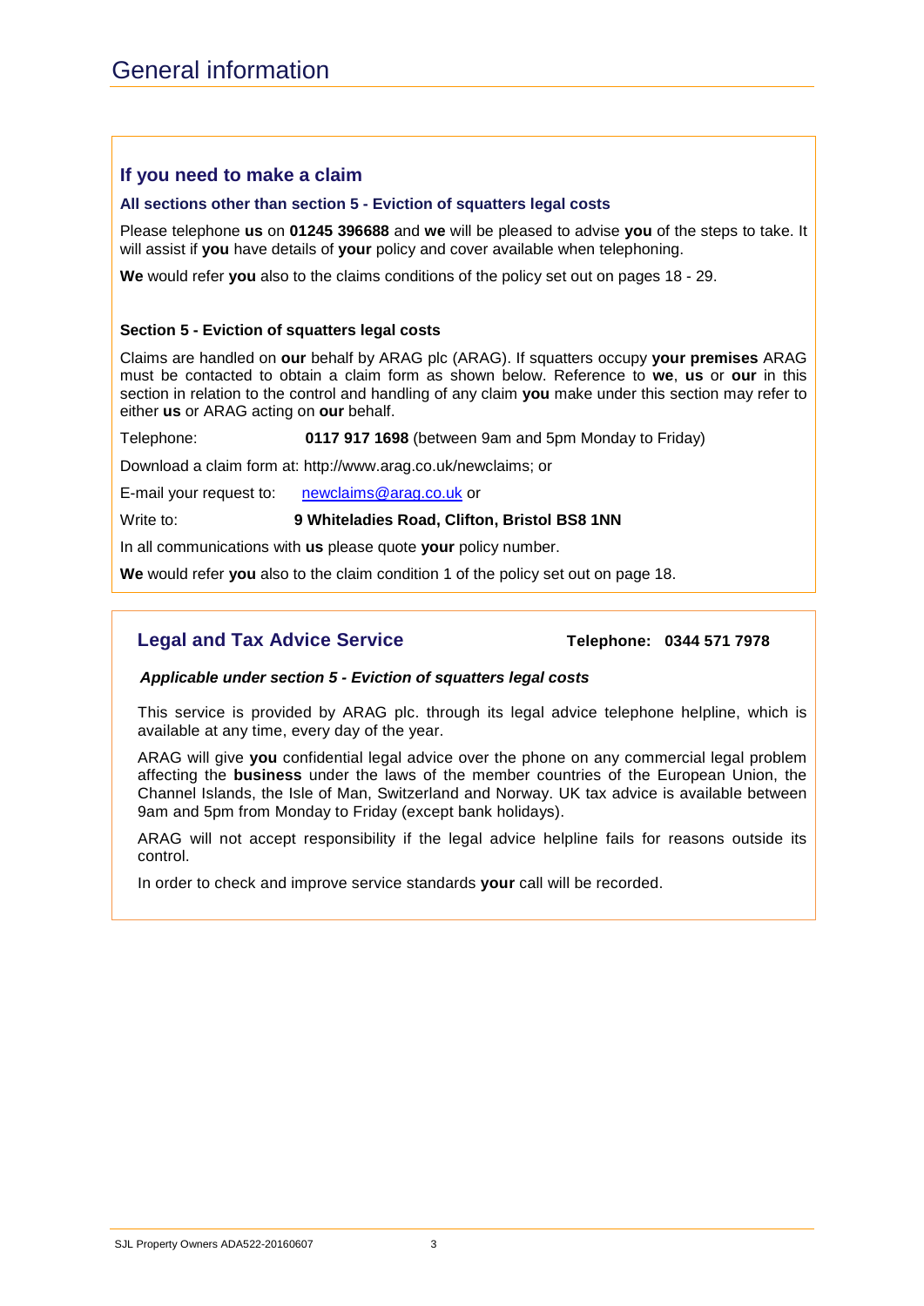# General information

## If you need to make a claim

### All sections other than section 5 - Eviction of squatters legal costs

Please telephone **us** on **01245 396688** and **we** will be pleased to advise **you** of the steps to take. It will assist if **you** have details of **your** policy and cover available when telephoning.

**We** would refer **you** also to the claims conditions of the policy set out on pages 18 - 29.

### Section 5 - Eviction of squatters legal costs

Claims are handled on **our** behalf by ARAG plc (ARAG). If squatters occupy **your premises** ARAG must be contacted to obtain a claim form as shown below. Reference to **we**, **us** or **our** in this section in relation to the control and handling of any claim **you** make under this section may refer to either **us** or ARAG acting on **our** behalf.

Telephone: **0117 917 1698** (between 9am and 5pm Monday to Friday)

Download a claim form at: http://www.arag.co.uk/newclaims; or

E-mail your request to: newclaims@arag.co.uk or

Write to: **9 Whiteladies Road, Clifton, Bristol BS8 1NN**

In all communications with **us** please quote **your** policy number.

**We** would refer **you** also to the claim condition 1 of the policy set out on page 18.

## Legal and Tax Advice Service

**Telephone: 0344 571 7978**

***Applicable under section 5 - Eviction of squatters legal costs***

This service is provided by ARAG plc. through its legal advice telephone helpline, which is available at any time, every day of the year.

ARAG will give **you** confidential legal advice over the phone on any commercial legal problem affecting the **business** under the laws of the member countries of the European Union, the Channel Islands, the Isle of Man, Switzerland and Norway. UK tax advice is available between 9am and 5pm from Monday to Friday (except bank holidays).

ARAG will not accept responsibility if the legal advice helpline fails for reasons outside its control.

In order to check and improve service standards **your** call will be recorded.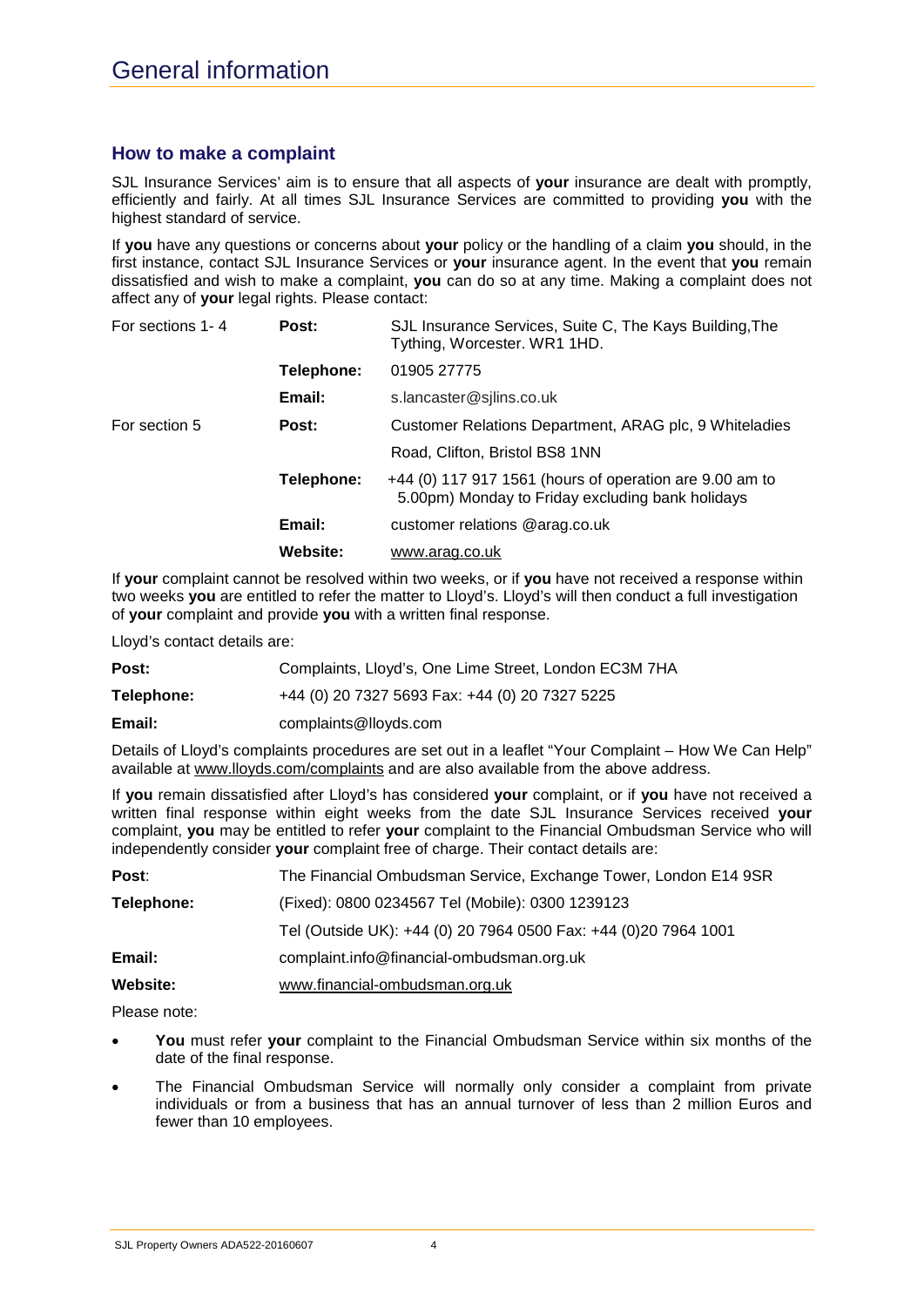# General information

## How to make a complaint

SJL Insurance Services' aim is to ensure that all aspects of **your** insurance are dealt with promptly, efficiently and fairly. At all times SJL Insurance Services are committed to providing **you** with the highest standard of service.

If **you** have any questions or concerns about **your** policy or the handling of a claim **you** should, in the first instance, contact SJL Insurance Services or **your** insurance agent. In the event that **you** remain dissatisfied and wish to make a complaint, **you** can do so at any time. Making a complaint does not affect any of **your** legal rights. Please contact:

| | | |
|---|---|---|
| For sections 1- 4 | **Post:** | SJL Insurance Services, Suite C, The Kays Building,The Tything, Worcester. WR1 1HD. |
| | **Telephone:** | 01905 27775 |
| | **Email:** | s.lancaster@sjlins.co.uk |
| For section 5 | **Post:** | Customer Relations Department, ARAG plc, 9 Whiteladies Road, Clifton, Bristol BS8 1NN |
| | **Telephone:** | +44 (0) 117 917 1561 (hours of operation are 9.00 am to 5.00pm) Monday to Friday excluding bank holidays |
| | **Email:** | customer relations @arag.co.uk |
| | **Website:** | www.arag.co.uk |

If **your** complaint cannot be resolved within two weeks, or if **you** have not received a response within two weeks **you** are entitled to refer the matter to Lloyd's. Lloyd's will then conduct a full investigation of **your** complaint and provide **you** with a written final response.

Lloyd's contact details are:

| | |
|---|---|
| **Post:** | Complaints, Lloyd's, One Lime Street, London EC3M 7HA |
| **Telephone:** | +44 (0) 20 7327 5693 Fax: +44 (0) 20 7327 5225 |
| **Email:** | complaints@lloyds.com |

Details of Lloyd's complaints procedures are set out in a leaflet "Your Complaint – How We Can Help" available at www.lloyds.com/complaints and are also available from the above address.

If **you** remain dissatisfied after Lloyd's has considered **your** complaint, or if **you** have not received a written final response within eight weeks from the date SJL Insurance Services received **your** complaint, **you** may be entitled to refer **your** complaint to the Financial Ombudsman Service who will independently consider **your** complaint free of charge. Their contact details are:

| | |
|---|---|
| **Post**: | The Financial Ombudsman Service, Exchange Tower, London E14 9SR |
| **Telephone:** | (Fixed): 0800 0234567 Tel (Mobile): 0300 1239123 |
| | Tel (Outside UK): +44 (0) 20 7964 0500 Fax: +44 (0)20 7964 1001 |
| **Email:** | complaint.info@financial-ombudsman.org.uk |
| **Website:** | www.financial-ombudsman.org.uk |

Please note:

- **You** must refer **your** complaint to the Financial Ombudsman Service within six months of the date of the final response.
- The Financial Ombudsman Service will normally only consider a complaint from private individuals or from a business that has an annual turnover of less than 2 million Euros and fewer than 10 employees.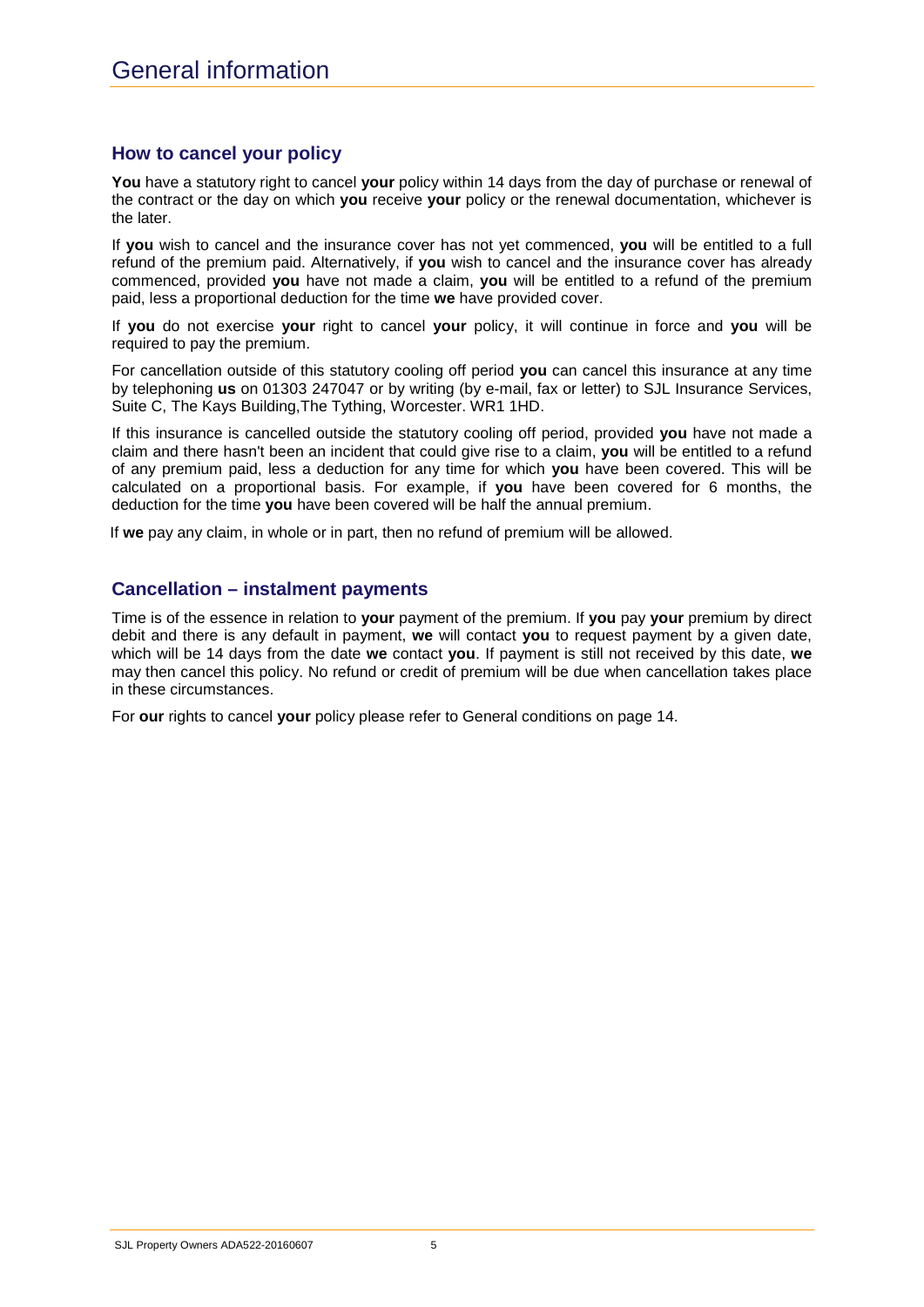# General information

## How to cancel your policy

**You** have a statutory right to cancel **your** policy within 14 days from the day of purchase or renewal of the contract or the day on which **you** receive **your** policy or the renewal documentation, whichever is the later.

If **you** wish to cancel and the insurance cover has not yet commenced, **you** will be entitled to a full refund of the premium paid. Alternatively, if **you** wish to cancel and the insurance cover has already commenced, provided **you** have not made a claim, **you** will be entitled to a refund of the premium paid, less a proportional deduction for the time **we** have provided cover.

If **you** do not exercise **your** right to cancel **your** policy, it will continue in force and **you** will be required to pay the premium.

For cancellation outside of this statutory cooling off period **you** can cancel this insurance at any time by telephoning **us** on 01303 247047 or by writing (by e-mail, fax or letter) to SJL Insurance Services, Suite C, The Kays Building,The Tything, Worcester. WR1 1HD.

If this insurance is cancelled outside the statutory cooling off period, provided **you** have not made a claim and there hasn't been an incident that could give rise to a claim, **you** will be entitled to a refund of any premium paid, less a deduction for any time for which **you** have been covered. This will be calculated on a proportional basis. For example, if **you** have been covered for 6 months, the deduction for the time **you** have been covered will be half the annual premium.

If **we** pay any claim, in whole or in part, then no refund of premium will be allowed.

## Cancellation – instalment payments

Time is of the essence in relation to **your** payment of the premium. If **you** pay **your** premium by direct debit and there is any default in payment, **we** will contact **you** to request payment by a given date, which will be 14 days from the date **we** contact **you**. If payment is still not received by this date, **we** may then cancel this policy. No refund or credit of premium will be due when cancellation takes place in these circumstances.

For **our** rights to cancel **your** policy please refer to General conditions on page 14.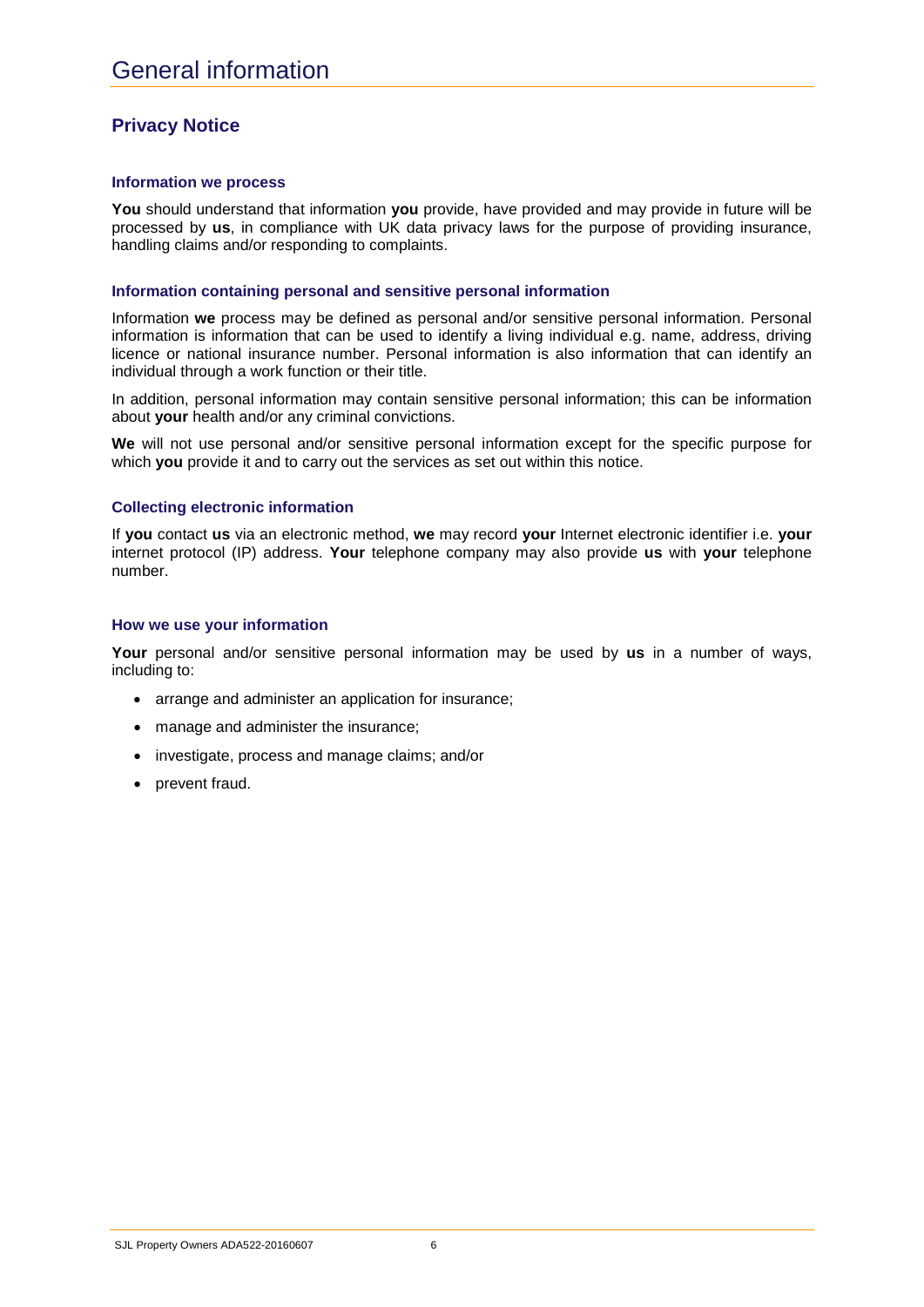# General information

## Privacy Notice

### Information we process

**You** should understand that information **you** provide, have provided and may provide in future will be processed by **us**, in compliance with UK data privacy laws for the purpose of providing insurance, handling claims and/or responding to complaints.

### Information containing personal and sensitive personal information

Information **we** process may be defined as personal and/or sensitive personal information. Personal information is information that can be used to identify a living individual e.g. name, address, driving licence or national insurance number. Personal information is also information that can identify an individual through a work function or their title.

In addition, personal information may contain sensitive personal information; this can be information about **your** health and/or any criminal convictions.

**We** will not use personal and/or sensitive personal information except for the specific purpose for which **you** provide it and to carry out the services as set out within this notice.

### Collecting electronic information

If **you** contact **us** via an electronic method, **we** may record **your** Internet electronic identifier i.e. **your** internet protocol (IP) address. **Your** telephone company may also provide **us** with **your** telephone number.

### How we use your information

**Your** personal and/or sensitive personal information may be used by **us** in a number of ways, including to:

- arrange and administer an application for insurance;
- manage and administer the insurance;
- investigate, process and manage claims; and/or
- prevent fraud.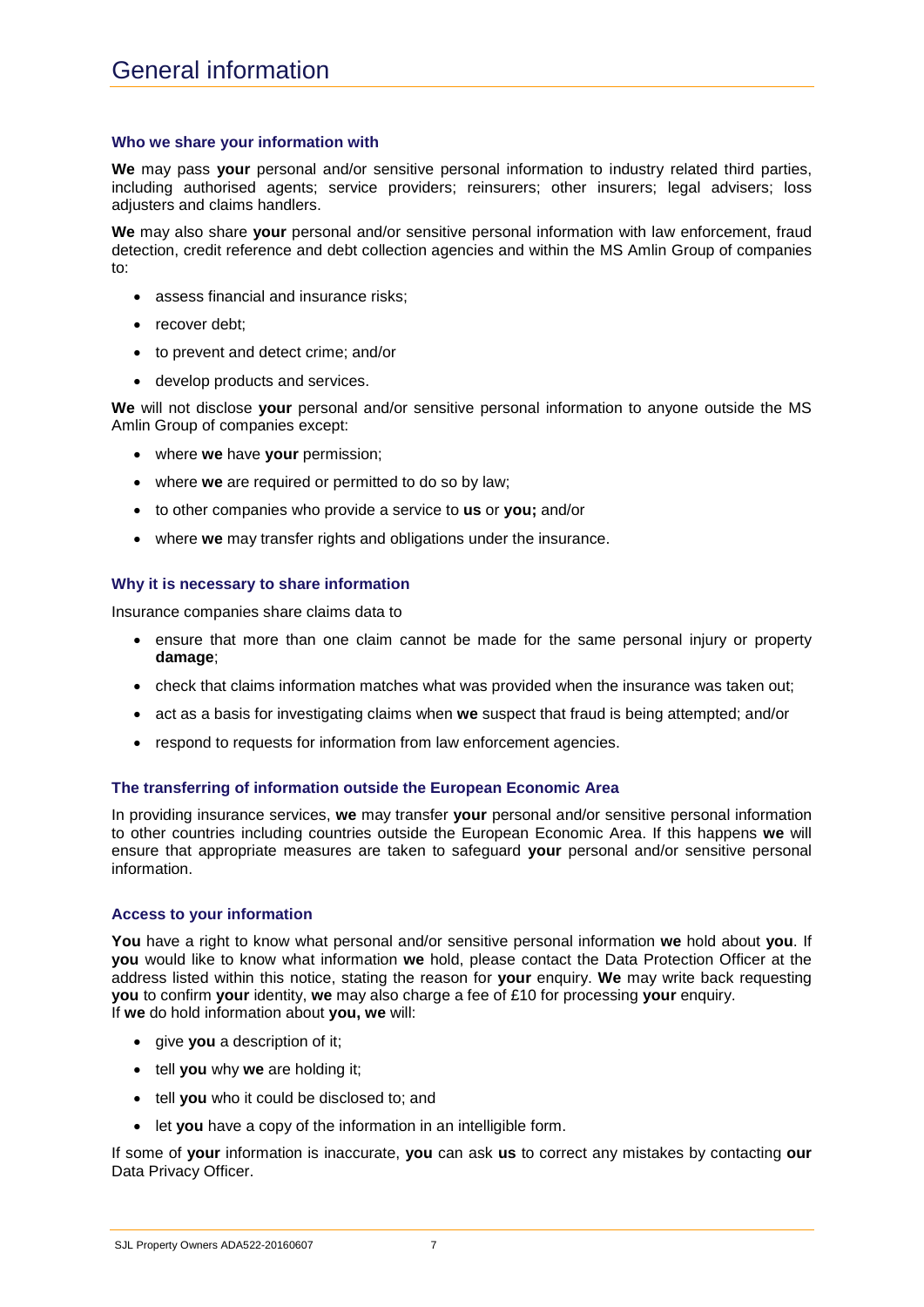# General information

### Who we share your information with

**We** may pass **your** personal and/or sensitive personal information to industry related third parties, including authorised agents; service providers; reinsurers; other insurers; legal advisers; loss adjusters and claims handlers.

**We** may also share **your** personal and/or sensitive personal information with law enforcement, fraud detection, credit reference and debt collection agencies and within the MS Amlin Group of companies to:

- assess financial and insurance risks;
- recover debt;
- to prevent and detect crime; and/or
- develop products and services.

**We** will not disclose **your** personal and/or sensitive personal information to anyone outside the MS Amlin Group of companies except:

- where **we** have **your** permission;
- where **we** are required or permitted to do so by law;
- to other companies who provide a service to **us** or **you;** and/or
- where **we** may transfer rights and obligations under the insurance.

### Why it is necessary to share information

Insurance companies share claims data to

- ensure that more than one claim cannot be made for the same personal injury or property **damage**;
- check that claims information matches what was provided when the insurance was taken out;
- act as a basis for investigating claims when **we** suspect that fraud is being attempted; and/or
- respond to requests for information from law enforcement agencies.

### The transferring of information outside the European Economic Area

In providing insurance services, **we** may transfer **your** personal and/or sensitive personal information to other countries including countries outside the European Economic Area. If this happens **we** will ensure that appropriate measures are taken to safeguard **your** personal and/or sensitive personal information.

### Access to your information

**You** have a right to know what personal and/or sensitive personal information **we** hold about **you**. If **you** would like to know what information **we** hold, please contact the Data Protection Officer at the address listed within this notice, stating the reason for **your** enquiry. **We** may write back requesting **you** to confirm **your** identity, **we** may also charge a fee of £10 for processing **your** enquiry.
If **we** do hold information about **you, we** will:

- give **you** a description of it;
- tell **you** why **we** are holding it;
- tell **you** who it could be disclosed to; and
- let **you** have a copy of the information in an intelligible form.

If some of **your** information is inaccurate, **you** can ask **us** to correct any mistakes by contacting **our** Data Privacy Officer.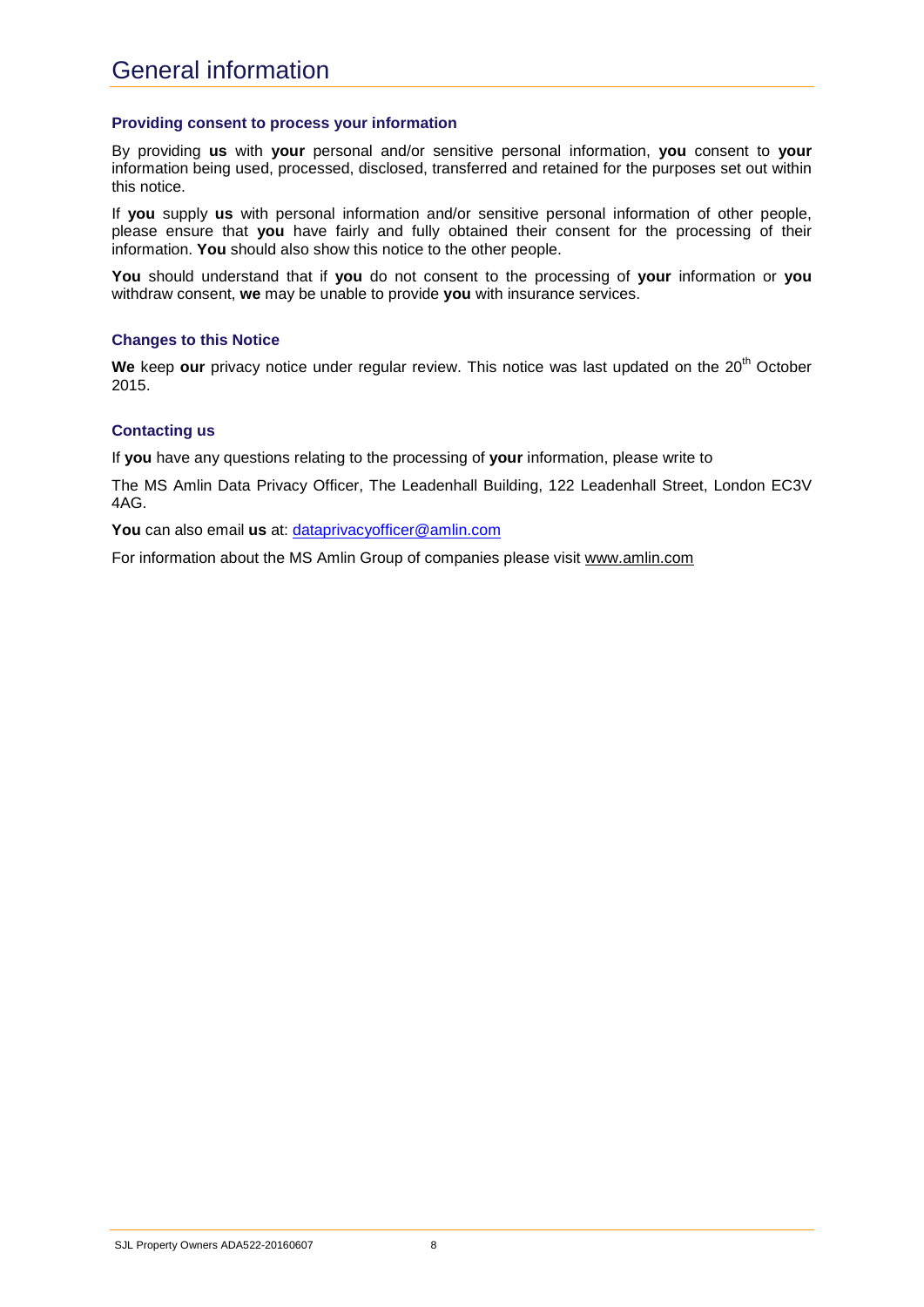# General information

### Providing consent to process your information

By providing **us** with **your** personal and/or sensitive personal information, **you** consent to **your** information being used, processed, disclosed, transferred and retained for the purposes set out within this notice.

If **you** supply **us** with personal information and/or sensitive personal information of other people, please ensure that **you** have fairly and fully obtained their consent for the processing of their information. **You** should also show this notice to the other people.

**You** should understand that if **you** do not consent to the processing of **your** information or **you** withdraw consent, **we** may be unable to provide **you** with insurance services.

### Changes to this Notice

**We** keep **our** privacy notice under regular review. This notice was last updated on the 20th October 2015.

### Contacting us

If **you** have any questions relating to the processing of **your** information, please write to

The MS Amlin Data Privacy Officer, The Leadenhall Building, 122 Leadenhall Street, London EC3V 4AG.

**You** can also email **us** at: dataprivacyofficer@amlin.com

For information about the MS Amlin Group of companies please visit www.amlin.com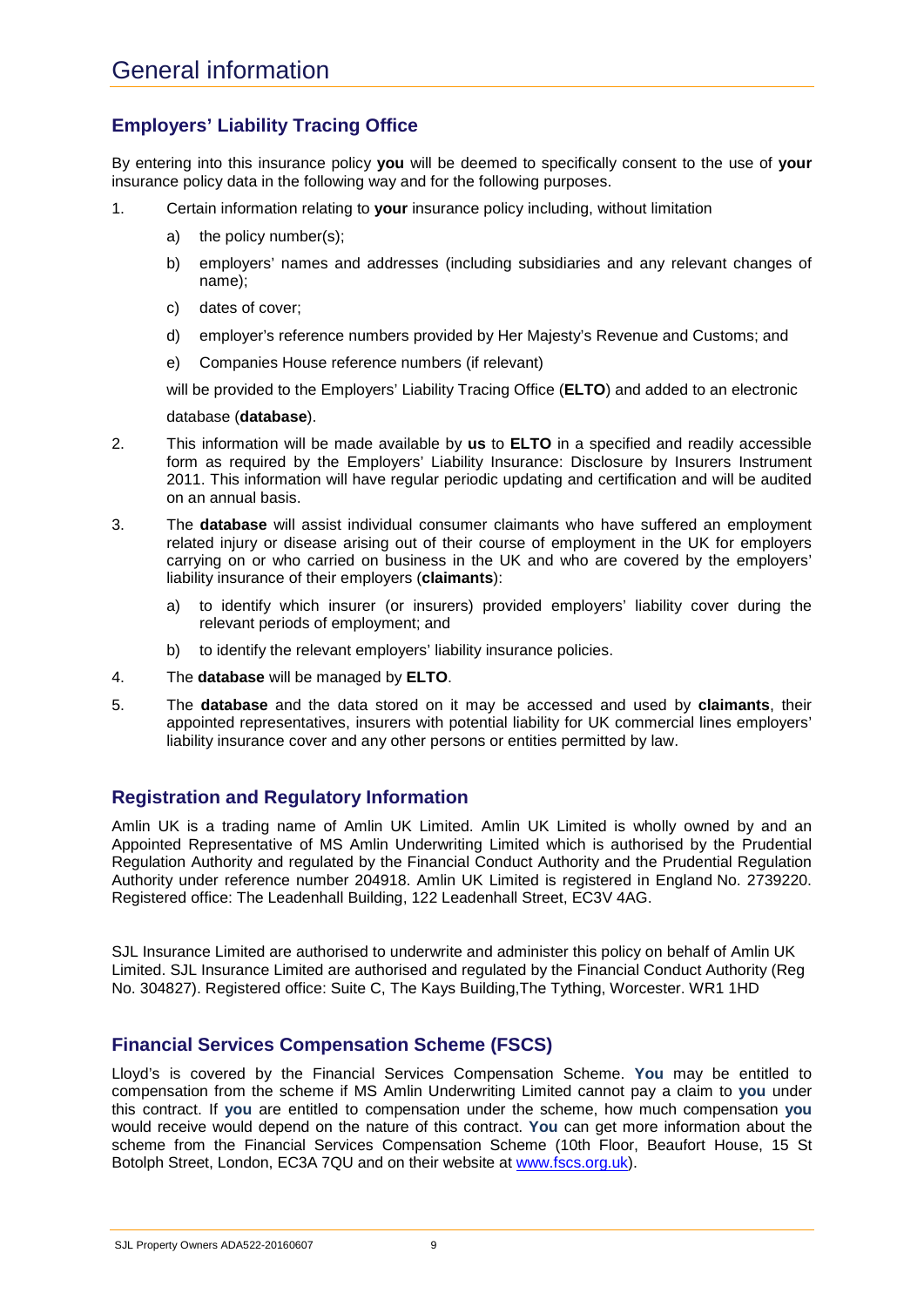# General information

## Employers' Liability Tracing Office

By entering into this insurance policy **you** will be deemed to specifically consent to the use of **your** insurance policy data in the following way and for the following purposes.

1. Certain information relating to **your** insurance policy including, without limitation

   a) the policy number(s);

   b) employers' names and addresses (including subsidiaries and any relevant changes of name);

   c) dates of cover;

   d) employer's reference numbers provided by Her Majesty's Revenue and Customs; and

   e) Companies House reference numbers (if relevant)

   will be provided to the Employers' Liability Tracing Office (**ELTO**) and added to an electronic database (**database**).

2. This information will be made available by **us** to **ELTO** in a specified and readily accessible form as required by the Employers' Liability Insurance: Disclosure by Insurers Instrument 2011. This information will have regular periodic updating and certification and will be audited on an annual basis.

3. The **database** will assist individual consumer claimants who have suffered an employment related injury or disease arising out of their course of employment in the UK for employers carrying on or who carried on business in the UK and who are covered by the employers' liability insurance of their employers (**claimants**):

   a) to identify which insurer (or insurers) provided employers' liability cover during the relevant periods of employment; and

   b) to identify the relevant employers' liability insurance policies.

4. The **database** will be managed by **ELTO**.

5. The **database** and the data stored on it may be accessed and used by **claimants**, their appointed representatives, insurers with potential liability for UK commercial lines employers' liability insurance cover and any other persons or entities permitted by law.

## Registration and Regulatory Information

Amlin UK is a trading name of Amlin UK Limited. Amlin UK Limited is wholly owned by and an Appointed Representative of MS Amlin Underwriting Limited which is authorised by the Prudential Regulation Authority and regulated by the Financial Conduct Authority and the Prudential Regulation Authority under reference number 204918. Amlin UK Limited is registered in England No. 2739220. Registered office: The Leadenhall Building, 122 Leadenhall Street, EC3V 4AG.

SJL Insurance Limited are authorised to underwrite and administer this policy on behalf of Amlin UK Limited. SJL Insurance Limited are authorised and regulated by the Financial Conduct Authority (Reg No. 304827). Registered office: Suite C, The Kays Building,The Tything, Worcester. WR1 1HD

## Financial Services Compensation Scheme (FSCS)

Lloyd's is covered by the Financial Services Compensation Scheme. **You** may be entitled to compensation from the scheme if MS Amlin Underwriting Limited cannot pay a claim to **you** under this contract. If **you** are entitled to compensation under the scheme, how much compensation **you** would receive would depend on the nature of this contract. **You** can get more information about the scheme from the Financial Services Compensation Scheme (10th Floor, Beaufort House, 15 St Botolph Street, London, EC3A 7QU and on their website at www.fscs.org.uk).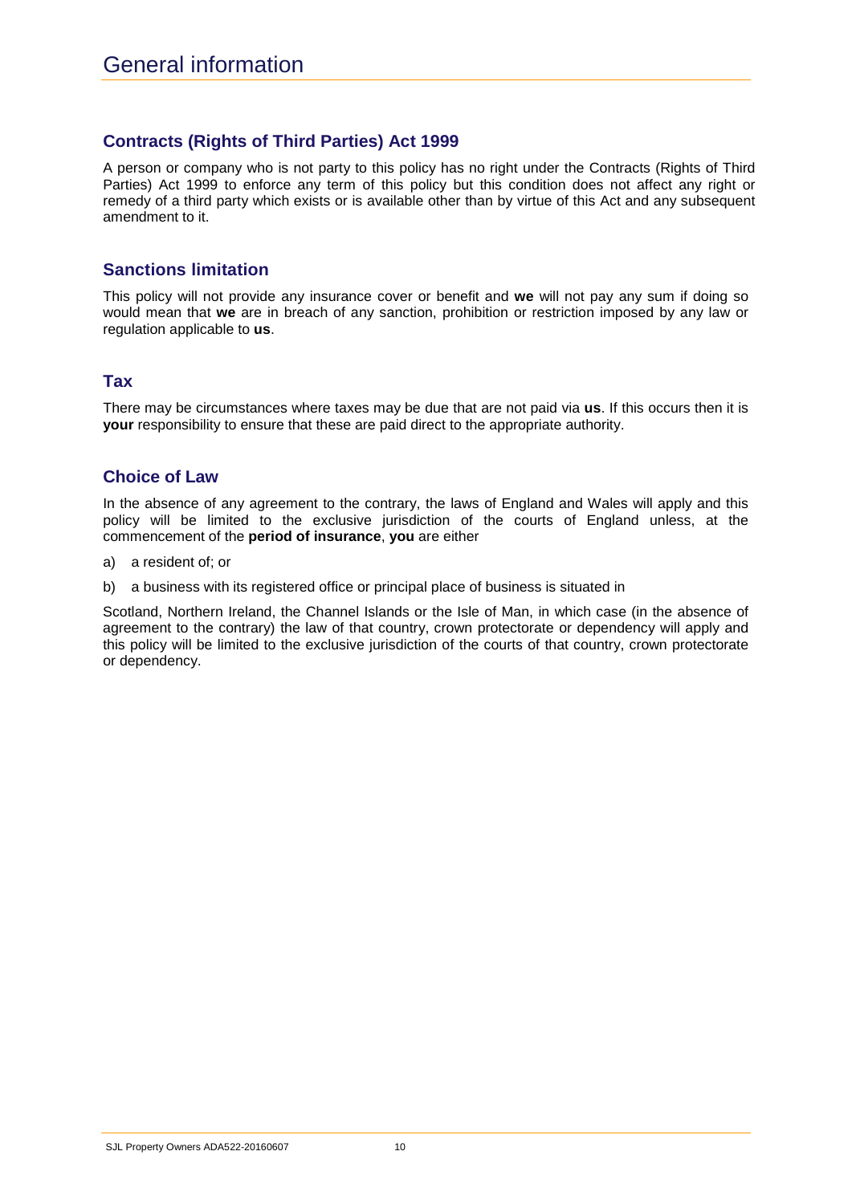# General information

## Contracts (Rights of Third Parties) Act 1999

A person or company who is not party to this policy has no right under the Contracts (Rights of Third Parties) Act 1999 to enforce any term of this policy but this condition does not affect any right or remedy of a third party which exists or is available other than by virtue of this Act and any subsequent amendment to it.

## Sanctions limitation

This policy will not provide any insurance cover or benefit and **we** will not pay any sum if doing so would mean that **we** are in breach of any sanction, prohibition or restriction imposed by any law or regulation applicable to **us**.

## Tax

There may be circumstances where taxes may be due that are not paid via **us**. If this occurs then it is **your** responsibility to ensure that these are paid direct to the appropriate authority.

## Choice of Law

In the absence of any agreement to the contrary, the laws of England and Wales will apply and this policy will be limited to the exclusive jurisdiction of the courts of England unless, at the commencement of the **period of insurance**, **you** are either

a) a resident of; or

b) a business with its registered office or principal place of business is situated in

Scotland, Northern Ireland, the Channel Islands or the Isle of Man, in which case (in the absence of agreement to the contrary) the law of that country, crown protectorate or dependency will apply and this policy will be limited to the exclusive jurisdiction of the courts of that country, crown protectorate or dependency.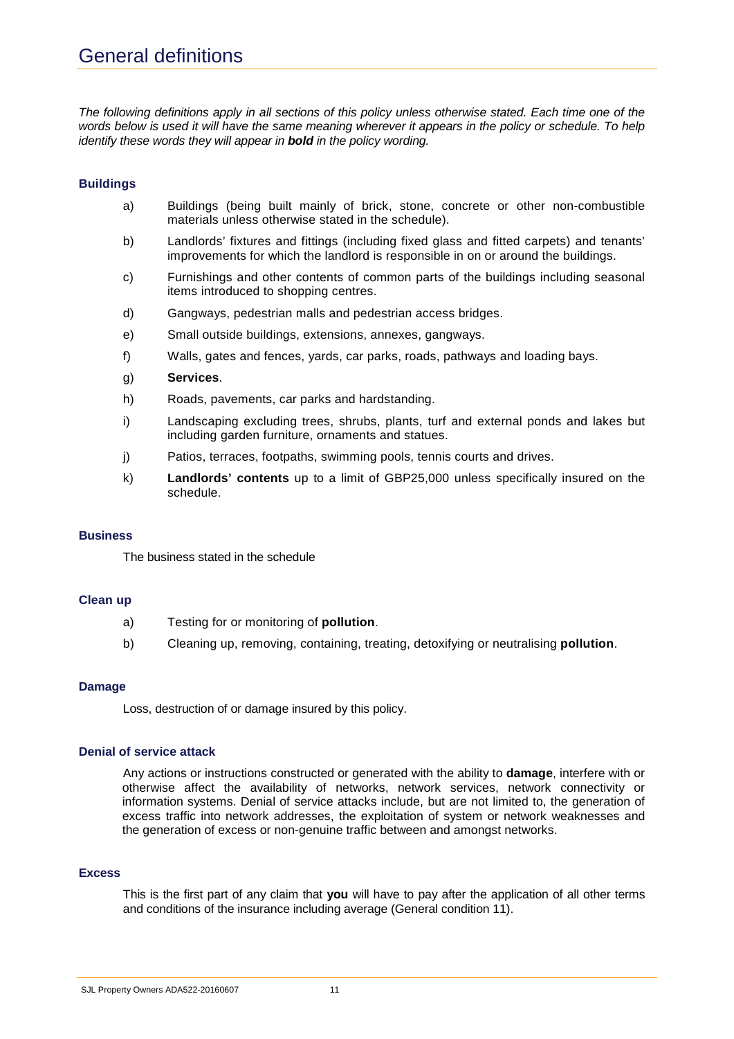# General definitions

*The following definitions apply in all sections of this policy unless otherwise stated. Each time one of the words below is used it will have the same meaning wherever it appears in the policy or schedule. To help identify these words they will appear in **bold** in the policy wording.*

### Buildings

a) Buildings (being built mainly of brick, stone, concrete or other non-combustible materials unless otherwise stated in the schedule).

b) Landlords' fixtures and fittings (including fixed glass and fitted carpets) and tenants' improvements for which the landlord is responsible in on or around the buildings.

c) Furnishings and other contents of common parts of the buildings including seasonal items introduced to shopping centres.

d) Gangways, pedestrian malls and pedestrian access bridges.

e) Small outside buildings, extensions, annexes, gangways.

f) Walls, gates and fences, yards, car parks, roads, pathways and loading bays.

g) **Services**.

h) Roads, pavements, car parks and hardstanding.

i) Landscaping excluding trees, shrubs, plants, turf and external ponds and lakes but including garden furniture, ornaments and statues.

j) Patios, terraces, footpaths, swimming pools, tennis courts and drives.

k) **Landlords' contents** up to a limit of GBP25,000 unless specifically insured on the schedule.

### Business

The business stated in the schedule

### Clean up

a) Testing for or monitoring of **pollution**.

b) Cleaning up, removing, containing, treating, detoxifying or neutralising **pollution**.

### Damage

Loss, destruction of or damage insured by this policy.

### Denial of service attack

Any actions or instructions constructed or generated with the ability to **damage**, interfere with or otherwise affect the availability of networks, network services, network connectivity or information systems. Denial of service attacks include, but are not limited to, the generation of excess traffic into network addresses, the exploitation of system or network weaknesses and the generation of excess or non-genuine traffic between and amongst networks.

### Excess

This is the first part of any claim that **you** will have to pay after the application of all other terms and conditions of the insurance including average (General condition 11).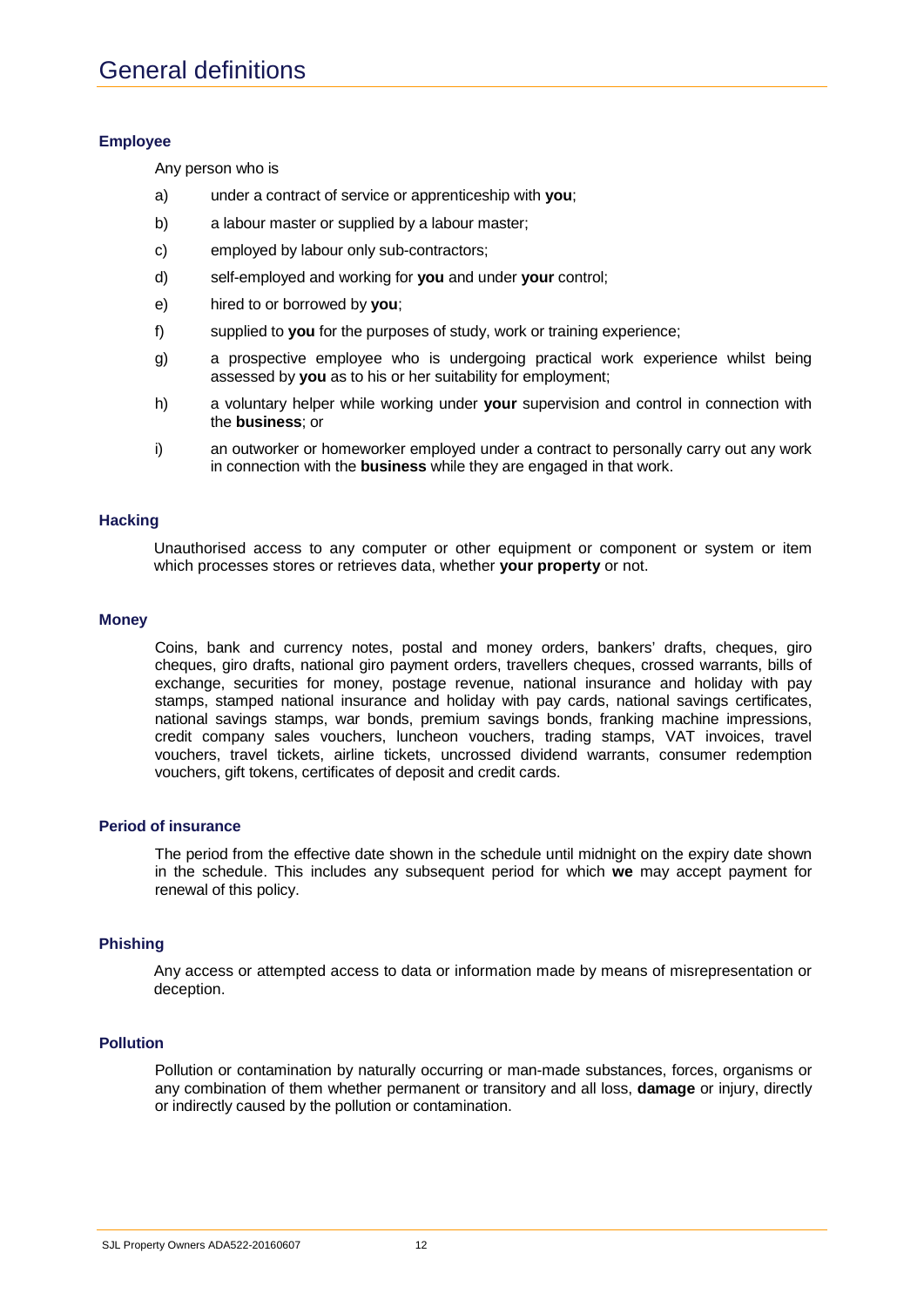# General definitions

### Employee

Any person who is

a) under a contract of service or apprenticeship with **you**;

b) a labour master or supplied by a labour master;

c) employed by labour only sub-contractors;

d) self-employed and working for **you** and under **your** control;

e) hired to or borrowed by **you**;

f) supplied to **you** for the purposes of study, work or training experience;

g) a prospective employee who is undergoing practical work experience whilst being assessed by **you** as to his or her suitability for employment;

h) a voluntary helper while working under **your** supervision and control in connection with the **business**; or

i) an outworker or homeworker employed under a contract to personally carry out any work in connection with the **business** while they are engaged in that work.

### Hacking

Unauthorised access to any computer or other equipment or component or system or item which processes stores or retrieves data, whether **your property** or not.

### Money

Coins, bank and currency notes, postal and money orders, bankers' drafts, cheques, giro cheques, giro drafts, national giro payment orders, travellers cheques, crossed warrants, bills of exchange, securities for money, postage revenue, national insurance and holiday with pay stamps, stamped national insurance and holiday with pay cards, national savings certificates, national savings stamps, war bonds, premium savings bonds, franking machine impressions, credit company sales vouchers, luncheon vouchers, trading stamps, VAT invoices, travel vouchers, travel tickets, airline tickets, uncrossed dividend warrants, consumer redemption vouchers, gift tokens, certificates of deposit and credit cards.

### Period of insurance

The period from the effective date shown in the schedule until midnight on the expiry date shown in the schedule. This includes any subsequent period for which **we** may accept payment for renewal of this policy.

### Phishing

Any access or attempted access to data or information made by means of misrepresentation or deception.

### Pollution

Pollution or contamination by naturally occurring or man-made substances, forces, organisms or any combination of them whether permanent or transitory and all loss, **damage** or injury, directly or indirectly caused by the pollution or contamination.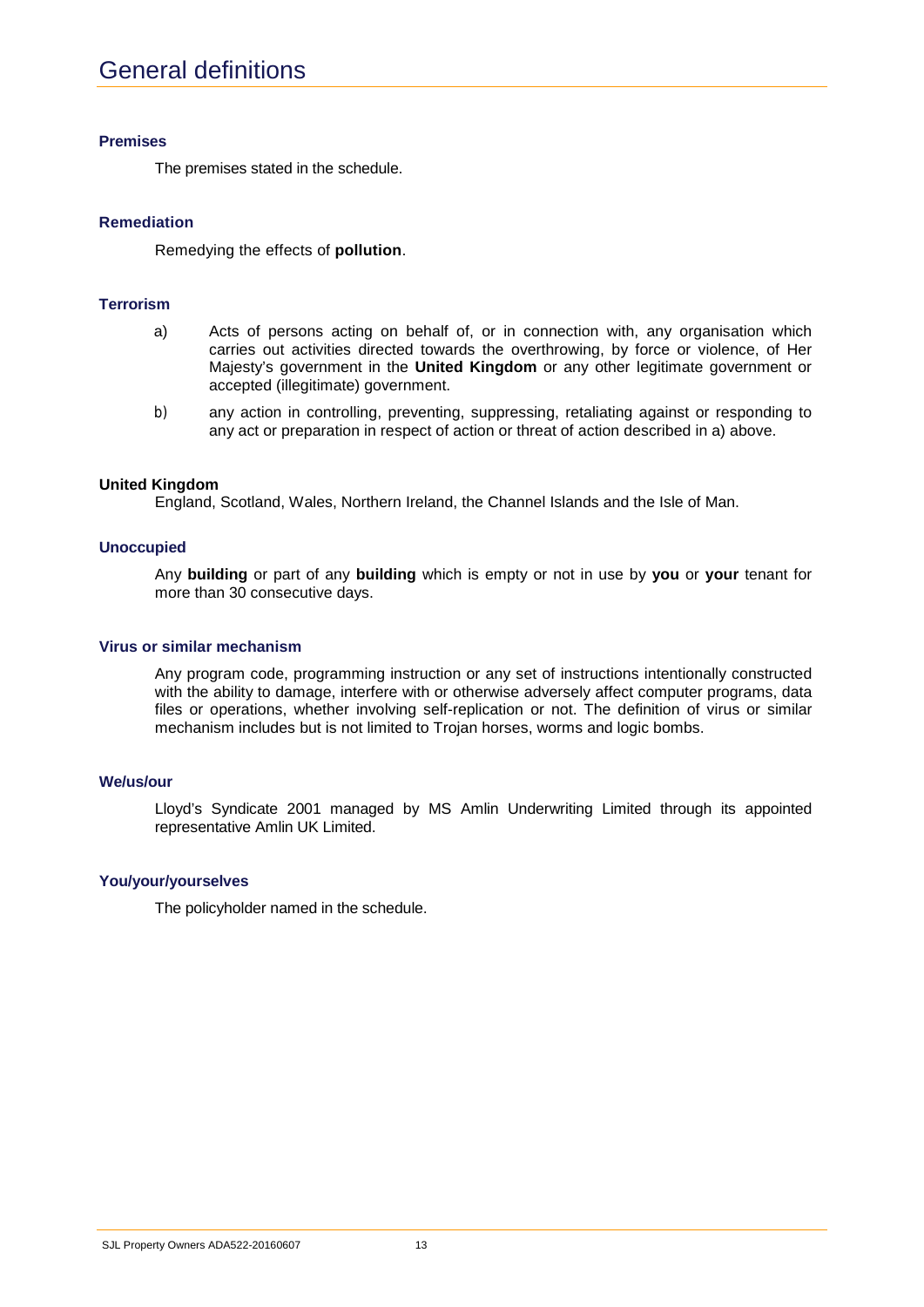# General definitions

### Premises

The premises stated in the schedule.

### Remediation

Remedying the effects of **pollution**.

### Terrorism

a) Acts of persons acting on behalf of, or in connection with, any organisation which carries out activities directed towards the overthrowing, by force or violence, of Her Majesty's government in the **United Kingdom** or any other legitimate government or accepted (illegitimate) government.

b) any action in controlling, preventing, suppressing, retaliating against or responding to any act or preparation in respect of action or threat of action described in a) above.

### United Kingdom

England, Scotland, Wales, Northern Ireland, the Channel Islands and the Isle of Man.

### Unoccupied

Any **building** or part of any **building** which is empty or not in use by **you** or **your** tenant for more than 30 consecutive days.

### Virus or similar mechanism

Any program code, programming instruction or any set of instructions intentionally constructed with the ability to damage, interfere with or otherwise adversely affect computer programs, data files or operations, whether involving self-replication or not. The definition of virus or similar mechanism includes but is not limited to Trojan horses, worms and logic bombs.

### We/us/our

Lloyd's Syndicate 2001 managed by MS Amlin Underwriting Limited through its appointed representative Amlin UK Limited.

### You/your/yourselves

The policyholder named in the schedule.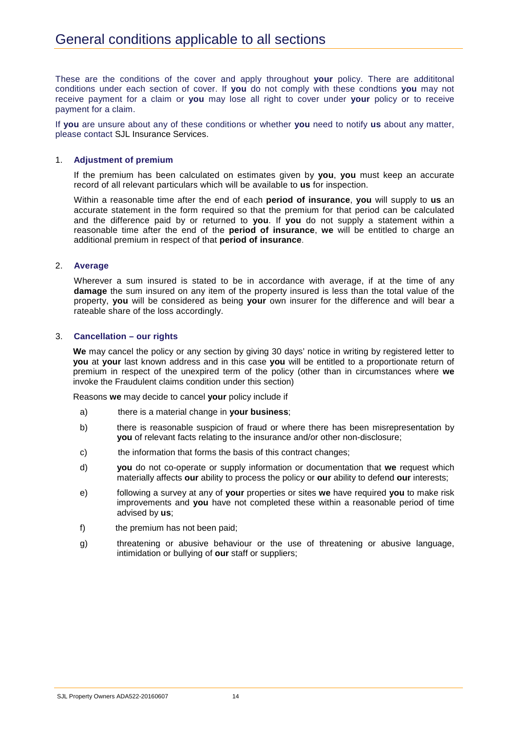# General conditions applicable to all sections

These are the conditions of the cover and apply throughout **your** policy. There are addititonal conditions under each section of cover. If **you** do not comply with these condtions **you** may not receive payment for a claim or **you** may lose all right to cover under **your** policy or to receive payment for a claim.

If **you** are unsure about any of these conditions or whether **you** need to notify **us** about any matter, please contact SJL Insurance Services.

1. **Adjustment of premium**

   If the premium has been calculated on estimates given by **you**, **you** must keep an accurate record of all relevant particulars which will be available to **us** for inspection.

   Within a reasonable time after the end of each **period of insurance**, **you** will supply to **us** an accurate statement in the form required so that the premium for that period can be calculated and the difference paid by or returned to **you**. If **you** do not supply a statement within a reasonable time after the end of the **period of insurance**, **we** will be entitled to charge an additional premium in respect of that **period of insurance**.

2. **Average**

   Wherever a sum insured is stated to be in accordance with average, if at the time of any **damage** the sum insured on any item of the property insured is less than the total value of the property, **you** will be considered as being **your** own insurer for the difference and will bear a rateable share of the loss accordingly.

3. **Cancellation – our rights**

   **We** may cancel the policy or any section by giving 30 days' notice in writing by registered letter to **you** at **your** last known address and in this case **you** will be entitled to a proportionate return of premium in respect of the unexpired term of the policy (other than in circumstances where **we** invoke the Fraudulent claims condition under this section)

   Reasons **we** may decide to cancel **your** policy include if

   a) there is a material change in **your business**;

   b) there is reasonable suspicion of fraud or where there has been misrepresentation by **you** of relevant facts relating to the insurance and/or other non-disclosure;

   c) the information that forms the basis of this contract changes;

   d) **you** do not co-operate or supply information or documentation that **we** request which materially affects **our** ability to process the policy or **our** ability to defend **our** interests;

   e) following a survey at any of **your** properties or sites **we** have required **you** to make risk improvements and **you** have not completed these within a reasonable period of time advised by **us**;

   f) the premium has not been paid;

   g) threatening or abusive behaviour or the use of threatening or abusive language, intimidation or bullying of **our** staff or suppliers;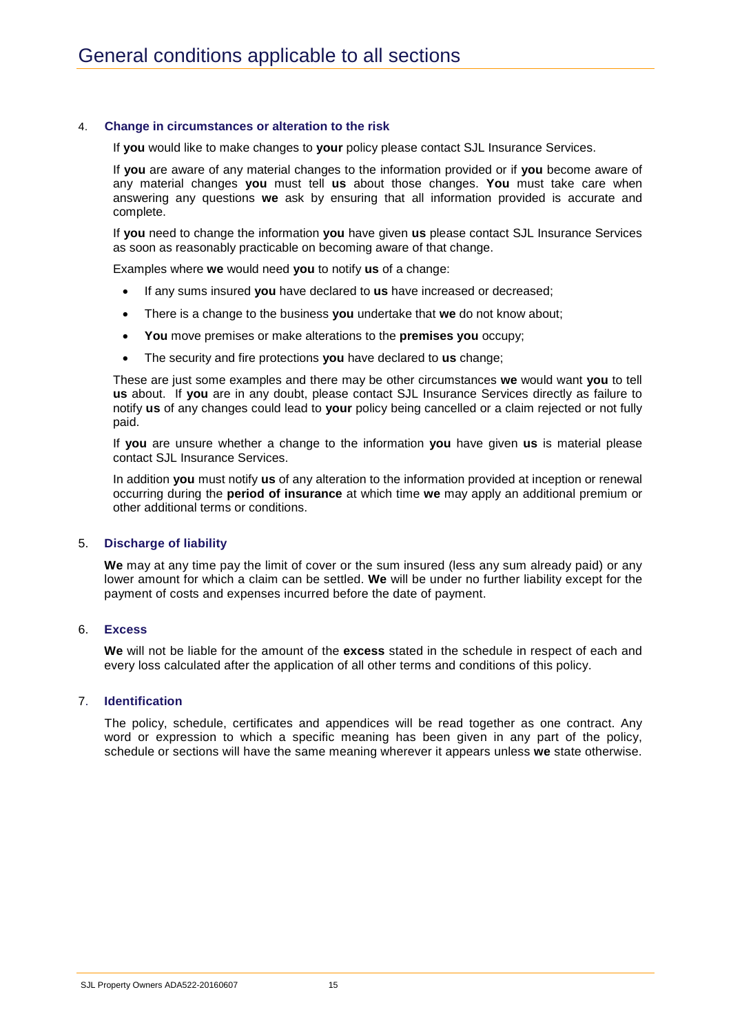# General conditions applicable to all sections

4. **Change in circumstances or alteration to the risk**

   If **you** would like to make changes to **your** policy please contact SJL Insurance Services.

   If **you** are aware of any material changes to the information provided or if **you** become aware of any material changes **you** must tell **us** about those changes. **You** must take care when answering any questions **we** ask by ensuring that all information provided is accurate and complete.

   If **you** need to change the information **you** have given **us** please contact SJL Insurance Services as soon as reasonably practicable on becoming aware of that change.

   Examples where **we** would need **you** to notify **us** of a change:

   - If any sums insured **you** have declared to **us** have increased or decreased;
   - There is a change to the business **you** undertake that **we** do not know about;
   - **You** move premises or make alterations to the **premises you** occupy;
   - The security and fire protections **you** have declared to **us** change;

   These are just some examples and there may be other circumstances **we** would want **you** to tell **us** about. If **you** are in any doubt, please contact SJL Insurance Services directly as failure to notify **us** of any changes could lead to **your** policy being cancelled or a claim rejected or not fully paid.

   If **you** are unsure whether a change to the information **you** have given **us** is material please contact SJL Insurance Services.

   In addition **you** must notify **us** of any alteration to the information provided at inception or renewal occurring during the **period of insurance** at which time **we** may apply an additional premium or other additional terms or conditions.

5. **Discharge of liability**

   **We** may at any time pay the limit of cover or the sum insured (less any sum already paid) or any lower amount for which a claim can be settled. **We** will be under no further liability except for the payment of costs and expenses incurred before the date of payment.

6. **Excess**

   **We** will not be liable for the amount of the **excess** stated in the schedule in respect of each and every loss calculated after the application of all other terms and conditions of this policy.

7. **Identification**

   The policy, schedule, certificates and appendices will be read together as one contract. Any word or expression to which a specific meaning has been given in any part of the policy, schedule or sections will have the same meaning wherever it appears unless **we** state otherwise.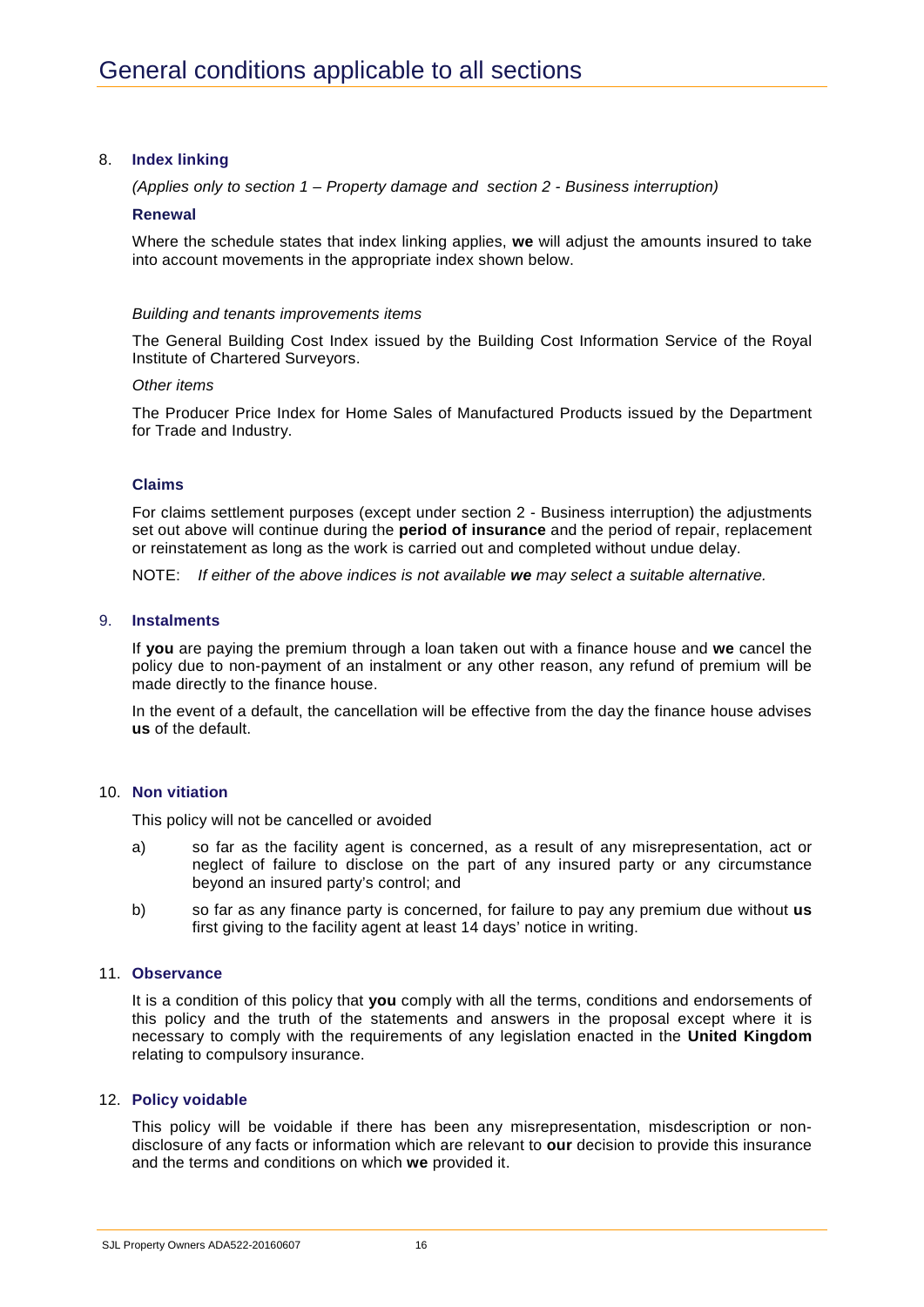# General conditions applicable to all sections

8. **Index linking**

   *(Applies only to section 1 – Property damage and section 2 - Business interruption)*

   **Renewal**

   Where the schedule states that index linking applies, **we** will adjust the amounts insured to take into account movements in the appropriate index shown below.

   *Building and tenants improvements items*

   The General Building Cost Index issued by the Building Cost Information Service of the Royal Institute of Chartered Surveyors.

   *Other items*

   The Producer Price Index for Home Sales of Manufactured Products issued by the Department for Trade and Industry.

   **Claims**

   For claims settlement purposes (except under section 2 - Business interruption) the adjustments set out above will continue during the **period of insurance** and the period of repair, replacement or reinstatement as long as the work is carried out and completed without undue delay.

   NOTE: *If either of the above indices is not available **we** may select a suitable alternative.*

9. **Instalments**

   If **you** are paying the premium through a loan taken out with a finance house and **we** cancel the policy due to non-payment of an instalment or any other reason, any refund of premium will be made directly to the finance house.

   In the event of a default, the cancellation will be effective from the day the finance house advises **us** of the default.

10. **Non vitiation**

    This policy will not be cancelled or avoided

    a) so far as the facility agent is concerned, as a result of any misrepresentation, act or neglect of failure to disclose on the part of any insured party or any circumstance beyond an insured party's control; and

    b) so far as any finance party is concerned, for failure to pay any premium due without **us** first giving to the facility agent at least 14 days' notice in writing.

11. **Observance**

    It is a condition of this policy that **you** comply with all the terms, conditions and endorsements of this policy and the truth of the statements and answers in the proposal except where it is necessary to comply with the requirements of any legislation enacted in the **United Kingdom** relating to compulsory insurance.

12. **Policy voidable**

    This policy will be voidable if there has been any misrepresentation, misdescription or non-disclosure of any facts or information which are relevant to **our** decision to provide this insurance and the terms and conditions on which **we** provided it.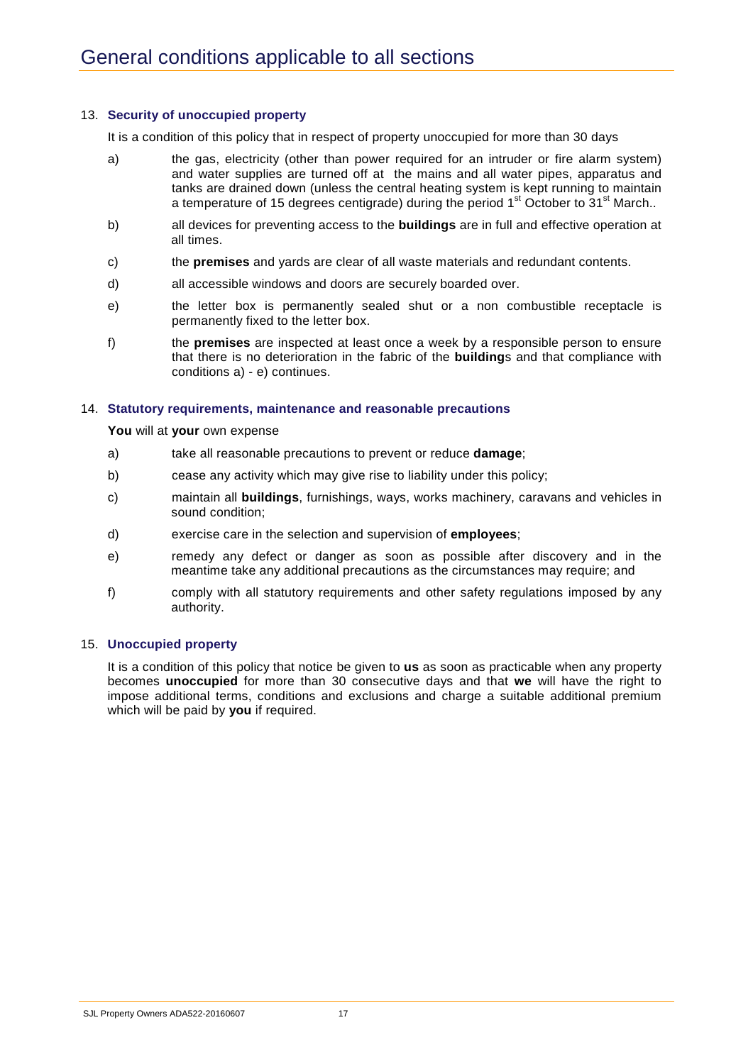# General conditions applicable to all sections

### 13. **Security of unoccupied property**

It is a condition of this policy that in respect of property unoccupied for more than 30 days

a) the gas, electricity (other than power required for an intruder or fire alarm system) and water supplies are turned off at the mains and all water pipes, apparatus and tanks are drained down (unless the central heating system is kept running to maintain a temperature of 15 degrees centigrade) during the period 1st October to 31st March..

b) all devices for preventing access to the **buildings** are in full and effective operation at all times.

c) the **premises** and yards are clear of all waste materials and redundant contents.

d) all accessible windows and doors are securely boarded over.

e) the letter box is permanently sealed shut or a non combustible receptacle is permanently fixed to the letter box.

f) the **premises** are inspected at least once a week by a responsible person to ensure that there is no deterioration in the fabric of the **building**s and that compliance with conditions a) - e) continues.

### 14. **Statutory requirements, maintenance and reasonable precautions**

**You** will at **your** own expense

a) take all reasonable precautions to prevent or reduce **damage**;

b) cease any activity which may give rise to liability under this policy;

c) maintain all **buildings**, furnishings, ways, works machinery, caravans and vehicles in sound condition;

d) exercise care in the selection and supervision of **employees**;

e) remedy any defect or danger as soon as possible after discovery and in the meantime take any additional precautions as the circumstances may require; and

f) comply with all statutory requirements and other safety regulations imposed by any authority.

### 15. **Unoccupied property**

It is a condition of this policy that notice be given to **us** as soon as practicable when any property becomes **unoccupied** for more than 30 consecutive days and that **we** will have the right to impose additional terms, conditions and exclusions and charge a suitable additional premium which will be paid by **you** if required.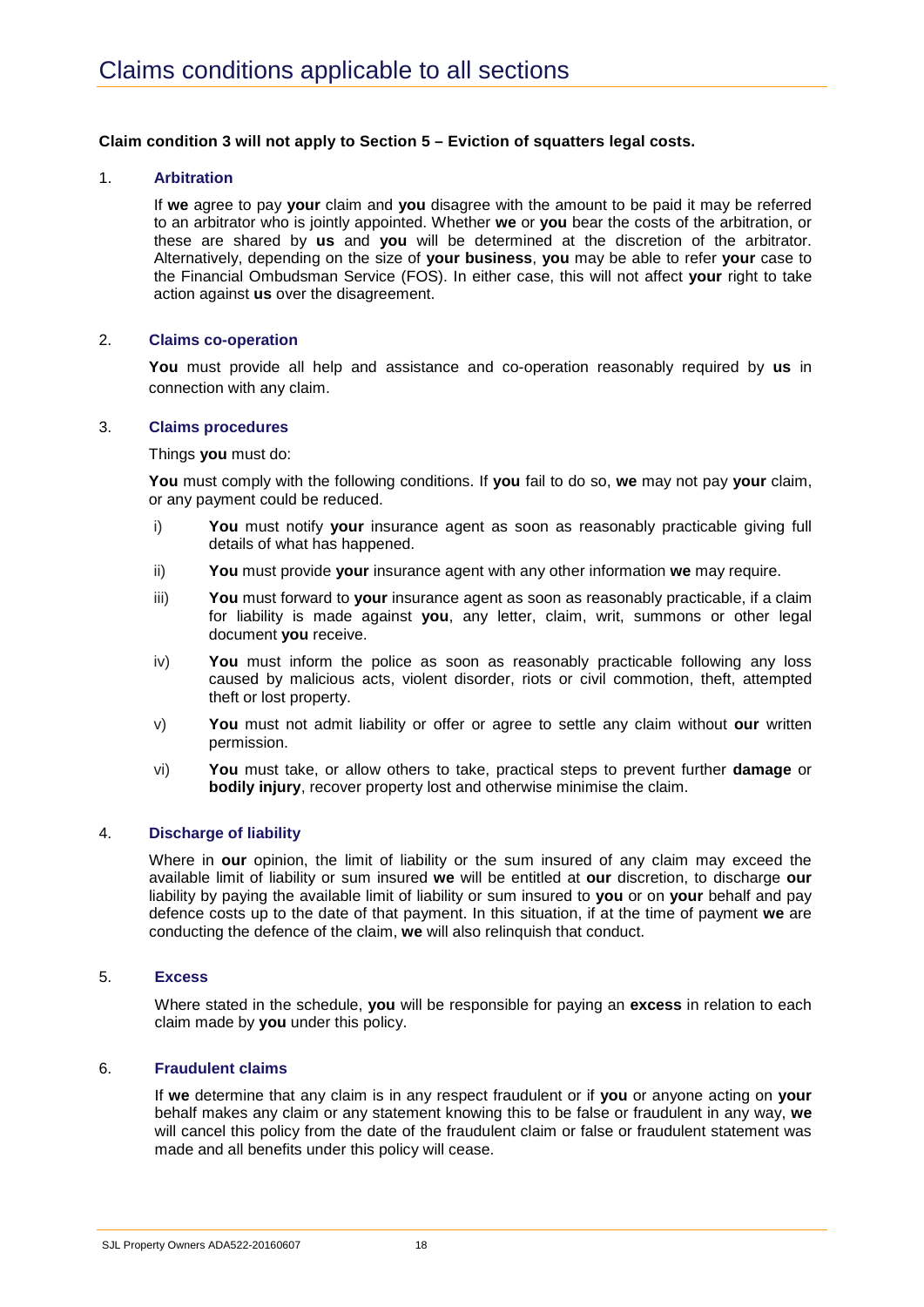# Claims conditions applicable to all sections

**Claim condition 3 will not apply to Section 5 – Eviction of squatters legal costs.**

1. **Arbitration**

   If **we** agree to pay **your** claim and **you** disagree with the amount to be paid it may be referred to an arbitrator who is jointly appointed. Whether **we** or **you** bear the costs of the arbitration, or these are shared by **us** and **you** will be determined at the discretion of the arbitrator. Alternatively, depending on the size of **your business**, **you** may be able to refer **your** case to the Financial Ombudsman Service (FOS). In either case, this will not affect **your** right to take action against **us** over the disagreement.

2. **Claims co-operation**

   **You** must provide all help and assistance and co-operation reasonably required by **us** in connection with any claim.

3. **Claims procedures**

   Things **you** must do:

   **You** must comply with the following conditions. If **you** fail to do so, **we** may not pay **your** claim, or any payment could be reduced.

   i) **You** must notify **your** insurance agent as soon as reasonably practicable giving full details of what has happened.

   ii) **You** must provide **your** insurance agent with any other information **we** may require.

   iii) **You** must forward to **your** insurance agent as soon as reasonably practicable, if a claim for liability is made against **you**, any letter, claim, writ, summons or other legal document **you** receive.

   iv) **You** must inform the police as soon as reasonably practicable following any loss caused by malicious acts, violent disorder, riots or civil commotion, theft, attempted theft or lost property.

   v) **You** must not admit liability or offer or agree to settle any claim without **our** written permission.

   vi) **You** must take, or allow others to take, practical steps to prevent further **damage** or **bodily injury**, recover property lost and otherwise minimise the claim.

4. **Discharge of liability**

   Where in **our** opinion, the limit of liability or the sum insured of any claim may exceed the available limit of liability or sum insured **we** will be entitled at **our** discretion, to discharge **our** liability by paying the available limit of liability or sum insured to **you** or on **your** behalf and pay defence costs up to the date of that payment. In this situation, if at the time of payment **we** are conducting the defence of the claim, **we** will also relinquish that conduct.

5. **Excess**

   Where stated in the schedule, **you** will be responsible for paying an **excess** in relation to each claim made by **you** under this policy.

6. **Fraudulent claims**

   If **we** determine that any claim is in any respect fraudulent or if **you** or anyone acting on **your** behalf makes any claim or any statement knowing this to be false or fraudulent in any way, **we** will cancel this policy from the date of the fraudulent claim or false or fraudulent statement was made and all benefits under this policy will cease.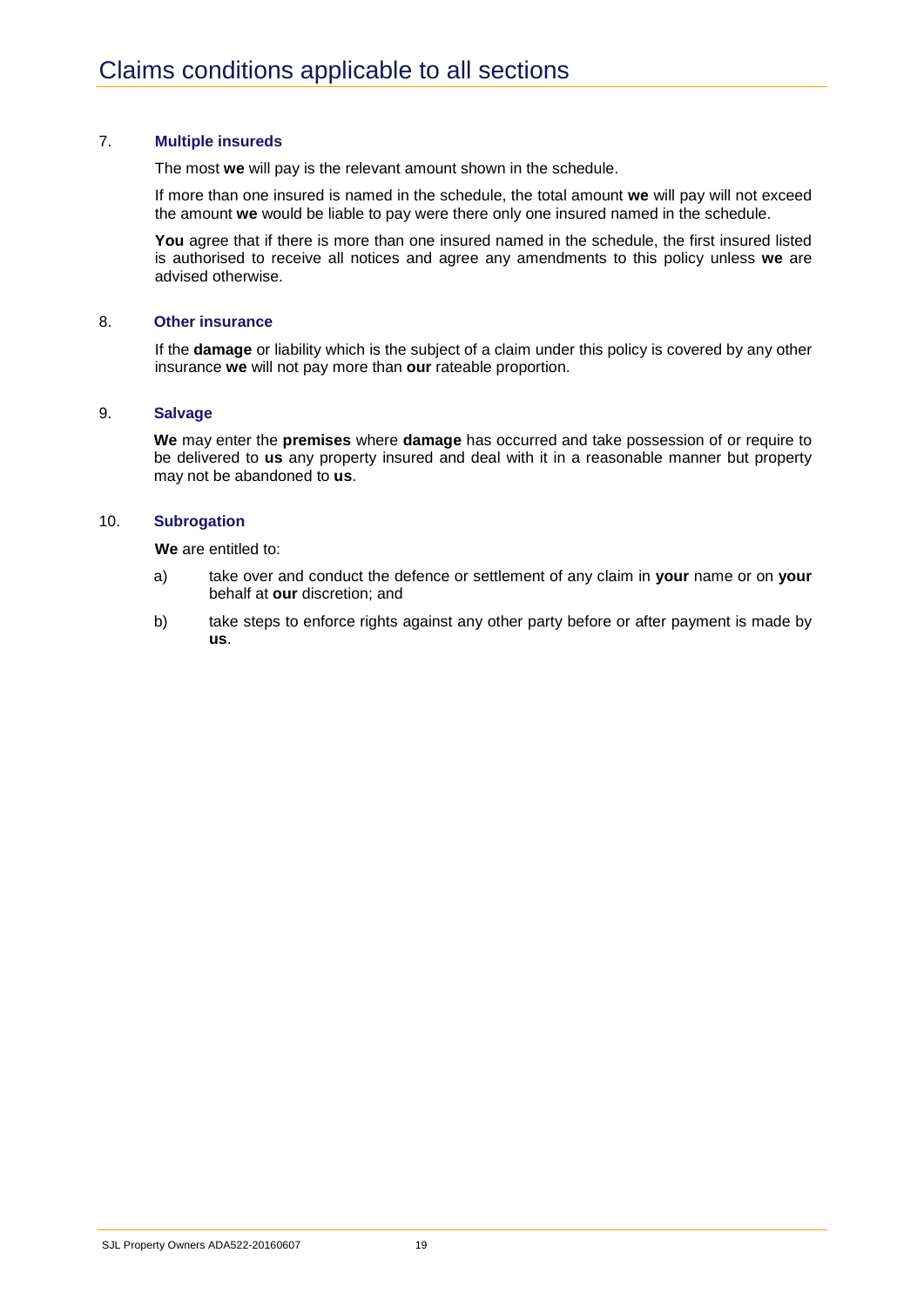# Claims conditions applicable to all sections

## 7. Multiple insureds

The most **we** will pay is the relevant amount shown in the schedule.

If more than one insured is named in the schedule, the total amount **we** will pay will not exceed the amount **we** would be liable to pay were there only one insured named in the schedule.

**You** agree that if there is more than one insured named in the schedule, the first insured listed is authorised to receive all notices and agree any amendments to this policy unless **we** are advised otherwise.

## 8. Other insurance

If the **damage** or liability which is the subject of a claim under this policy is covered by any other insurance **we** will not pay more than **our** rateable proportion.

## 9. Salvage

**We** may enter the **premises** where **damage** has occurred and take possession of or require to be delivered to **us** any property insured and deal with it in a reasonable manner but property may not be abandoned to **us**.

## 10. Subrogation

**We** are entitled to:

a) take over and conduct the defence or settlement of any claim in **your** name or on **your** behalf at **our** discretion; and

b) take steps to enforce rights against any other party before or after payment is made by **us**.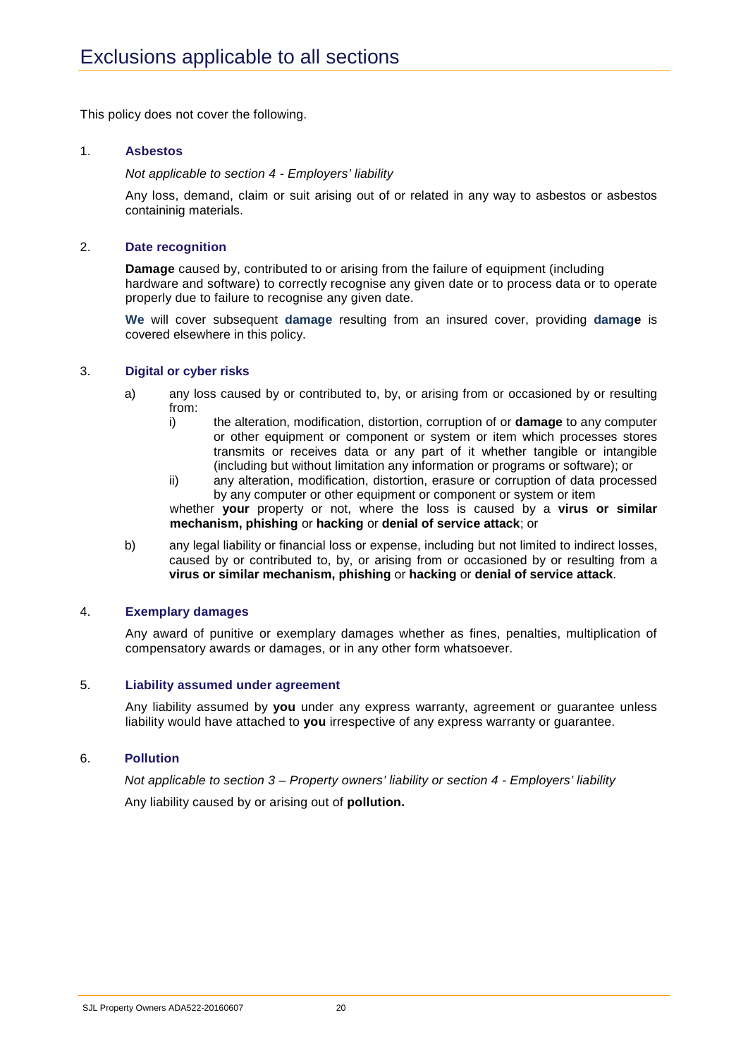# Exclusions applicable to all sections

This policy does not cover the following.

1. **Asbestos**

   *Not applicable to section 4 - Employers' liability*

   Any loss, demand, claim or suit arising out of or related in any way to asbestos or asbestos containinig materials.

2. **Date recognition**

   **Damage** caused by, contributed to or arising from the failure of equipment (including hardware and software) to correctly recognise any given date or to process data or to operate properly due to failure to recognise any given date.

   **We** will cover subsequent **damage** resulting from an insured cover, providing **damage** is covered elsewhere in this policy.

3. **Digital or cyber risks**

   a) any loss caused by or contributed to, by, or arising from or occasioned by or resulting from:
      i) the alteration, modification, distortion, corruption of or **damage** to any computer or other equipment or component or system or item which processes stores transmits or receives data or any part of it whether tangible or intangible (including but without limitation any information or programs or software); or
      ii) any alteration, modification, distortion, erasure or corruption of data processed by any computer or other equipment or component or system or item

      whether **your** property or not, where the loss is caused by a **virus or similar mechanism, phishing** or **hacking** or **denial of service attack**; or

   b) any legal liability or financial loss or expense, including but not limited to indirect losses, caused by or contributed to, by, or arising from or occasioned by or resulting from a **virus or similar mechanism, phishing** or **hacking** or **denial of service attack**.

4. **Exemplary damages**

   Any award of punitive or exemplary damages whether as fines, penalties, multiplication of compensatory awards or damages, or in any other form whatsoever.

5. **Liability assumed under agreement**

   Any liability assumed by **you** under any express warranty, agreement or guarantee unless liability would have attached to **you** irrespective of any express warranty or guarantee.

6. **Pollution**

   *Not applicable to section 3 – Property owners' liability or section 4 - Employers' liability*

   Any liability caused by or arising out of **pollution.**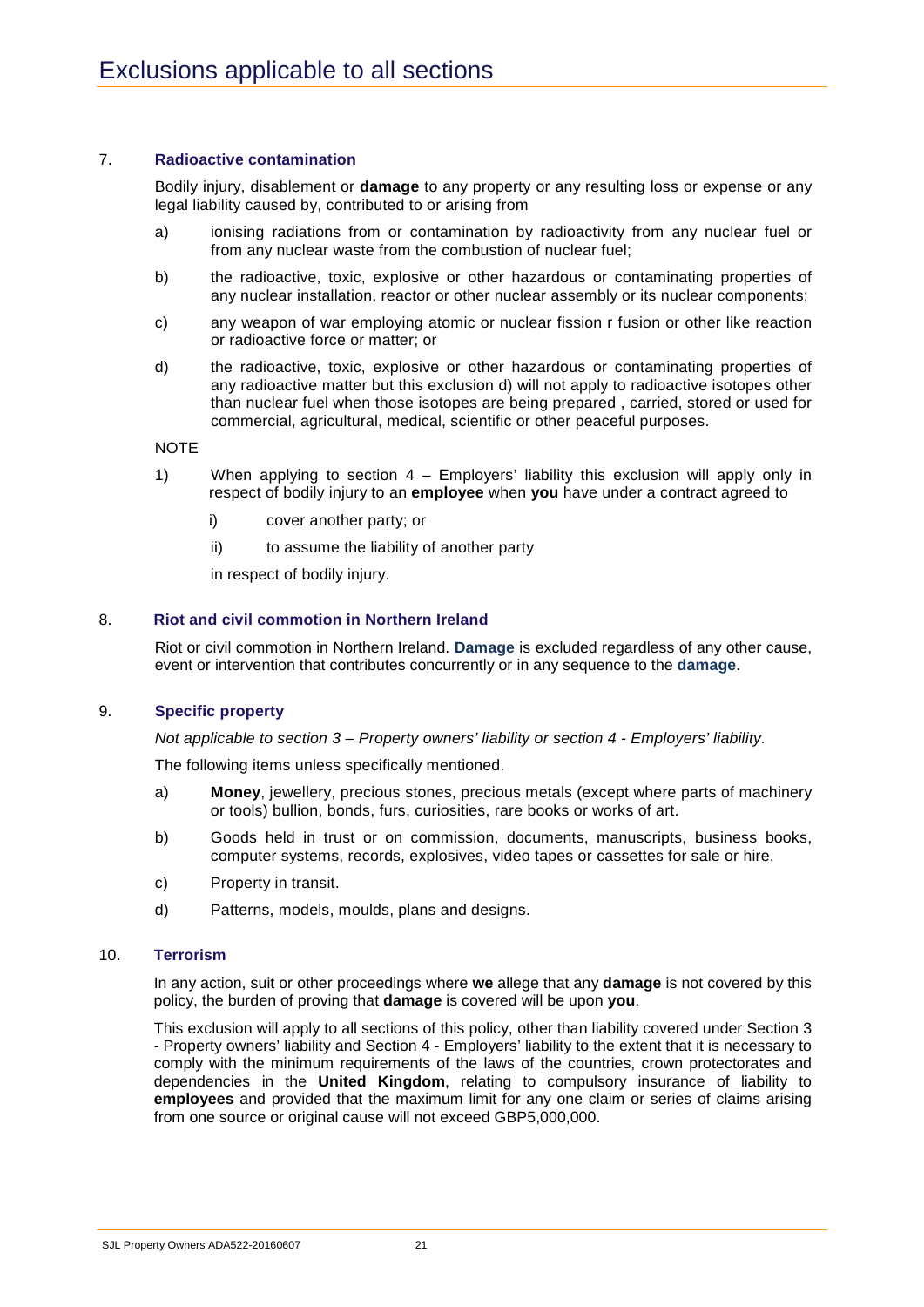# Exclusions applicable to all sections

## 7. Radioactive contamination

Bodily injury, disablement or **damage** to any property or any resulting loss or expense or any legal liability caused by, contributed to or arising from

a) ionising radiations from or contamination by radioactivity from any nuclear fuel or from any nuclear waste from the combustion of nuclear fuel;

b) the radioactive, toxic, explosive or other hazardous or contaminating properties of any nuclear installation, reactor or other nuclear assembly or its nuclear components;

c) any weapon of war employing atomic or nuclear fission r fusion or other like reaction or radioactive force or matter; or

d) the radioactive, toxic, explosive or other hazardous or contaminating properties of any radioactive matter but this exclusion d) will not apply to radioactive isotopes other than nuclear fuel when those isotopes are being prepared , carried, stored or used for commercial, agricultural, medical, scientific or other peaceful purposes.

NOTE

1) When applying to section 4 – Employers' liability this exclusion will apply only in respect of bodily injury to an **employee** when **you** have under a contract agreed to

   i) cover another party; or

   ii) to assume the liability of another party

   in respect of bodily injury.

## 8. Riot and civil commotion in Northern Ireland

Riot or civil commotion in Northern Ireland. **Damage** is excluded regardless of any other cause, event or intervention that contributes concurrently or in any sequence to the **damage**.

## 9. Specific property

*Not applicable to section 3 – Property owners' liability or section 4 - Employers' liability.*

The following items unless specifically mentioned.

a) **Money**, jewellery, precious stones, precious metals (except where parts of machinery or tools) bullion, bonds, furs, curiosities, rare books or works of art.

b) Goods held in trust or on commission, documents, manuscripts, business books, computer systems, records, explosives, video tapes or cassettes for sale or hire.

c) Property in transit.

d) Patterns, models, moulds, plans and designs.

## 10. Terrorism

In any action, suit or other proceedings where **we** allege that any **damage** is not covered by this policy, the burden of proving that **damage** is covered will be upon **you**.

This exclusion will apply to all sections of this policy, other than liability covered under Section 3 - Property owners' liability and Section 4 - Employers' liability to the extent that it is necessary to comply with the minimum requirements of the laws of the countries, crown protectorates and dependencies in the **United Kingdom**, relating to compulsory insurance of liability to **employees** and provided that the maximum limit for any one claim or series of claims arising from one source or original cause will not exceed GBP5,000,000.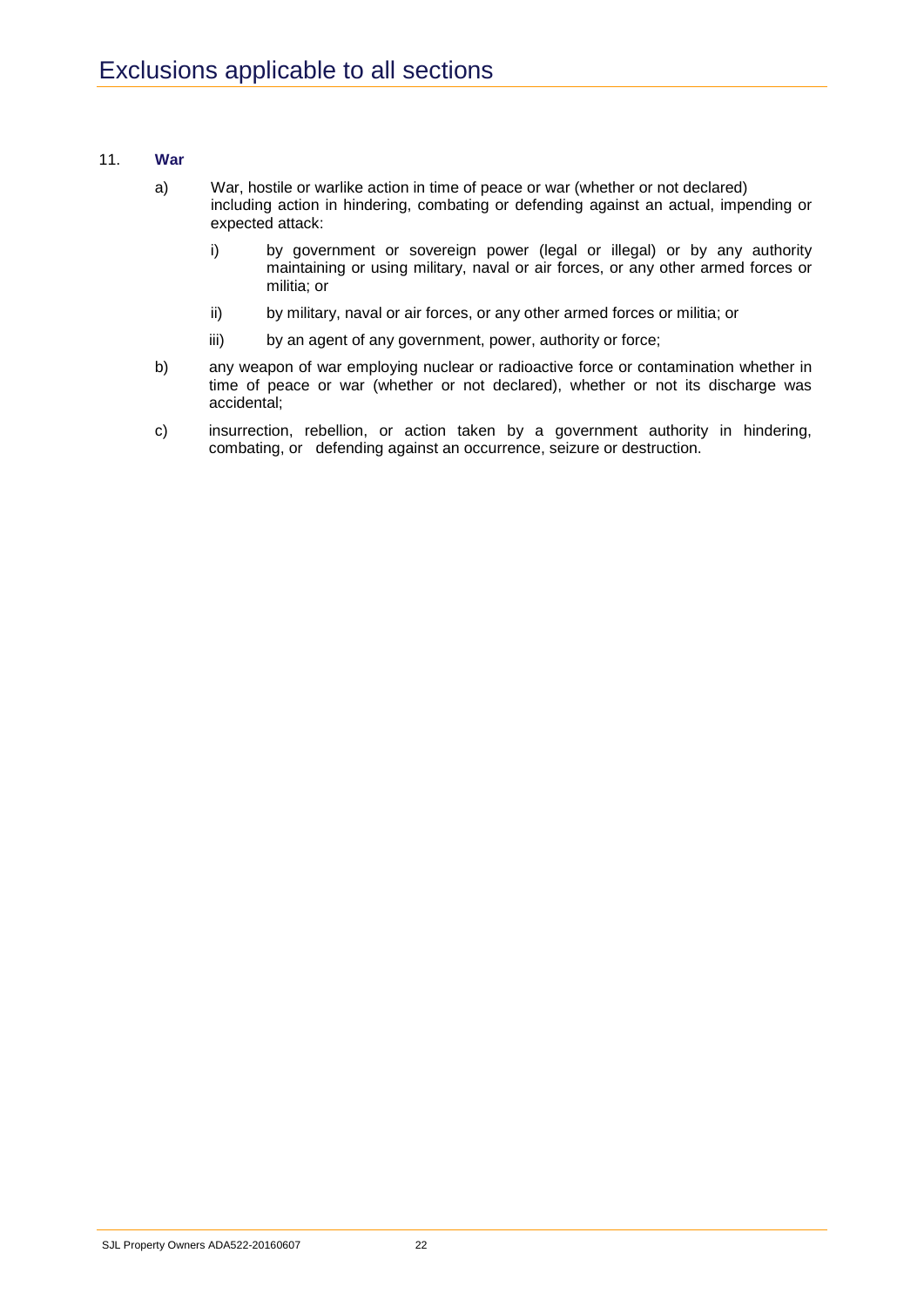# Exclusions applicable to all sections

11. **War**

    a) War, hostile or warlike action in time of peace or war (whether or not declared) including action in hindering, combating or defending against an actual, impending or expected attack:

       i) by government or sovereign power (legal or illegal) or by any authority maintaining or using military, naval or air forces, or any other armed forces or militia; or

       ii) by military, naval or air forces, or any other armed forces or militia; or

       iii) by an agent of any government, power, authority or force;

    b) any weapon of war employing nuclear or radioactive force or contamination whether in time of peace or war (whether or not declared), whether or not its discharge was accidental;

    c) insurrection, rebellion, or action taken by a government authority in hindering, combating, or defending against an occurrence, seizure or destruction.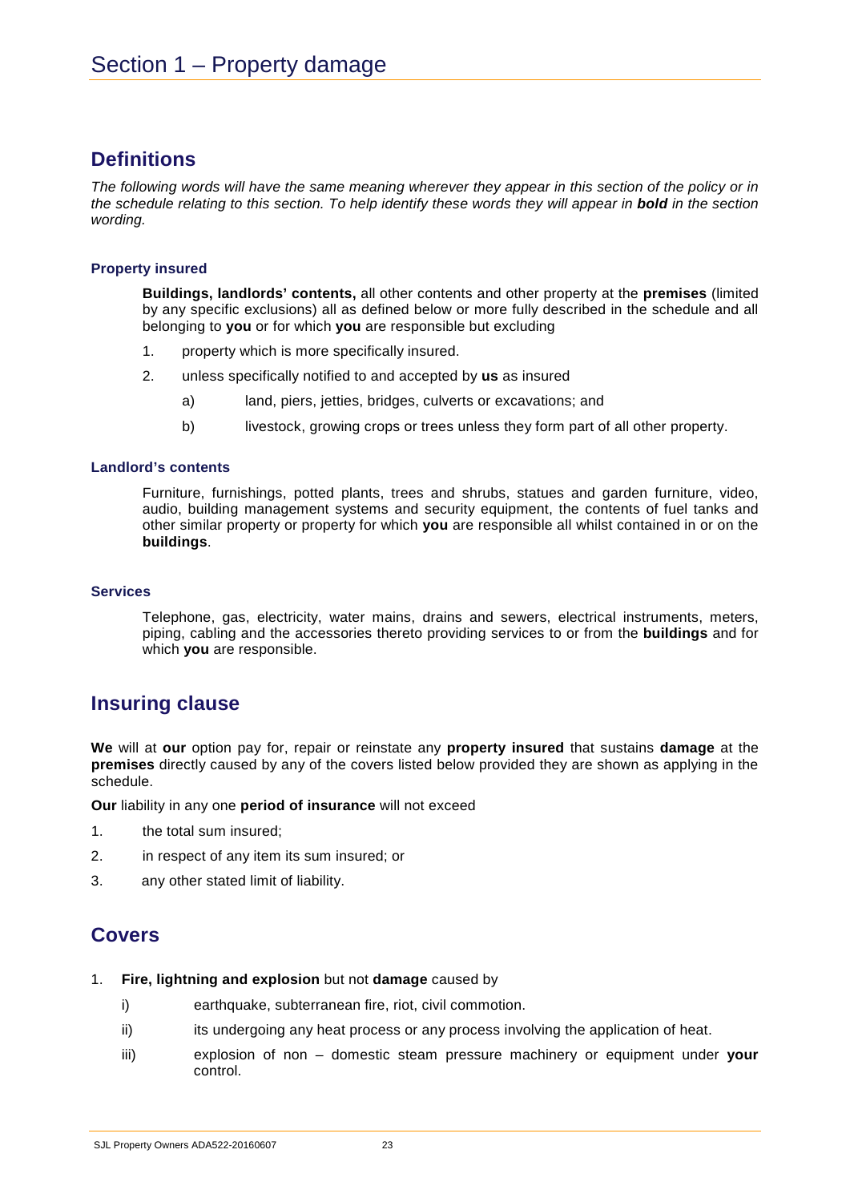# Section 1 – Property damage

## Definitions

*The following words will have the same meaning wherever they appear in this section of the policy or in the schedule relating to this section. To help identify these words they will appear in **bold** in the section wording.*

### Property insured

**Buildings, landlords' contents,** all other contents and other property at the **premises** (limited by any specific exclusions) all as defined below or more fully described in the schedule and all belonging to **you** or for which **you** are responsible but excluding

1. property which is more specifically insured.
2. unless specifically notified to and accepted by **us** as insured
   a) land, piers, jetties, bridges, culverts or excavations; and
   b) livestock, growing crops or trees unless they form part of all other property.

### Landlord's contents

Furniture, furnishings, potted plants, trees and shrubs, statues and garden furniture, video, audio, building management systems and security equipment, the contents of fuel tanks and other similar property or property for which **you** are responsible all whilst contained in or on the **buildings**.

### Services

Telephone, gas, electricity, water mains, drains and sewers, electrical instruments, meters, piping, cabling and the accessories thereto providing services to or from the **buildings** and for which **you** are responsible.

## Insuring clause

**We** will at **our** option pay for, repair or reinstate any **property insured** that sustains **damage** at the **premises** directly caused by any of the covers listed below provided they are shown as applying in the schedule.

**Our** liability in any one **period of insurance** will not exceed

1. the total sum insured;
2. in respect of any item its sum insured; or
3. any other stated limit of liability.

## Covers

1. **Fire, lightning and explosion** but not **damage** caused by
   i) earthquake, subterranean fire, riot, civil commotion.
   ii) its undergoing any heat process or any process involving the application of heat.
   iii) explosion of non – domestic steam pressure machinery or equipment under **your** control.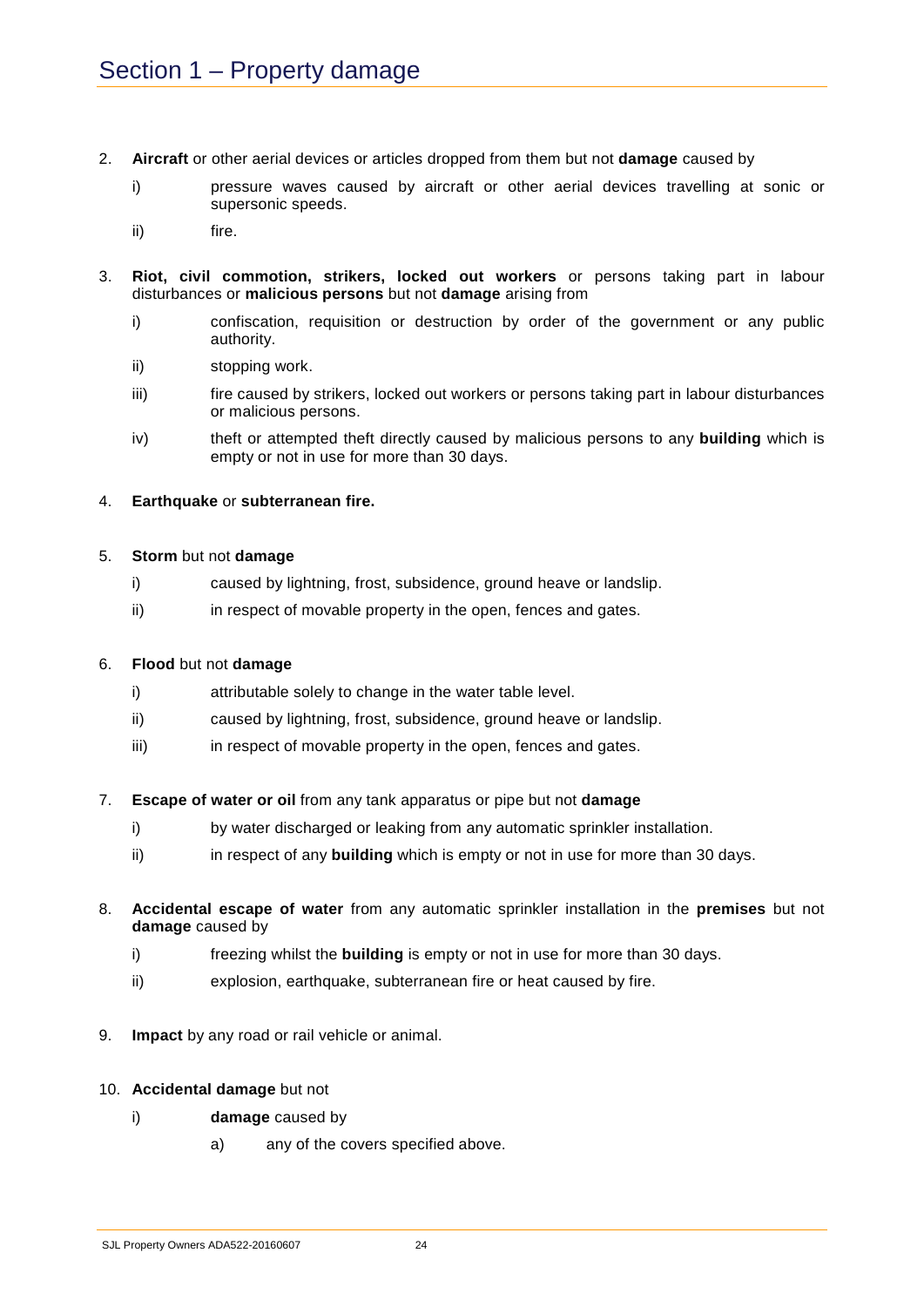# Section 1 – Property damage

2. **Aircraft** or other aerial devices or articles dropped from them but not **damage** caused by

   i) pressure waves caused by aircraft or other aerial devices travelling at sonic or supersonic speeds.

   ii) fire.

3. **Riot, civil commotion, strikers, locked out workers** or persons taking part in labour disturbances or **malicious persons** but not **damage** arising from

   i) confiscation, requisition or destruction by order of the government or any public authority.

   ii) stopping work.

   iii) fire caused by strikers, locked out workers or persons taking part in labour disturbances or malicious persons.

   iv) theft or attempted theft directly caused by malicious persons to any **building** which is empty or not in use for more than 30 days.

4. **Earthquake** or **subterranean fire.**

5. **Storm** but not **damage**

   i) caused by lightning, frost, subsidence, ground heave or landslip.

   ii) in respect of movable property in the open, fences and gates.

6. **Flood** but not **damage**

   i) attributable solely to change in the water table level.

   ii) caused by lightning, frost, subsidence, ground heave or landslip.

   iii) in respect of movable property in the open, fences and gates.

7. **Escape of water or oil** from any tank apparatus or pipe but not **damage**

   i) by water discharged or leaking from any automatic sprinkler installation.

   ii) in respect of any **building** which is empty or not in use for more than 30 days.

8. **Accidental escape of water** from any automatic sprinkler installation in the **premises** but not **damage** caused by

   i) freezing whilst the **building** is empty or not in use for more than 30 days.

   ii) explosion, earthquake, subterranean fire or heat caused by fire.

9. **Impact** by any road or rail vehicle or animal.

10. **Accidental damage** but not

    i) **damage** caused by

       a) any of the covers specified above.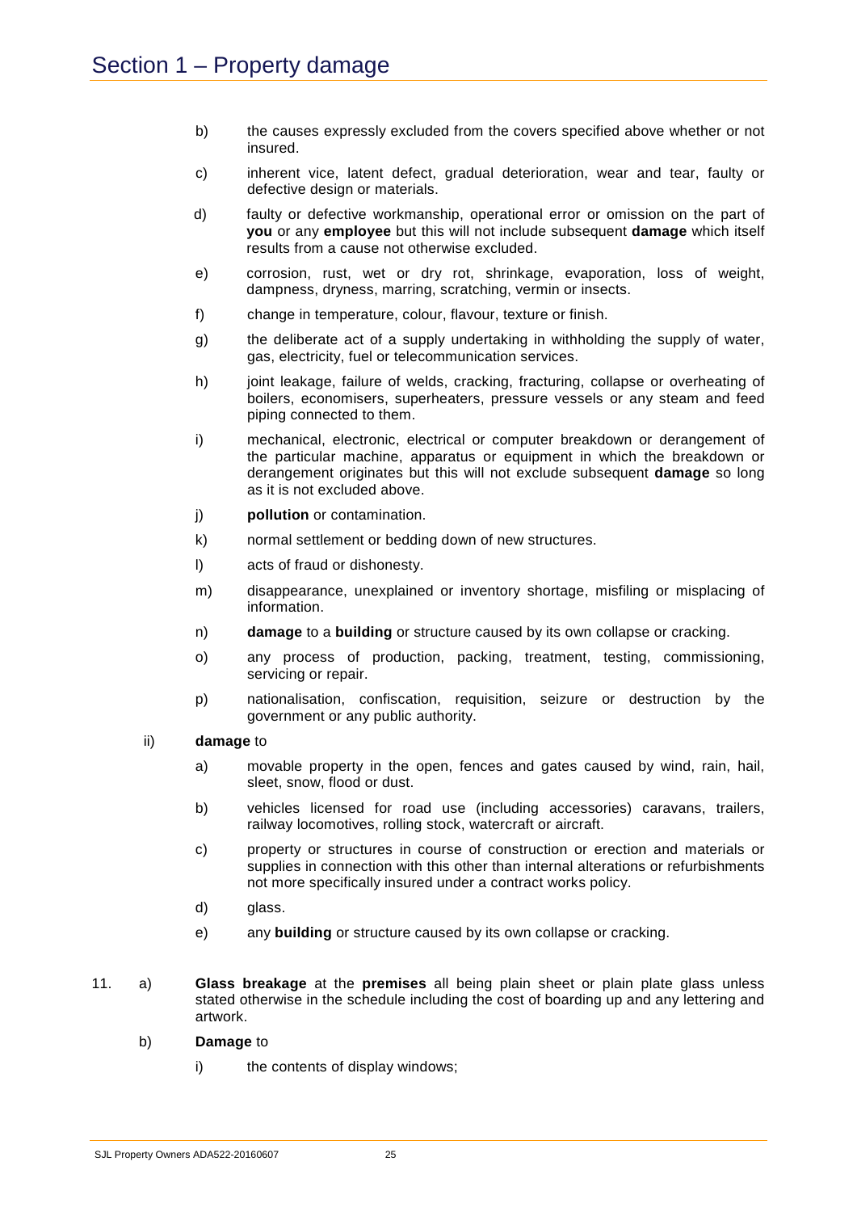# Section 1 – Property damage

b) the causes expressly excluded from the covers specified above whether or not insured.

c) inherent vice, latent defect, gradual deterioration, wear and tear, faulty or defective design or materials.

d) faulty or defective workmanship, operational error or omission on the part of **you** or any **employee** but this will not include subsequent **damage** which itself results from a cause not otherwise excluded.

e) corrosion, rust, wet or dry rot, shrinkage, evaporation, loss of weight, dampness, dryness, marring, scratching, vermin or insects.

f) change in temperature, colour, flavour, texture or finish.

g) the deliberate act of a supply undertaking in withholding the supply of water, gas, electricity, fuel or telecommunication services.

h) joint leakage, failure of welds, cracking, fracturing, collapse or overheating of boilers, economisers, superheaters, pressure vessels or any steam and feed piping connected to them.

i) mechanical, electronic, electrical or computer breakdown or derangement of the particular machine, apparatus or equipment in which the breakdown or derangement originates but this will not exclude subsequent **damage** so long as it is not excluded above.

j) **pollution** or contamination.

k) normal settlement or bedding down of new structures.

l) acts of fraud or dishonesty.

m) disappearance, unexplained or inventory shortage, misfiling or misplacing of information.

n) **damage** to a **building** or structure caused by its own collapse or cracking.

o) any process of production, packing, treatment, testing, commissioning, servicing or repair.

p) nationalisation, confiscation, requisition, seizure or destruction by the government or any public authority.

ii) **damage** to

a) movable property in the open, fences and gates caused by wind, rain, hail, sleet, snow, flood or dust.

b) vehicles licensed for road use (including accessories) caravans, trailers, railway locomotives, rolling stock, watercraft or aircraft.

c) property or structures in course of construction or erection and materials or supplies in connection with this other than internal alterations or refurbishments not more specifically insured under a contract works policy.

d) glass.

e) any **building** or structure caused by its own collapse or cracking.

11. a) **Glass breakage** at the **premises** all being plain sheet or plain plate glass unless stated otherwise in the schedule including the cost of boarding up and any lettering and artwork.

b) **Damage** to

i) the contents of display windows;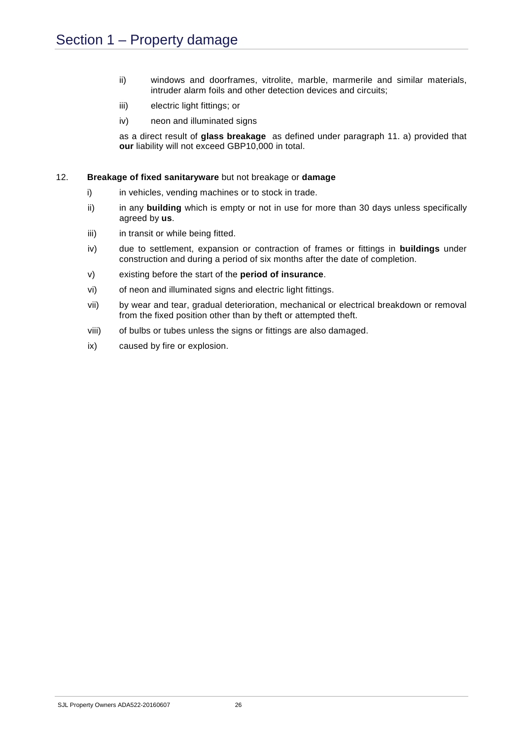# Section 1 – Property damage

ii) windows and doorframes, vitrolite, marble, marmerile and similar materials, intruder alarm foils and other detection devices and circuits;

iii) electric light fittings; or

iv) neon and illuminated signs

as a direct result of **glass breakage** as defined under paragraph 11. a) provided that **our** liability will not exceed GBP10,000 in total.

12. **Breakage of fixed sanitaryware** but not breakage or **damage**

i) in vehicles, vending machines or to stock in trade.

ii) in any **building** which is empty or not in use for more than 30 days unless specifically agreed by **us**.

iii) in transit or while being fitted.

iv) due to settlement, expansion or contraction of frames or fittings in **buildings** under construction and during a period of six months after the date of completion.

v) existing before the start of the **period of insurance**.

vi) of neon and illuminated signs and electric light fittings.

vii) by wear and tear, gradual deterioration, mechanical or electrical breakdown or removal from the fixed position other than by theft or attempted theft.

viii) of bulbs or tubes unless the signs or fittings are also damaged.

ix) caused by fire or explosion.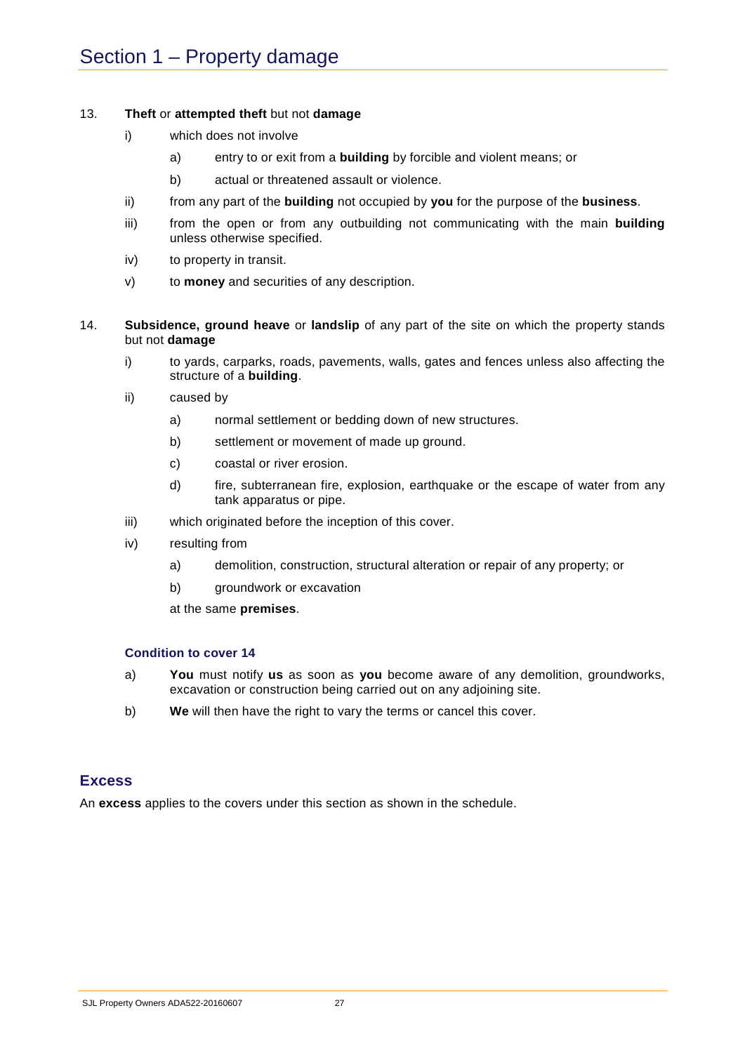# Section 1 – Property damage

13. **Theft** or **attempted theft** but not **damage**

    i) which does not involve

        a) entry to or exit from a **building** by forcible and violent means; or

        b) actual or threatened assault or violence.

    ii) from any part of the **building** not occupied by **you** for the purpose of the **business**.

    iii) from the open or from any outbuilding not communicating with the main **building** unless otherwise specified.

    iv) to property in transit.

    v) to **money** and securities of any description.

14. **Subsidence, ground heave** or **landslip** of any part of the site on which the property stands but not **damage**

    i) to yards, carparks, roads, pavements, walls, gates and fences unless also affecting the structure of a **building**.

    ii) caused by

        a) normal settlement or bedding down of new structures.

        b) settlement or movement of made up ground.

        c) coastal or river erosion.

        d) fire, subterranean fire, explosion, earthquake or the escape of water from any tank apparatus or pipe.

    iii) which originated before the inception of this cover.

    iv) resulting from

        a) demolition, construction, structural alteration or repair of any property; or

        b) groundwork or excavation

        at the same **premises**.

    **Condition to cover 14**

    a) **You** must notify **us** as soon as **you** become aware of any demolition, groundworks, excavation or construction being carried out on any adjoining site.

    b) **We** will then have the right to vary the terms or cancel this cover.

## Excess

An **excess** applies to the covers under this section as shown in the schedule.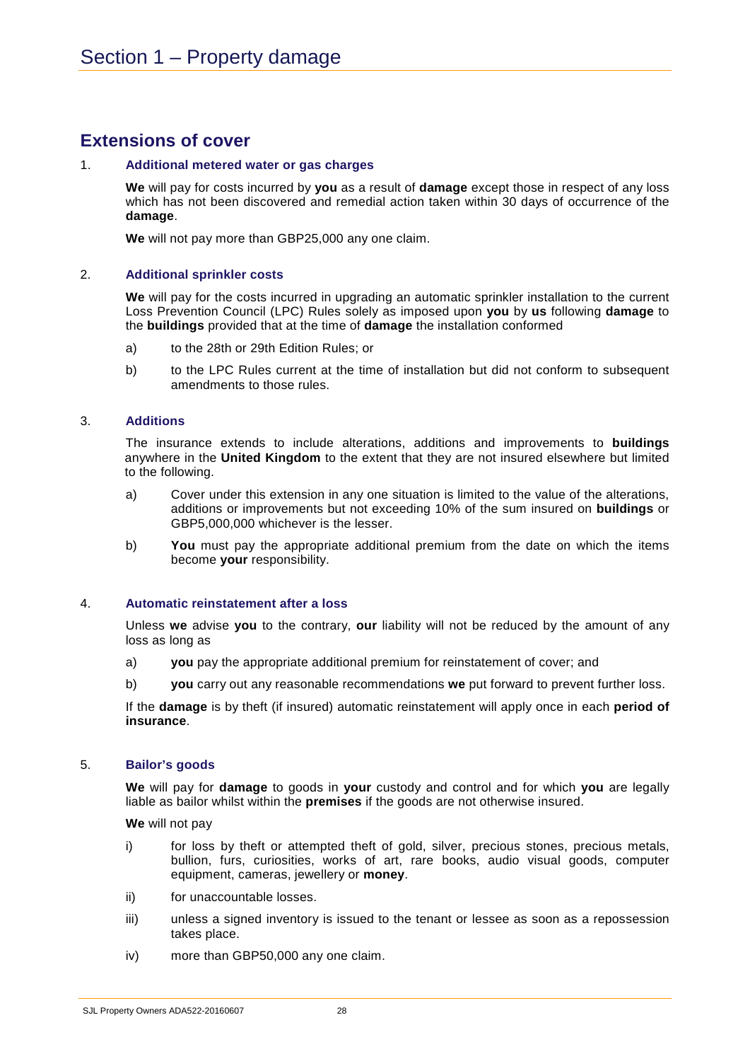# Section 1 – Property damage

## Extensions of cover

1. **Additional metered water or gas charges**

   **We** will pay for costs incurred by **you** as a result of **damage** except those in respect of any loss which has not been discovered and remedial action taken within 30 days of occurrence of the **damage**.

   **We** will not pay more than GBP25,000 any one claim.

2. **Additional sprinkler costs**

   **We** will pay for the costs incurred in upgrading an automatic sprinkler installation to the current Loss Prevention Council (LPC) Rules solely as imposed upon **you** by **us** following **damage** to the **buildings** provided that at the time of **damage** the installation conformed

   a) to the 28th or 29th Edition Rules; or

   b) to the LPC Rules current at the time of installation but did not conform to subsequent amendments to those rules.

3. **Additions**

   The insurance extends to include alterations, additions and improvements to **buildings** anywhere in the **United Kingdom** to the extent that they are not insured elsewhere but limited to the following.

   a) Cover under this extension in any one situation is limited to the value of the alterations, additions or improvements but not exceeding 10% of the sum insured on **buildings** or GBP5,000,000 whichever is the lesser.

   b) **You** must pay the appropriate additional premium from the date on which the items become **your** responsibility.

4. **Automatic reinstatement after a loss**

   Unless **we** advise **you** to the contrary, **our** liability will not be reduced by the amount of any loss as long as

   a) **you** pay the appropriate additional premium for reinstatement of cover; and

   b) **you** carry out any reasonable recommendations **we** put forward to prevent further loss.

   If the **damage** is by theft (if insured) automatic reinstatement will apply once in each **period of insurance**.

5. **Bailor's goods**

   **We** will pay for **damage** to goods in **your** custody and control and for which **you** are legally liable as bailor whilst within the **premises** if the goods are not otherwise insured.

   **We** will not pay

   i) for loss by theft or attempted theft of gold, silver, precious stones, precious metals, bullion, furs, curiosities, works of art, rare books, audio visual goods, computer equipment, cameras, jewellery or **money**.

   ii) for unaccountable losses.

   iii) unless a signed inventory is issued to the tenant or lessee as soon as a repossession takes place.

   iv) more than GBP50,000 any one claim.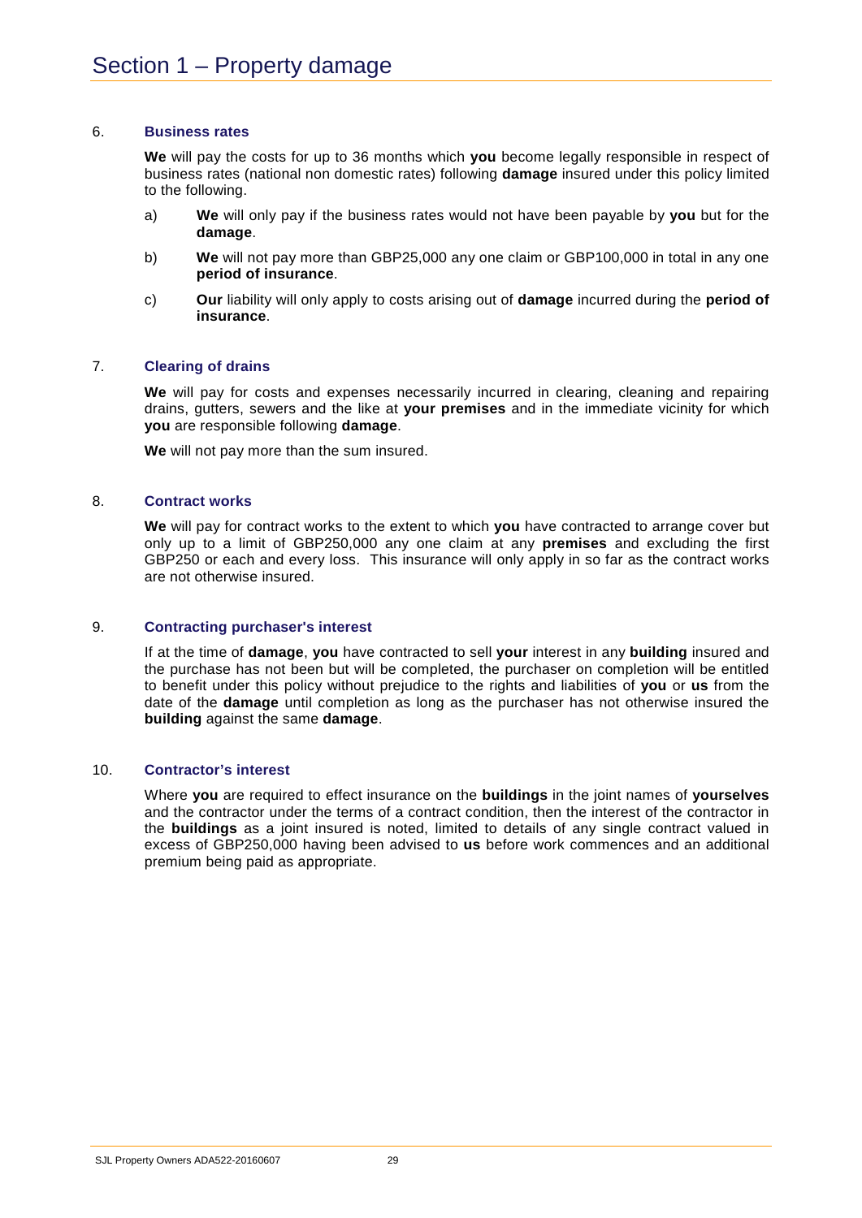# Section 1 – Property damage

6. **Business rates**

   **We** will pay the costs for up to 36 months which **you** become legally responsible in respect of business rates (national non domestic rates) following **damage** insured under this policy limited to the following.

   a) **We** will only pay if the business rates would not have been payable by **you** but for the **damage**.

   b) **We** will not pay more than GBP25,000 any one claim or GBP100,000 in total in any one **period of insurance**.

   c) **Our** liability will only apply to costs arising out of **damage** incurred during the **period of insurance**.

7. **Clearing of drains**

   **We** will pay for costs and expenses necessarily incurred in clearing, cleaning and repairing drains, gutters, sewers and the like at **your premises** and in the immediate vicinity for which **you** are responsible following **damage**.

   **We** will not pay more than the sum insured.

8. **Contract works**

   **We** will pay for contract works to the extent to which **you** have contracted to arrange cover but only up to a limit of GBP250,000 any one claim at any **premises** and excluding the first GBP250 or each and every loss. This insurance will only apply in so far as the contract works are not otherwise insured.

9. **Contracting purchaser's interest**

   If at the time of **damage**, **you** have contracted to sell **your** interest in any **building** insured and the purchase has not been but will be completed, the purchaser on completion will be entitled to benefit under this policy without prejudice to the rights and liabilities of **you** or **us** from the date of the **damage** until completion as long as the purchaser has not otherwise insured the **building** against the same **damage**.

10. **Contractor's interest**

    Where **you** are required to effect insurance on the **buildings** in the joint names of **yourselves** and the contractor under the terms of a contract condition, then the interest of the contractor in the **buildings** as a joint insured is noted, limited to details of any single contract valued in excess of GBP250,000 having been advised to **us** before work commences and an additional premium being paid as appropriate.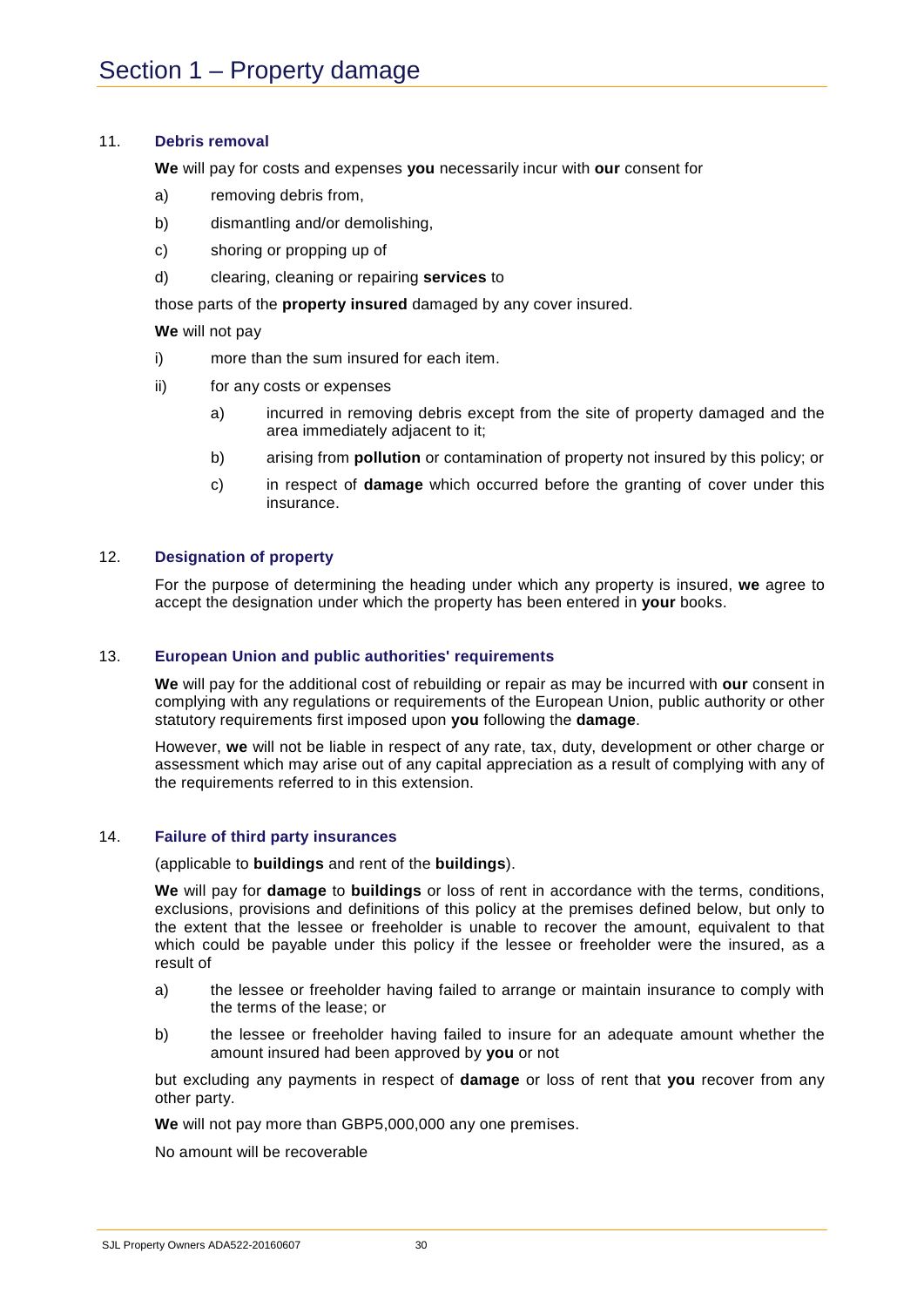# Section 1 – Property damage

## 11. Debris removal

**We** will pay for costs and expenses **you** necessarily incur with **our** consent for

a) removing debris from,

b) dismantling and/or demolishing,

c) shoring or propping up of

d) clearing, cleaning or repairing **services** to

those parts of the **property insured** damaged by any cover insured.

**We** will not pay

i) more than the sum insured for each item.

ii) for any costs or expenses

  a) incurred in removing debris except from the site of property damaged and the area immediately adjacent to it;

  b) arising from **pollution** or contamination of property not insured by this policy; or

  c) in respect of **damage** which occurred before the granting of cover under this insurance.

## 12. Designation of property

For the purpose of determining the heading under which any property is insured, **we** agree to accept the designation under which the property has been entered in **your** books.

## 13. European Union and public authorities' requirements

**We** will pay for the additional cost of rebuilding or repair as may be incurred with **our** consent in complying with any regulations or requirements of the European Union, public authority or other statutory requirements first imposed upon **you** following the **damage**.

However, **we** will not be liable in respect of any rate, tax, duty, development or other charge or assessment which may arise out of any capital appreciation as a result of complying with any of the requirements referred to in this extension.

## 14. Failure of third party insurances

(applicable to **buildings** and rent of the **buildings**).

**We** will pay for **damage** to **buildings** or loss of rent in accordance with the terms, conditions, exclusions, provisions and definitions of this policy at the premises defined below, but only to the extent that the lessee or freeholder is unable to recover the amount, equivalent to that which could be payable under this policy if the lessee or freeholder were the insured, as a result of

a) the lessee or freeholder having failed to arrange or maintain insurance to comply with the terms of the lease; or

b) the lessee or freeholder having failed to insure for an adequate amount whether the amount insured had been approved by **you** or not

but excluding any payments in respect of **damage** or loss of rent that **you** recover from any other party.

**We** will not pay more than GBP5,000,000 any one premises.

No amount will be recoverable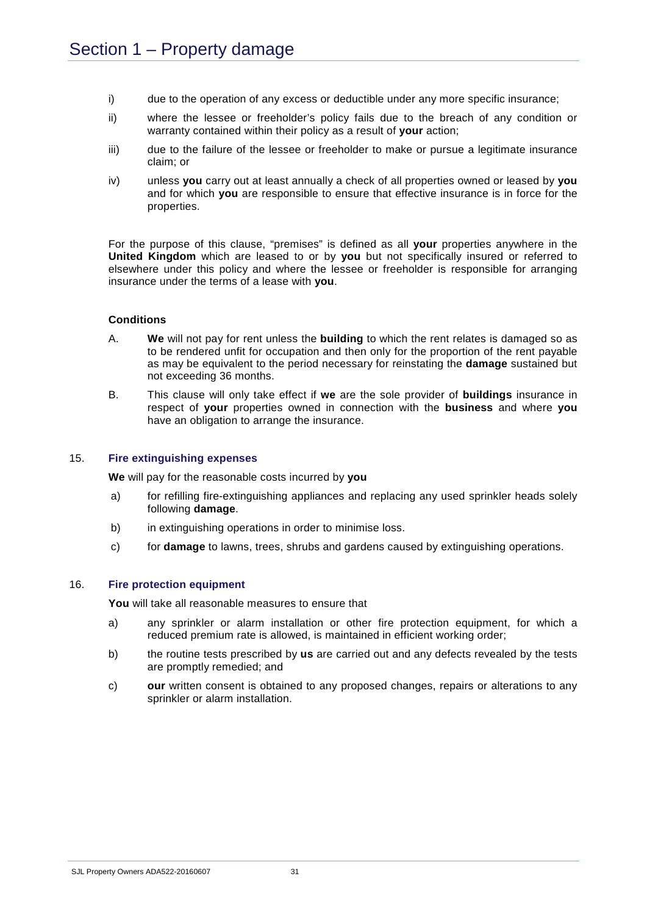# Section 1 – Property damage

i) due to the operation of any excess or deductible under any more specific insurance;

ii) where the lessee or freeholder's policy fails due to the breach of any condition or warranty contained within their policy as a result of **your** action;

iii) due to the failure of the lessee or freeholder to make or pursue a legitimate insurance claim; or

iv) unless **you** carry out at least annually a check of all properties owned or leased by **you** and for which **you** are responsible to ensure that effective insurance is in force for the properties.

For the purpose of this clause, "premises" is defined as all **your** properties anywhere in the **United Kingdom** which are leased to or by **you** but not specifically insured or referred to elsewhere under this policy and where the lessee or freeholder is responsible for arranging insurance under the terms of a lease with **you**.

**Conditions**

A. **We** will not pay for rent unless the **building** to which the rent relates is damaged so as to be rendered unfit for occupation and then only for the proportion of the rent payable as may be equivalent to the period necessary for reinstating the **damage** sustained but not exceeding 36 months.

B. This clause will only take effect if **we** are the sole provider of **buildings** insurance in respect of **your** properties owned in connection with the **business** and where **you** have an obligation to arrange the insurance.

## 15. Fire extinguishing expenses

**We** will pay for the reasonable costs incurred by **you**

a) for refilling fire-extinguishing appliances and replacing any used sprinkler heads solely following **damage**.

b) in extinguishing operations in order to minimise loss.

c) for **damage** to lawns, trees, shrubs and gardens caused by extinguishing operations.

## 16. Fire protection equipment

**You** will take all reasonable measures to ensure that

a) any sprinkler or alarm installation or other fire protection equipment, for which a reduced premium rate is allowed, is maintained in efficient working order;

b) the routine tests prescribed by **us** are carried out and any defects revealed by the tests are promptly remedied; and

c) **our** written consent is obtained to any proposed changes, repairs or alterations to any sprinkler or alarm installation.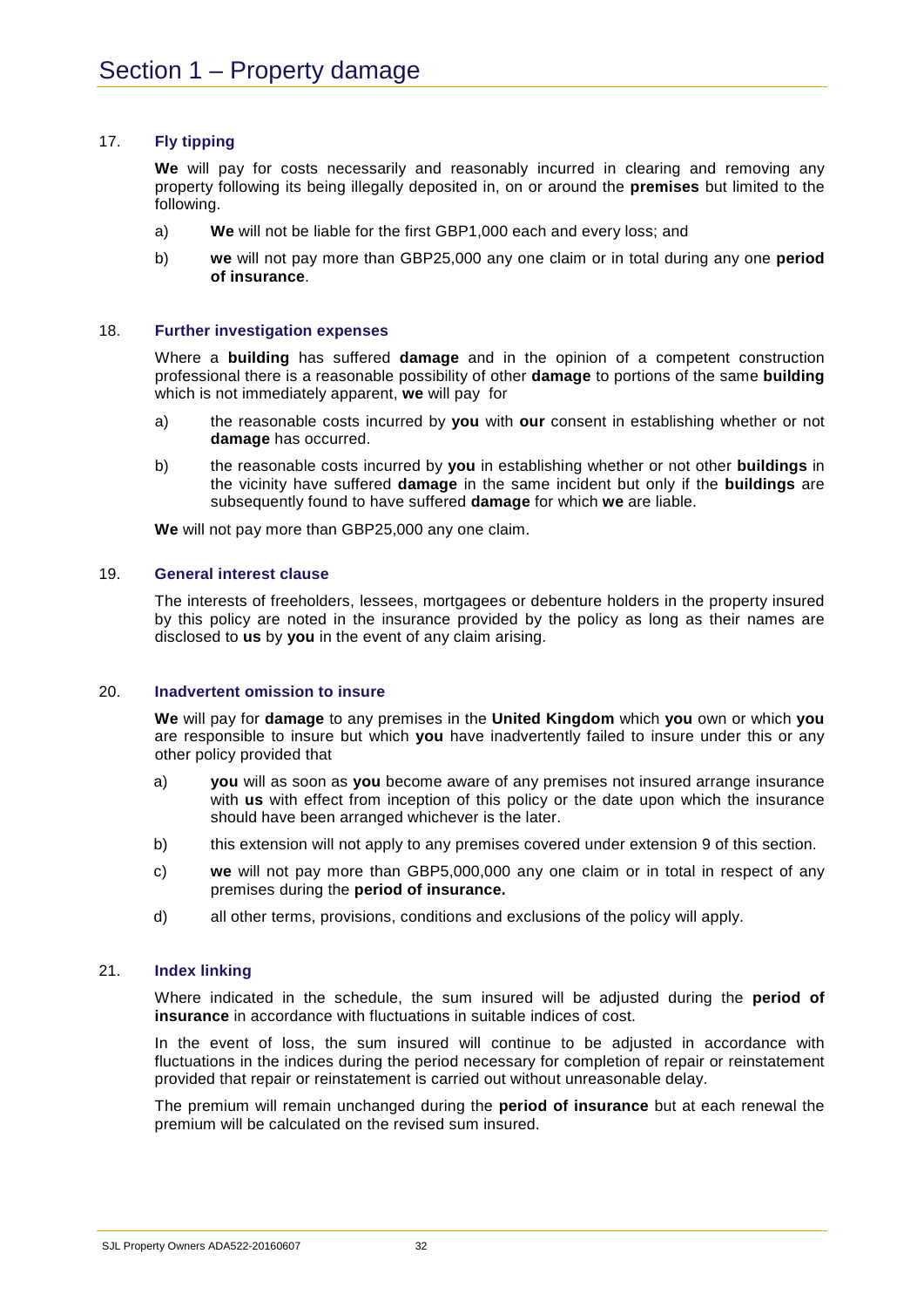# Section 1 – Property damage

17. **Fly tipping**

**We** will pay for costs necessarily and reasonably incurred in clearing and removing any property following its being illegally deposited in, on or around the **premises** but limited to the following.

a) **We** will not be liable for the first GBP1,000 each and every loss; and

b) **we** will not pay more than GBP25,000 any one claim or in total during any one **period of insurance**.

18. **Further investigation expenses**

Where a **building** has suffered **damage** and in the opinion of a competent construction professional there is a reasonable possibility of other **damage** to portions of the same **building** which is not immediately apparent, **we** will pay for

a) the reasonable costs incurred by **you** with **our** consent in establishing whether or not **damage** has occurred.

b) the reasonable costs incurred by **you** in establishing whether or not other **buildings** in the vicinity have suffered **damage** in the same incident but only if the **buildings** are subsequently found to have suffered **damage** for which **we** are liable.

**We** will not pay more than GBP25,000 any one claim.

19. **General interest clause**

The interests of freeholders, lessees, mortgagees or debenture holders in the property insured by this policy are noted in the insurance provided by the policy as long as their names are disclosed to **us** by **you** in the event of any claim arising.

20. **Inadvertent omission to insure**

**We** will pay for **damage** to any premises in the **United Kingdom** which **you** own or which **you** are responsible to insure but which **you** have inadvertently failed to insure under this or any other policy provided that

a) **you** will as soon as **you** become aware of any premises not insured arrange insurance with **us** with effect from inception of this policy or the date upon which the insurance should have been arranged whichever is the later.

b) this extension will not apply to any premises covered under extension 9 of this section.

c) **we** will not pay more than GBP5,000,000 any one claim or in total in respect of any premises during the **period of insurance.**

d) all other terms, provisions, conditions and exclusions of the policy will apply.

21. **Index linking**

Where indicated in the schedule, the sum insured will be adjusted during the **period of insurance** in accordance with fluctuations in suitable indices of cost.

In the event of loss, the sum insured will continue to be adjusted in accordance with fluctuations in the indices during the period necessary for completion of repair or reinstatement provided that repair or reinstatement is carried out without unreasonable delay.

The premium will remain unchanged during the **period of insurance** but at each renewal the premium will be calculated on the revised sum insured.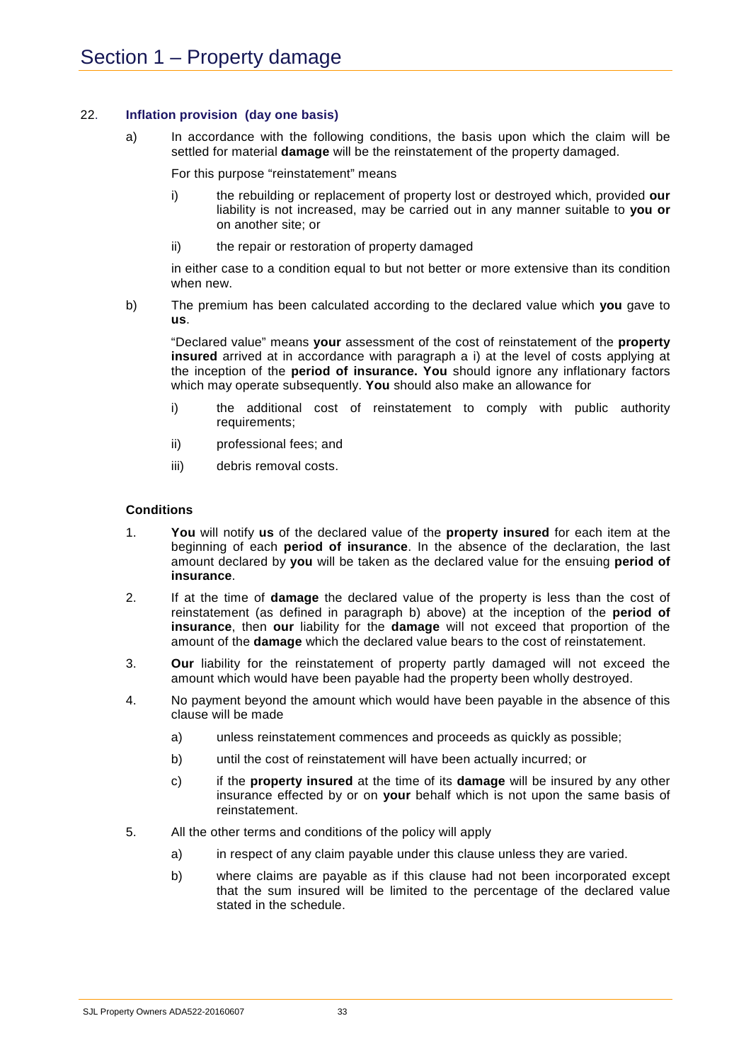## Section 1 – Property damage

22. **Inflation provision (day one basis)**

a) In accordance with the following conditions, the basis upon which the claim will be settled for material **damage** will be the reinstatement of the property damaged.

For this purpose "reinstatement" means

i) the rebuilding or replacement of property lost or destroyed which, provided **our** liability is not increased, may be carried out in any manner suitable to **you or** on another site; or

ii) the repair or restoration of property damaged

in either case to a condition equal to but not better or more extensive than its condition when new.

b) The premium has been calculated according to the declared value which **you** gave to **us**.

"Declared value" means **your** assessment of the cost of reinstatement of the **property insured** arrived at in accordance with paragraph a i) at the level of costs applying at the inception of the **period of insurance. You** should ignore any inflationary factors which may operate subsequently. **You** should also make an allowance for

i) the additional cost of reinstatement to comply with public authority requirements;

ii) professional fees; and

iii) debris removal costs.

**Conditions**

1. **You** will notify **us** of the declared value of the **property insured** for each item at the beginning of each **period of insurance**. In the absence of the declaration, the last amount declared by **you** will be taken as the declared value for the ensuing **period of insurance**.

2. If at the time of **damage** the declared value of the property is less than the cost of reinstatement (as defined in paragraph b) above) at the inception of the **period of insurance**, then **our** liability for the **damage** will not exceed that proportion of the amount of the **damage** which the declared value bears to the cost of reinstatement.

3. **Our** liability for the reinstatement of property partly damaged will not exceed the amount which would have been payable had the property been wholly destroyed.

4. No payment beyond the amount which would have been payable in the absence of this clause will be made

   a) unless reinstatement commences and proceeds as quickly as possible;

   b) until the cost of reinstatement will have been actually incurred; or

   c) if the **property insured** at the time of its **damage** will be insured by any other insurance effected by or on **your** behalf which is not upon the same basis of reinstatement.

5. All the other terms and conditions of the policy will apply

   a) in respect of any claim payable under this clause unless they are varied.

   b) where claims are payable as if this clause had not been incorporated except that the sum insured will be limited to the percentage of the declared value stated in the schedule.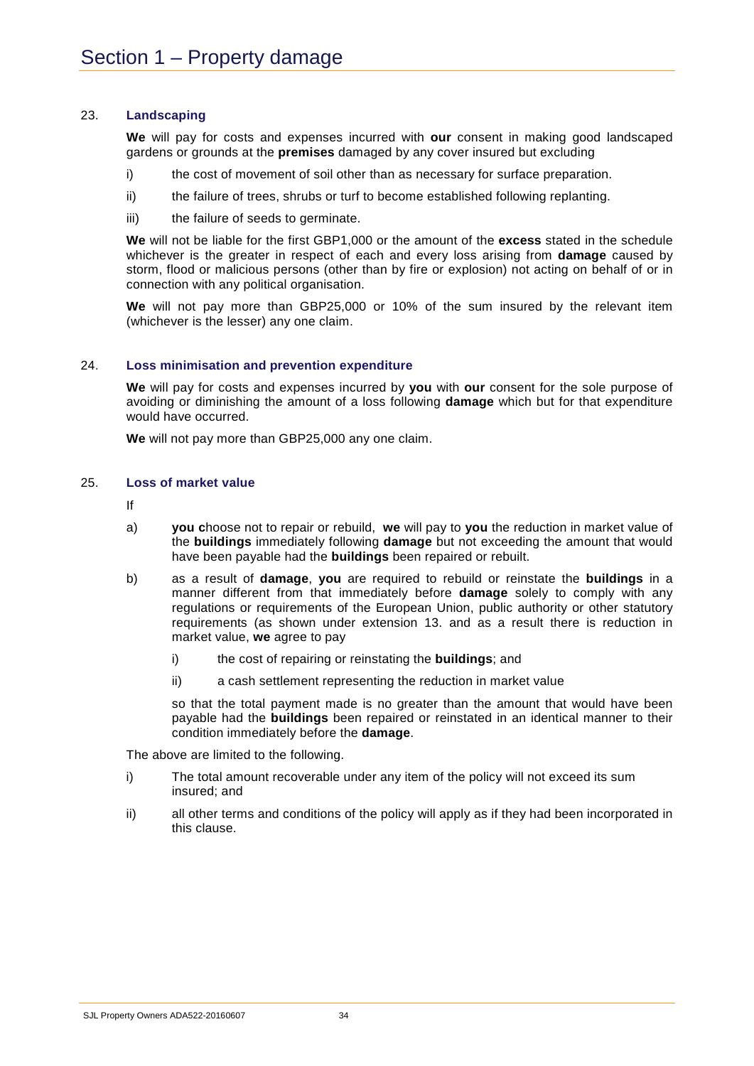# Section 1 – Property damage

23. **Landscaping**

**We** will pay for costs and expenses incurred with **our** consent in making good landscaped gardens or grounds at the **premises** damaged by any cover insured but excluding

i) the cost of movement of soil other than as necessary for surface preparation.

ii) the failure of trees, shrubs or turf to become established following replanting.

iii) the failure of seeds to germinate.

**We** will not be liable for the first GBP1,000 or the amount of the **excess** stated in the schedule whichever is the greater in respect of each and every loss arising from **damage** caused by storm, flood or malicious persons (other than by fire or explosion) not acting on behalf of or in connection with any political organisation.

**We** will not pay more than GBP25,000 or 10% of the sum insured by the relevant item (whichever is the lesser) any one claim.

24. **Loss minimisation and prevention expenditure**

**We** will pay for costs and expenses incurred by **you** with **our** consent for the sole purpose of avoiding or diminishing the amount of a loss following **damage** which but for that expenditure would have occurred.

**We** will not pay more than GBP25,000 any one claim.

25. **Loss of market value**

If

a) **you c**hoose not to repair or rebuild, **we** will pay to **you** the reduction in market value of the **buildings** immediately following **damage** but not exceeding the amount that would have been payable had the **buildings** been repaired or rebuilt.

b) as a result of **damage**, **you** are required to rebuild or reinstate the **buildings** in a manner different from that immediately before **damage** solely to comply with any regulations or requirements of the European Union, public authority or other statutory requirements (as shown under extension 13. and as a result there is reduction in market value, **we** agree to pay

   i) the cost of repairing or reinstating the **buildings**; and

   ii) a cash settlement representing the reduction in market value

   so that the total payment made is no greater than the amount that would have been payable had the **buildings** been repaired or reinstated in an identical manner to their condition immediately before the **damage**.

The above are limited to the following.

i) The total amount recoverable under any item of the policy will not exceed its sum insured; and

ii) all other terms and conditions of the policy will apply as if they had been incorporated in this clause.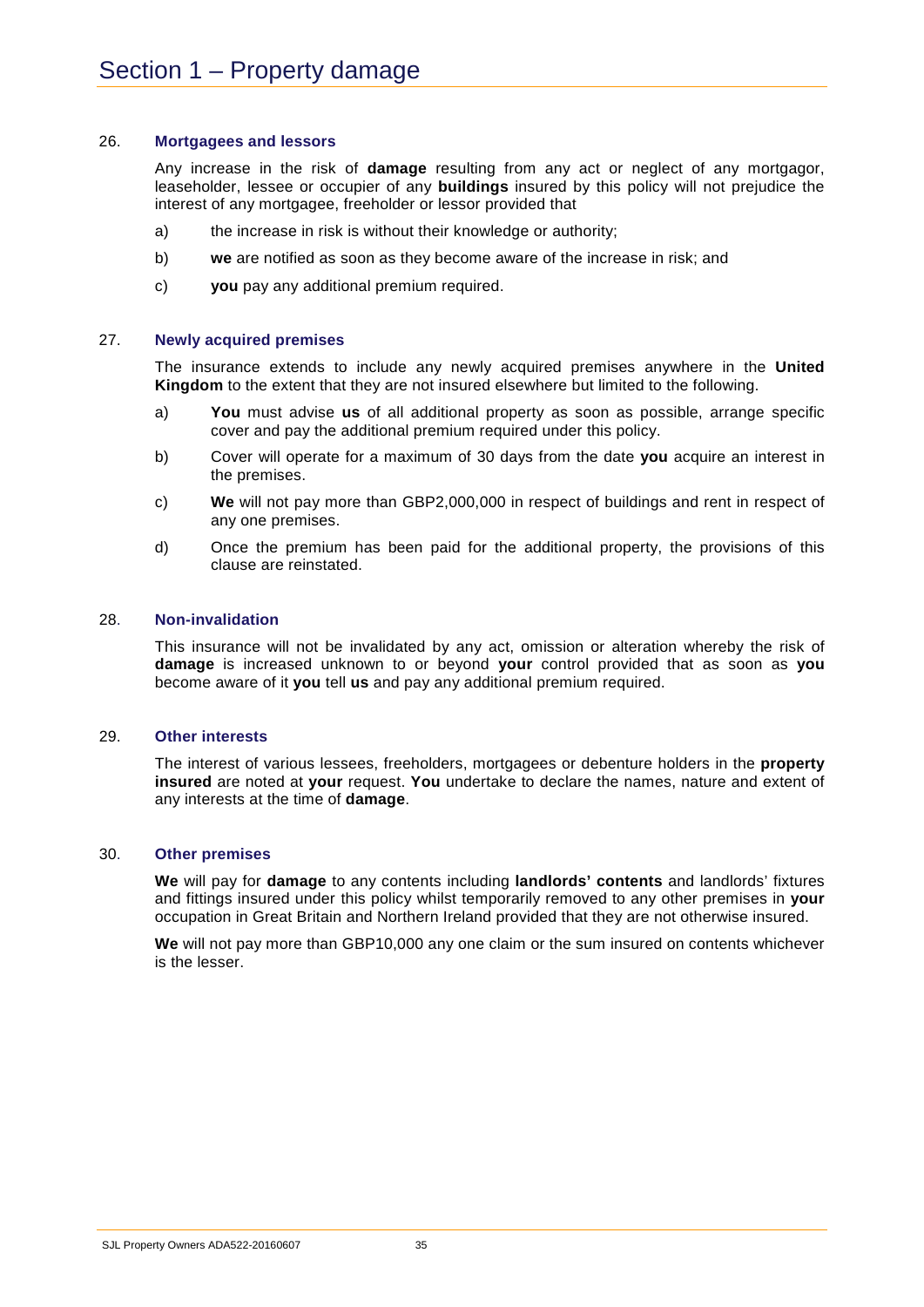# Section 1 – Property damage

26. **Mortgagees and lessors**

    Any increase in the risk of **damage** resulting from any act or neglect of any mortgagor, leaseholder, lessee or occupier of any **buildings** insured by this policy will not prejudice the interest of any mortgagee, freeholder or lessor provided that

    a) the increase in risk is without their knowledge or authority;

    b) **we** are notified as soon as they become aware of the increase in risk; and

    c) **you** pay any additional premium required.

27. **Newly acquired premises**

    The insurance extends to include any newly acquired premises anywhere in the **United Kingdom** to the extent that they are not insured elsewhere but limited to the following.

    a) **You** must advise **us** of all additional property as soon as possible, arrange specific cover and pay the additional premium required under this policy.

    b) Cover will operate for a maximum of 30 days from the date **you** acquire an interest in the premises.

    c) **We** will not pay more than GBP2,000,000 in respect of buildings and rent in respect of any one premises.

    d) Once the premium has been paid for the additional property, the provisions of this clause are reinstated.

28. **Non-invalidation**

    This insurance will not be invalidated by any act, omission or alteration whereby the risk of **damage** is increased unknown to or beyond **your** control provided that as soon as **you** become aware of it **you** tell **us** and pay any additional premium required.

29. **Other interests**

    The interest of various lessees, freeholders, mortgagees or debenture holders in the **property insured** are noted at **your** request. **You** undertake to declare the names, nature and extent of any interests at the time of **damage**.

30. **Other premises**

    **We** will pay for **damage** to any contents including **landlords' contents** and landlords' fixtures and fittings insured under this policy whilst temporarily removed to any other premises in **your** occupation in Great Britain and Northern Ireland provided that they are not otherwise insured.

    **We** will not pay more than GBP10,000 any one claim or the sum insured on contents whichever is the lesser.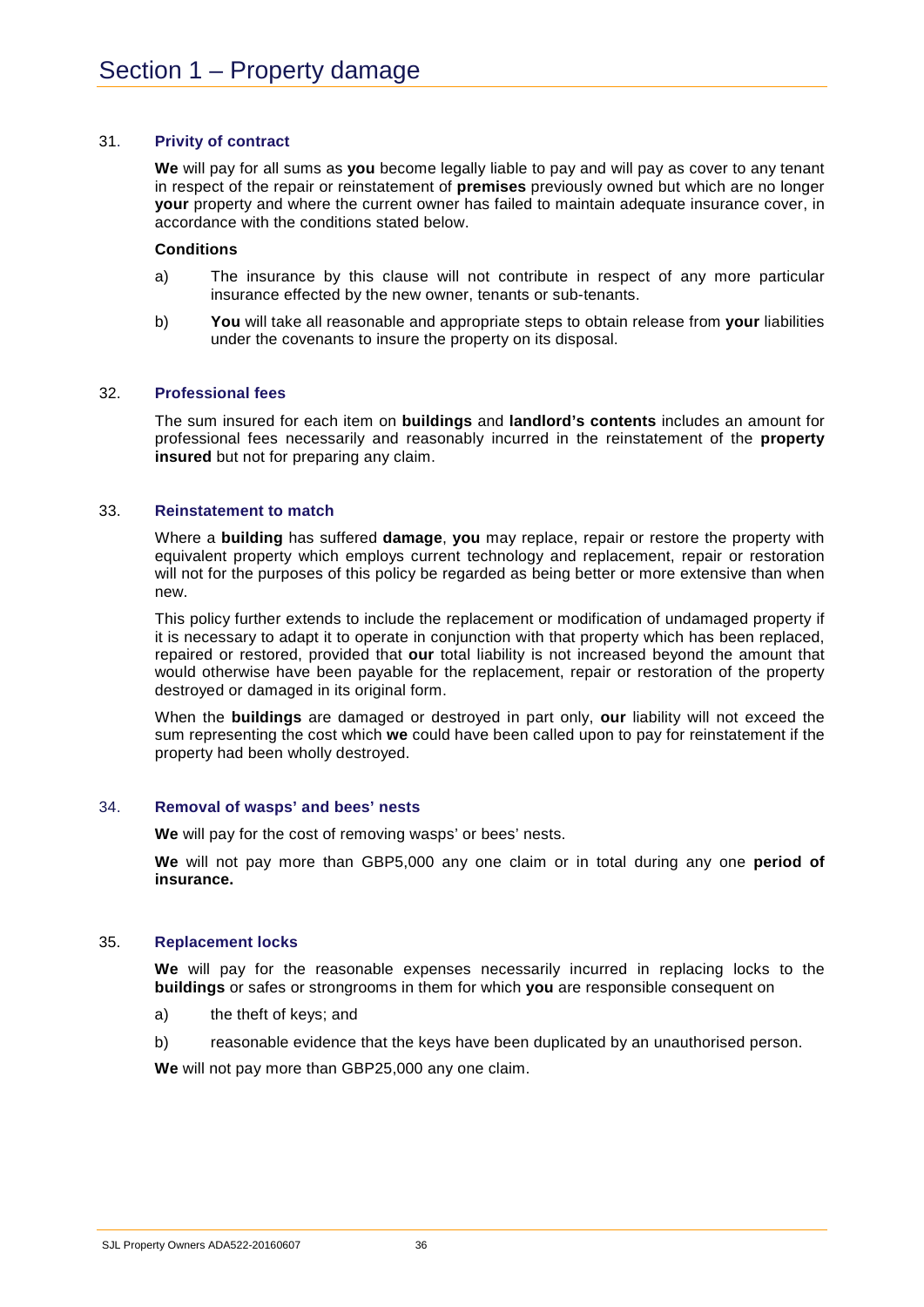# Section 1 – Property damage

### 31. Privity of contract

**We** will pay for all sums as **you** become legally liable to pay and will pay as cover to any tenant in respect of the repair or reinstatement of **premises** previously owned but which are no longer **your** property and where the current owner has failed to maintain adequate insurance cover, in accordance with the conditions stated below.

**Conditions**

a) The insurance by this clause will not contribute in respect of any more particular insurance effected by the new owner, tenants or sub-tenants.

b) **You** will take all reasonable and appropriate steps to obtain release from **your** liabilities under the covenants to insure the property on its disposal.

### 32. Professional fees

The sum insured for each item on **buildings** and **landlord's contents** includes an amount for professional fees necessarily and reasonably incurred in the reinstatement of the **property insured** but not for preparing any claim.

### 33. Reinstatement to match

Where a **building** has suffered **damage**, **you** may replace, repair or restore the property with equivalent property which employs current technology and replacement, repair or restoration will not for the purposes of this policy be regarded as being better or more extensive than when new.

This policy further extends to include the replacement or modification of undamaged property if it is necessary to adapt it to operate in conjunction with that property which has been replaced, repaired or restored, provided that **our** total liability is not increased beyond the amount that would otherwise have been payable for the replacement, repair or restoration of the property destroyed or damaged in its original form.

When the **buildings** are damaged or destroyed in part only, **our** liability will not exceed the sum representing the cost which **we** could have been called upon to pay for reinstatement if the property had been wholly destroyed.

### 34. Removal of wasps' and bees' nests

**We** will pay for the cost of removing wasps' or bees' nests.

**We** will not pay more than GBP5,000 any one claim or in total during any one **period of insurance.**

### 35. Replacement locks

**We** will pay for the reasonable expenses necessarily incurred in replacing locks to the **buildings** or safes or strongrooms in them for which **you** are responsible consequent on

a) the theft of keys; and

b) reasonable evidence that the keys have been duplicated by an unauthorised person.

**We** will not pay more than GBP25,000 any one claim.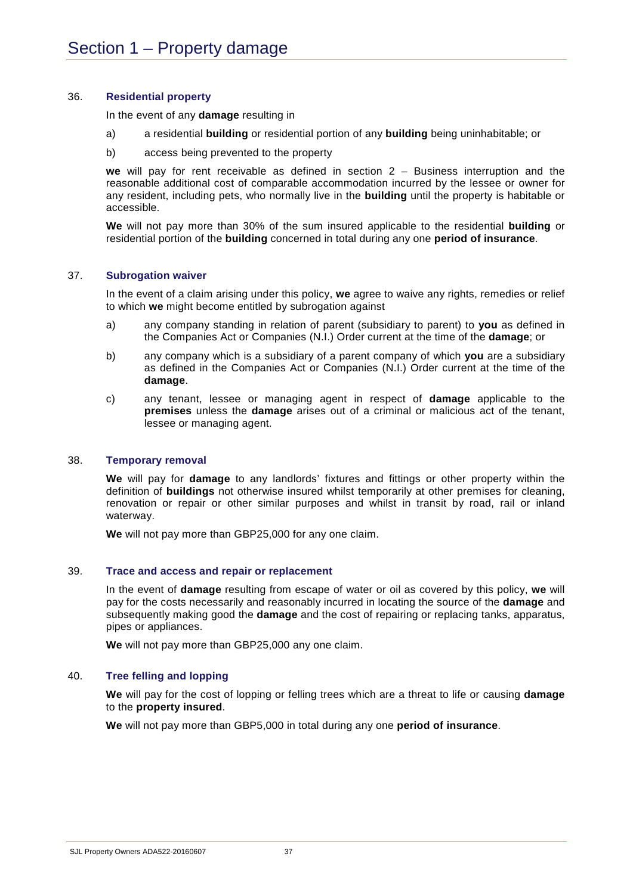# Section 1 – Property damage

## 36. Residential property

In the event of any **damage** resulting in

a) a residential **building** or residential portion of any **building** being uninhabitable; or

b) access being prevented to the property

**we** will pay for rent receivable as defined in section 2 – Business interruption and the reasonable additional cost of comparable accommodation incurred by the lessee or owner for any resident, including pets, who normally live in the **building** until the property is habitable or accessible.

**We** will not pay more than 30% of the sum insured applicable to the residential **building** or residential portion of the **building** concerned in total during any one **period of insurance**.

## 37. Subrogation waiver

In the event of a claim arising under this policy, **we** agree to waive any rights, remedies or relief to which **we** might become entitled by subrogation against

a) any company standing in relation of parent (subsidiary to parent) to **you** as defined in the Companies Act or Companies (N.I.) Order current at the time of the **damage**; or

b) any company which is a subsidiary of a parent company of which **you** are a subsidiary as defined in the Companies Act or Companies (N.I.) Order current at the time of the **damage**.

c) any tenant, lessee or managing agent in respect of **damage** applicable to the **premises** unless the **damage** arises out of a criminal or malicious act of the tenant, lessee or managing agent.

## 38. Temporary removal

**We** will pay for **damage** to any landlords' fixtures and fittings or other property within the definition of **buildings** not otherwise insured whilst temporarily at other premises for cleaning, renovation or repair or other similar purposes and whilst in transit by road, rail or inland waterway.

**We** will not pay more than GBP25,000 for any one claim.

## 39. Trace and access and repair or replacement

In the event of **damage** resulting from escape of water or oil as covered by this policy, **we** will pay for the costs necessarily and reasonably incurred in locating the source of the **damage** and subsequently making good the **damage** and the cost of repairing or replacing tanks, apparatus, pipes or appliances.

**We** will not pay more than GBP25,000 any one claim.

## 40. Tree felling and lopping

**We** will pay for the cost of lopping or felling trees which are a threat to life or causing **damage** to the **property insured**.

**We** will not pay more than GBP5,000 in total during any one **period of insurance**.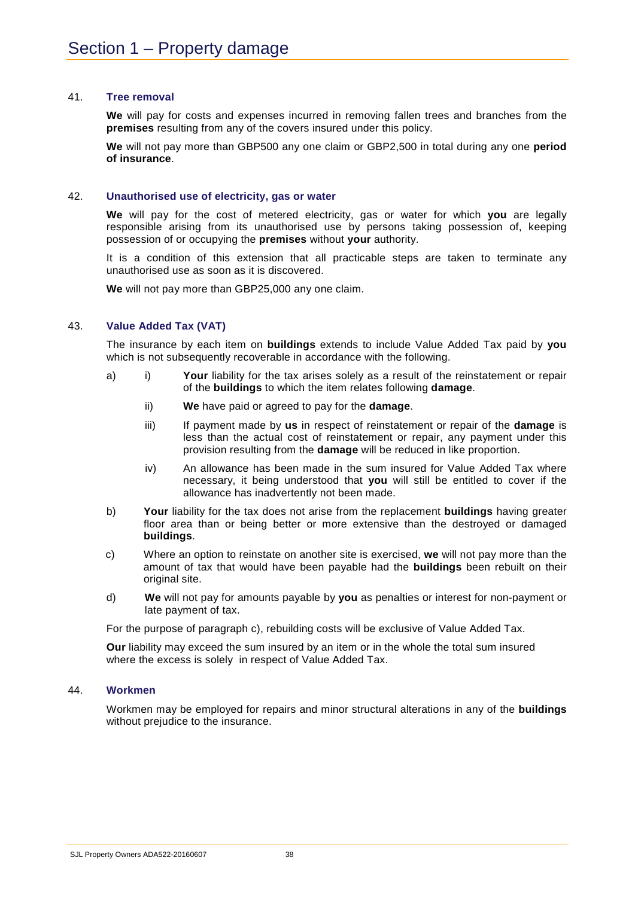# Section 1 – Property damage

### 41. Tree removal

**We** will pay for costs and expenses incurred in removing fallen trees and branches from the **premises** resulting from any of the covers insured under this policy.

**We** will not pay more than GBP500 any one claim or GBP2,500 in total during any one **period of insurance**.

### 42. Unauthorised use of electricity, gas or water

**We** will pay for the cost of metered electricity, gas or water for which **you** are legally responsible arising from its unauthorised use by persons taking possession of, keeping possession of or occupying the **premises** without **your** authority.

It is a condition of this extension that all practicable steps are taken to terminate any unauthorised use as soon as it is discovered.

**We** will not pay more than GBP25,000 any one claim.

### 43. Value Added Tax (VAT)

The insurance by each item on **buildings** extends to include Value Added Tax paid by **you** which is not subsequently recoverable in accordance with the following.

a) i) **Your** liability for the tax arises solely as a result of the reinstatement or repair of the **buildings** to which the item relates following **damage**.

   ii) **We** have paid or agreed to pay for the **damage**.

   iii) If payment made by **us** in respect of reinstatement or repair of the **damage** is less than the actual cost of reinstatement or repair, any payment under this provision resulting from the **damage** will be reduced in like proportion.

   iv) An allowance has been made in the sum insured for Value Added Tax where necessary, it being understood that **you** will still be entitled to cover if the allowance has inadvertently not been made.

b) **Your** liability for the tax does not arise from the replacement **buildings** having greater floor area than or being better or more extensive than the destroyed or damaged **buildings**.

c) Where an option to reinstate on another site is exercised, **we** will not pay more than the amount of tax that would have been payable had the **buildings** been rebuilt on their original site.

d) **We** will not pay for amounts payable by **you** as penalties or interest for non-payment or late payment of tax.

For the purpose of paragraph c), rebuilding costs will be exclusive of Value Added Tax.

**Our** liability may exceed the sum insured by an item or in the whole the total sum insured where the excess is solely in respect of Value Added Tax.

### 44. Workmen

Workmen may be employed for repairs and minor structural alterations in any of the **buildings** without prejudice to the insurance.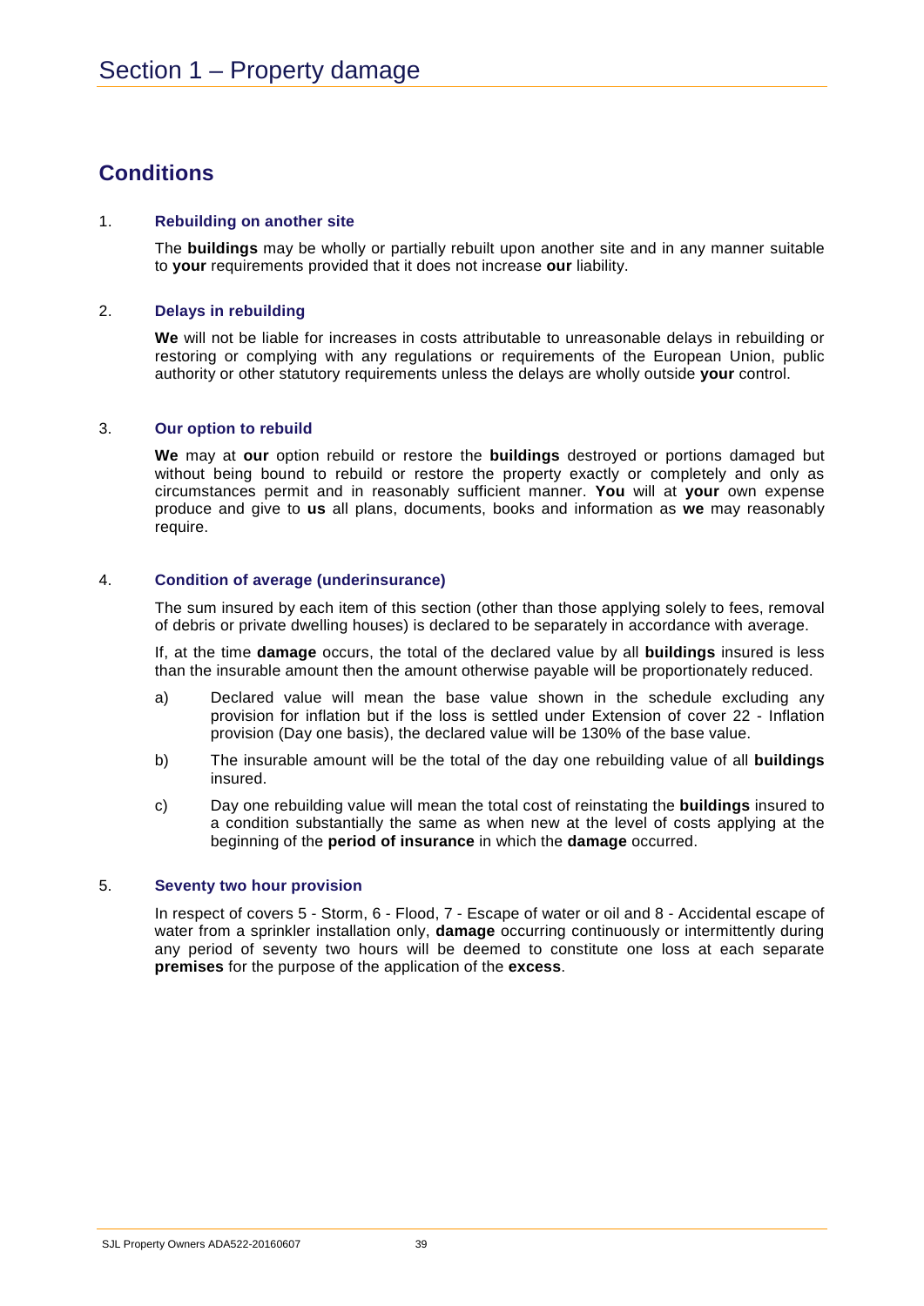# Section 1 – Property damage

## Conditions

1. **Rebuilding on another site**

   The **buildings** may be wholly or partially rebuilt upon another site and in any manner suitable to **your** requirements provided that it does not increase **our** liability.

2. **Delays in rebuilding**

   **We** will not be liable for increases in costs attributable to unreasonable delays in rebuilding or restoring or complying with any regulations or requirements of the European Union, public authority or other statutory requirements unless the delays are wholly outside **your** control.

3. **Our option to rebuild**

   **We** may at **our** option rebuild or restore the **buildings** destroyed or portions damaged but without being bound to rebuild or restore the property exactly or completely and only as circumstances permit and in reasonably sufficient manner. **You** will at **your** own expense produce and give to **us** all plans, documents, books and information as **we** may reasonably require.

4. **Condition of average (underinsurance)**

   The sum insured by each item of this section (other than those applying solely to fees, removal of debris or private dwelling houses) is declared to be separately in accordance with average.

   If, at the time **damage** occurs, the total of the declared value by all **buildings** insured is less than the insurable amount then the amount otherwise payable will be proportionately reduced.

   a) Declared value will mean the base value shown in the schedule excluding any provision for inflation but if the loss is settled under Extension of cover 22 - Inflation provision (Day one basis), the declared value will be 130% of the base value.

   b) The insurable amount will be the total of the day one rebuilding value of all **buildings** insured.

   c) Day one rebuilding value will mean the total cost of reinstating the **buildings** insured to a condition substantially the same as when new at the level of costs applying at the beginning of the **period of insurance** in which the **damage** occurred.

5. **Seventy two hour provision**

   In respect of covers 5 - Storm, 6 - Flood, 7 - Escape of water or oil and 8 - Accidental escape of water from a sprinkler installation only, **damage** occurring continuously or intermittently during any period of seventy two hours will be deemed to constitute one loss at each separate **premises** for the purpose of the application of the **excess**.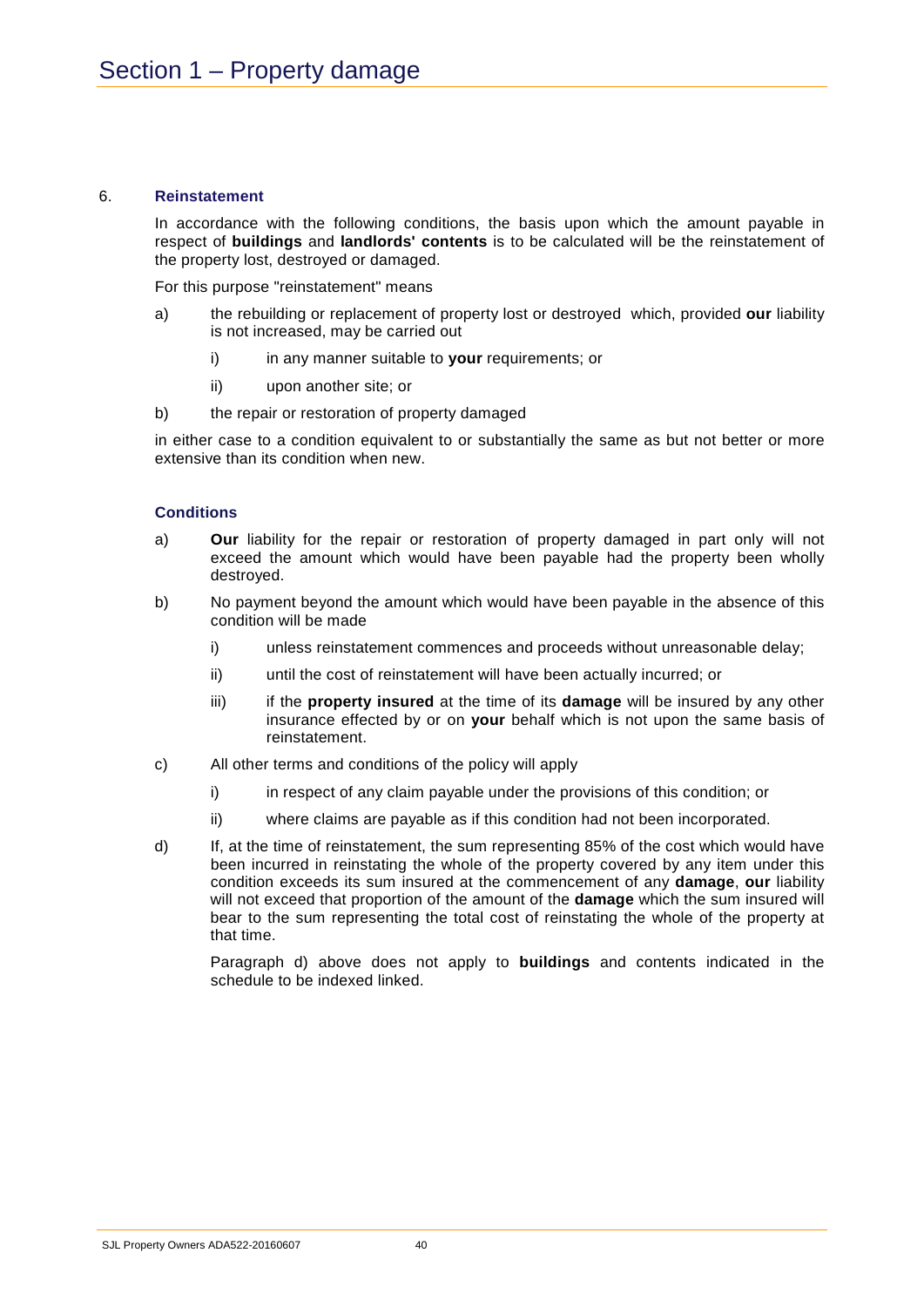# Section 1 – Property damage

### 6. Reinstatement

In accordance with the following conditions, the basis upon which the amount payable in respect of **buildings** and **landlords' contents** is to be calculated will be the reinstatement of the property lost, destroyed or damaged.

For this purpose "reinstatement" means

a) the rebuilding or replacement of property lost or destroyed which, provided **our** liability is not increased, may be carried out

   i) in any manner suitable to **your** requirements; or

   ii) upon another site; or

b) the repair or restoration of property damaged

in either case to a condition equivalent to or substantially the same as but not better or more extensive than its condition when new.

#### Conditions

a) **Our** liability for the repair or restoration of property damaged in part only will not exceed the amount which would have been payable had the property been wholly destroyed.

b) No payment beyond the amount which would have been payable in the absence of this condition will be made

   i) unless reinstatement commences and proceeds without unreasonable delay;

   ii) until the cost of reinstatement will have been actually incurred; or

   iii) if the **property insured** at the time of its **damage** will be insured by any other insurance effected by or on **your** behalf which is not upon the same basis of reinstatement.

c) All other terms and conditions of the policy will apply

   i) in respect of any claim payable under the provisions of this condition; or

   ii) where claims are payable as if this condition had not been incorporated.

d) If, at the time of reinstatement, the sum representing 85% of the cost which would have been incurred in reinstating the whole of the property covered by any item under this condition exceeds its sum insured at the commencement of any **damage**, **our** liability will not exceed that proportion of the amount of the **damage** which the sum insured will bear to the sum representing the total cost of reinstating the whole of the property at that time.

   Paragraph d) above does not apply to **buildings** and contents indicated in the schedule to be indexed linked.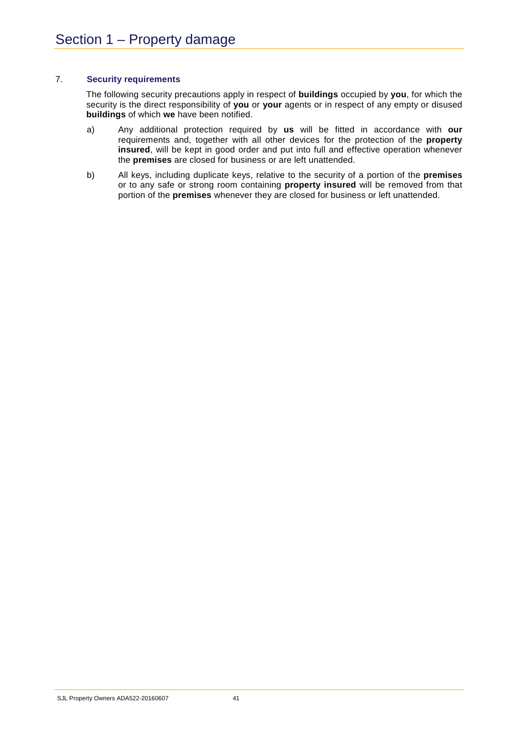# Section 1 – Property damage

7. **Security requirements**

The following security precautions apply in respect of **buildings** occupied by **you**, for which the security is the direct responsibility of **you** or **your** agents or in respect of any empty or disused **buildings** of which **we** have been notified.

a) Any additional protection required by **us** will be fitted in accordance with **our** requirements and, together with all other devices for the protection of the **property insured**, will be kept in good order and put into full and effective operation whenever the **premises** are closed for business or are left unattended.

b) All keys, including duplicate keys, relative to the security of a portion of the **premises** or to any safe or strong room containing **property insured** will be removed from that portion of the **premises** whenever they are closed for business or left unattended.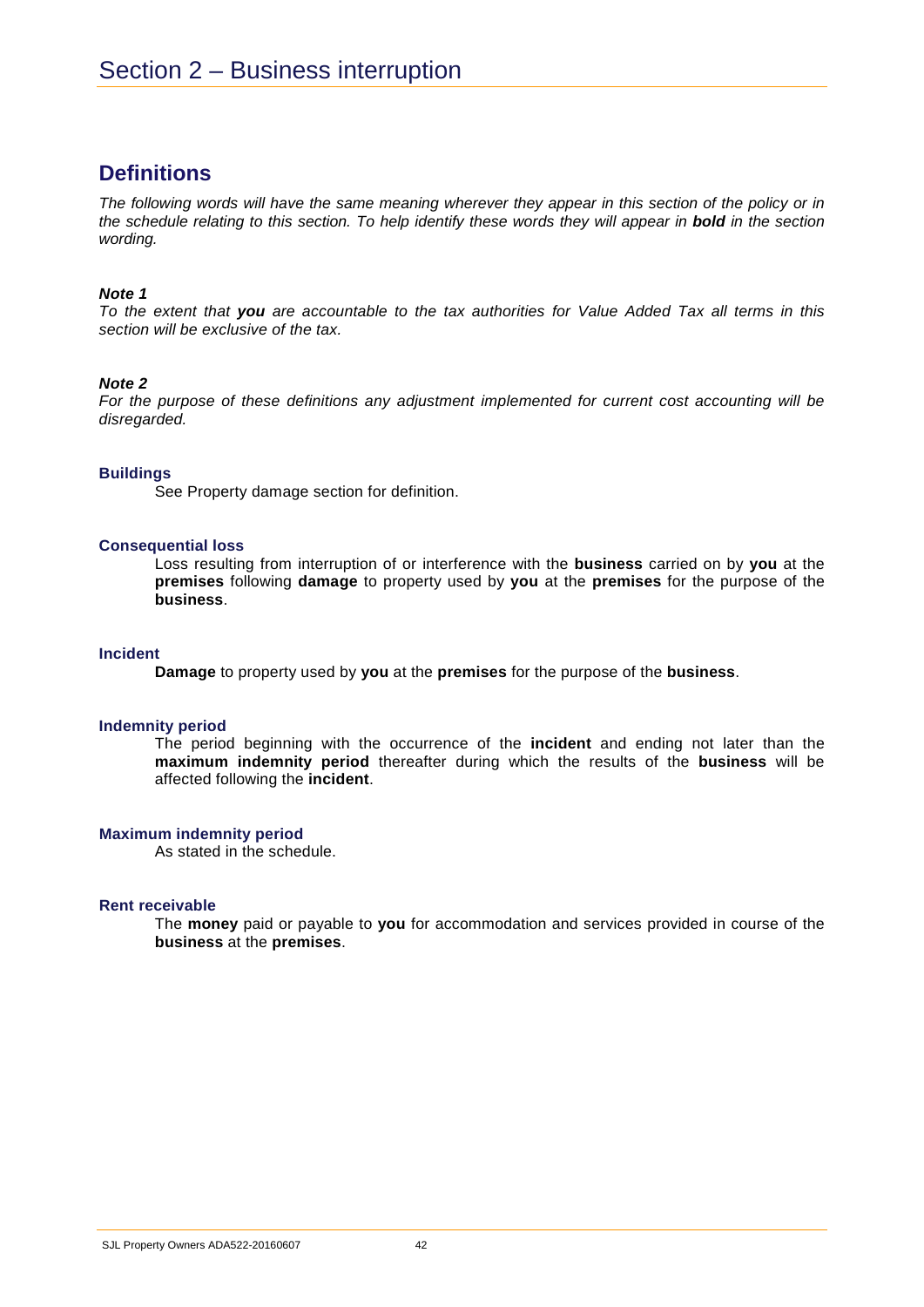# Section 2 – Business interruption

## Definitions

*The following words will have the same meaning wherever they appear in this section of the policy or in the schedule relating to this section. To help identify these words they will appear in **bold** in the section wording.*

***Note 1***
*To the extent that **you** are accountable to the tax authorities for Value Added Tax all terms in this section will be exclusive of the tax.*

***Note 2***
*For the purpose of these definitions any adjustment implemented for current cost accounting will be disregarded.*

**Buildings**
See Property damage section for definition.

**Consequential loss**
Loss resulting from interruption of or interference with the **business** carried on by **you** at the **premises** following **damage** to property used by **you** at the **premises** for the purpose of the **business**.

**Incident**
**Damage** to property used by **you** at the **premises** for the purpose of the **business**.

**Indemnity period**
The period beginning with the occurrence of the **incident** and ending not later than the **maximum indemnity period** thereafter during which the results of the **business** will be affected following the **incident**.

**Maximum indemnity period**
As stated in the schedule.

**Rent receivable**
The **money** paid or payable to **you** for accommodation and services provided in course of the **business** at the **premises**.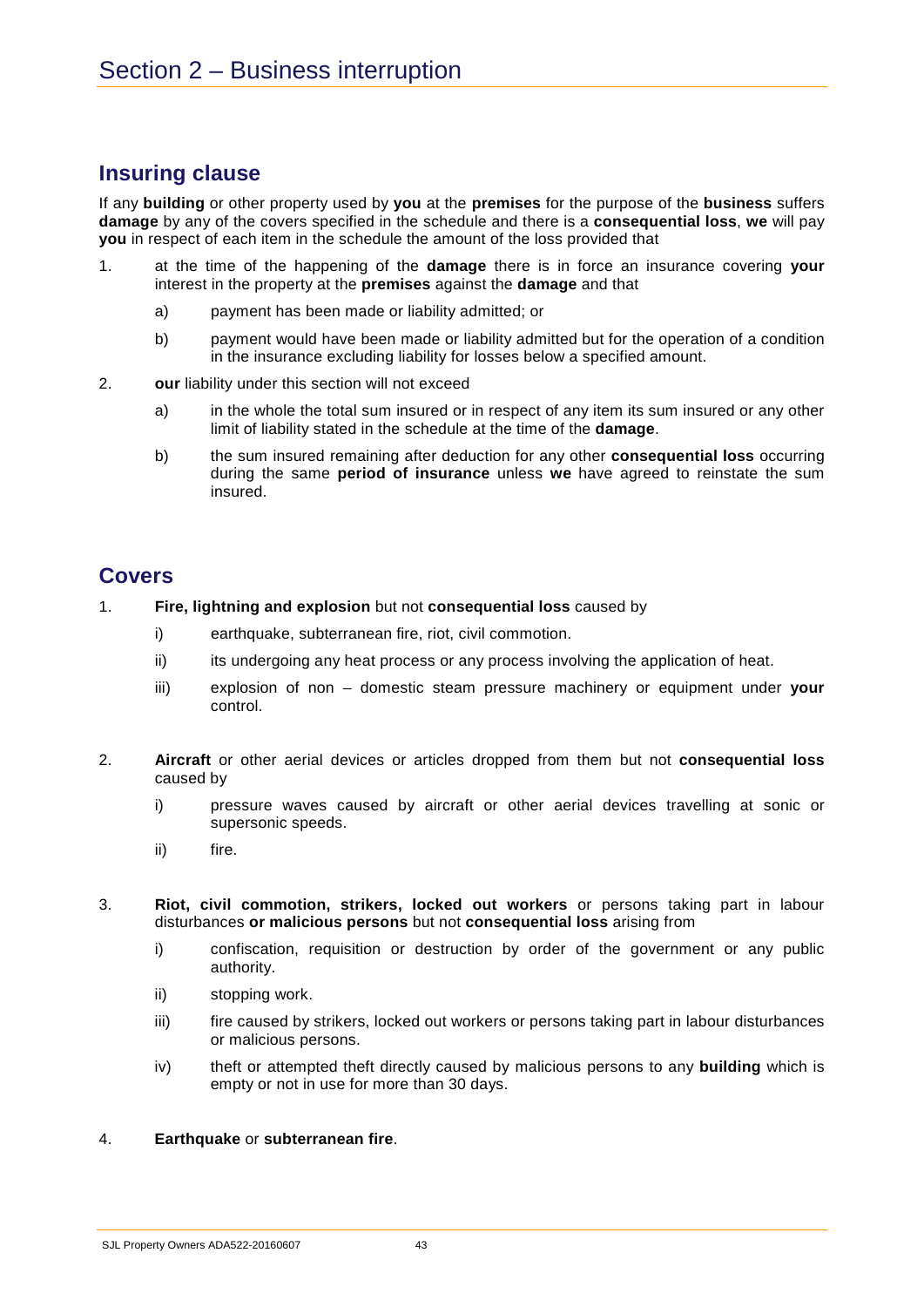# Section 2 – Business interruption

## Insuring clause

If any **building** or other property used by **you** at the **premises** for the purpose of the **business** suffers **damage** by any of the covers specified in the schedule and there is a **consequential loss**, **we** will pay **you** in respect of each item in the schedule the amount of the loss provided that

1. at the time of the happening of the **damage** there is in force an insurance covering **your** interest in the property at the **premises** against the **damage** and that
   a) payment has been made or liability admitted; or
   b) payment would have been made or liability admitted but for the operation of a condition in the insurance excluding liability for losses below a specified amount.
2. **our** liability under this section will not exceed
   a) in the whole the total sum insured or in respect of any item its sum insured or any other limit of liability stated in the schedule at the time of the **damage**.
   b) the sum insured remaining after deduction for any other **consequential loss** occurring during the same **period of insurance** unless **we** have agreed to reinstate the sum insured.

## Covers

1. **Fire, lightning and explosion** but not **consequential loss** caused by
   i) earthquake, subterranean fire, riot, civil commotion.
   ii) its undergoing any heat process or any process involving the application of heat.
   iii) explosion of non – domestic steam pressure machinery or equipment under **your** control.
2. **Aircraft** or other aerial devices or articles dropped from them but not **consequential loss** caused by
   i) pressure waves caused by aircraft or other aerial devices travelling at sonic or supersonic speeds.
   ii) fire.
3. **Riot, civil commotion, strikers, locked out workers** or persons taking part in labour disturbances **or malicious persons** but not **consequential loss** arising from
   i) confiscation, requisition or destruction by order of the government or any public authority.
   ii) stopping work.
   iii) fire caused by strikers, locked out workers or persons taking part in labour disturbances or malicious persons.
   iv) theft or attempted theft directly caused by malicious persons to any **building** which is empty or not in use for more than 30 days.
4. **Earthquake** or **subterranean fire**.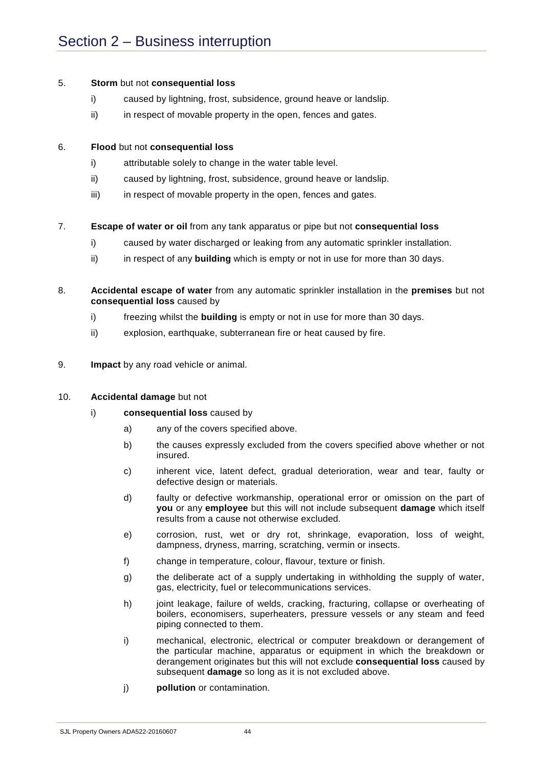# Section 2 – Business interruption

5. **Storm** but not **consequential loss**

   i) caused by lightning, frost, subsidence, ground heave or landslip.

   ii) in respect of movable property in the open, fences and gates.

6. **Flood** but not **consequential loss**

   i) attributable solely to change in the water table level.

   ii) caused by lightning, frost, subsidence, ground heave or landslip.

   iii) in respect of movable property in the open, fences and gates.

7. **Escape of water or oil** from any tank apparatus or pipe but not **consequential loss**

   i) caused by water discharged or leaking from any automatic sprinkler installation.

   ii) in respect of any **building** which is empty or not in use for more than 30 days.

8. **Accidental escape of water** from any automatic sprinkler installation in the **premises** but not **consequential loss** caused by

   i) freezing whilst the **building** is empty or not in use for more than 30 days.

   ii) explosion, earthquake, subterranean fire or heat caused by fire.

9. **Impact** by any road vehicle or animal.

10. **Accidental damage** but not

    i) **consequential loss** caused by

       a) any of the covers specified above.

       b) the causes expressly excluded from the covers specified above whether or not insured.

       c) inherent vice, latent defect, gradual deterioration, wear and tear, faulty or defective design or materials.

       d) faulty or defective workmanship, operational error or omission on the part of **you** or any **employee** but this will not include subsequent **damage** which itself results from a cause not otherwise excluded.

       e) corrosion, rust, wet or dry rot, shrinkage, evaporation, loss of weight, dampness, dryness, marring, scratching, vermin or insects.

       f) change in temperature, colour, flavour, texture or finish.

       g) the deliberate act of a supply undertaking in withholding the supply of water, gas, electricity, fuel or telecommunications services.

       h) joint leakage, failure of welds, cracking, fracturing, collapse or overheating of boilers, economisers, superheaters, pressure vessels or any steam and feed piping connected to them.

       i) mechanical, electronic, electrical or computer breakdown or derangement of the particular machine, apparatus or equipment in which the breakdown or derangement originates but this will not exclude **consequential loss** caused by subsequent **damage** so long as it is not excluded above.

       j) **pollution** or contamination.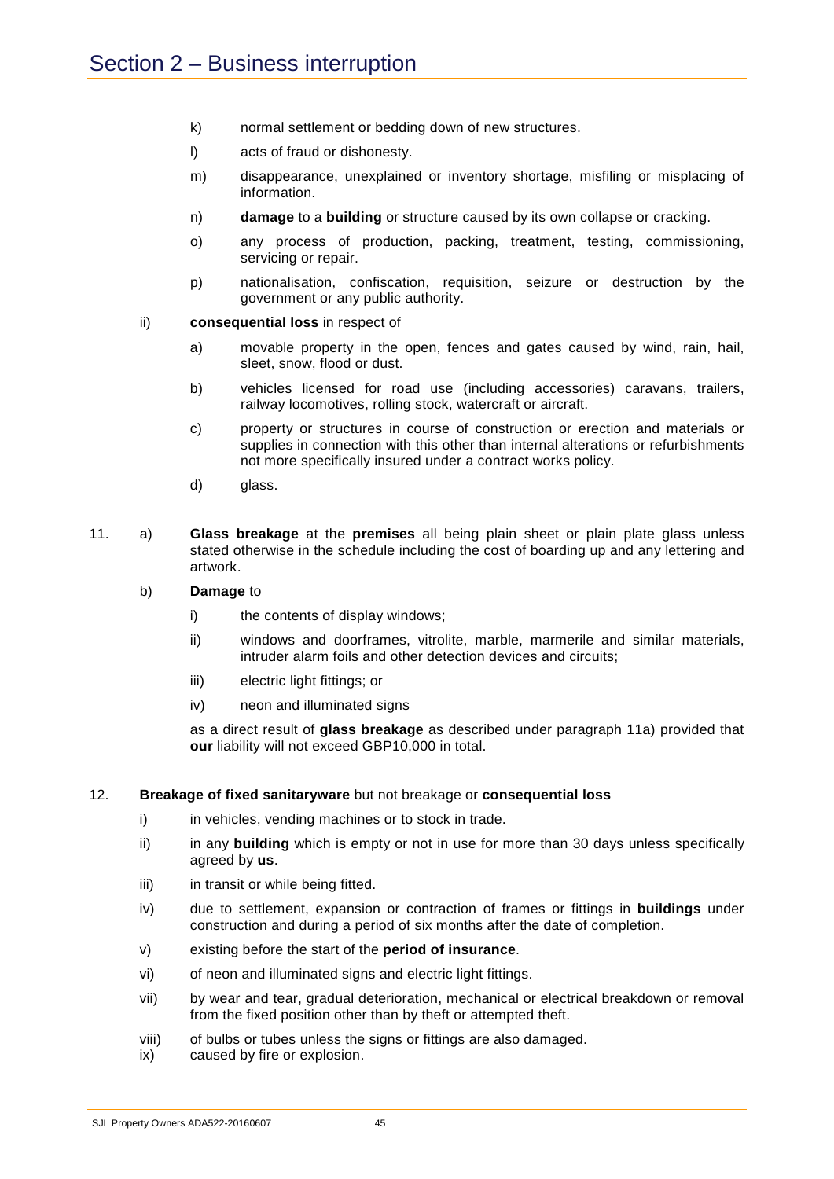# Section 2 – Business interruption

- k) normal settlement or bedding down of new structures.
- l) acts of fraud or dishonesty.
- m) disappearance, unexplained or inventory shortage, misfiling or misplacing of information.
- n) **damage** to a **building** or structure caused by its own collapse or cracking.
- o) any process of production, packing, treatment, testing, commissioning, servicing or repair.
- p) nationalisation, confiscation, requisition, seizure or destruction by the government or any public authority.

ii) **consequential loss** in respect of

- a) movable property in the open, fences and gates caused by wind, rain, hail, sleet, snow, flood or dust.
- b) vehicles licensed for road use (including accessories) caravans, trailers, railway locomotives, rolling stock, watercraft or aircraft.
- c) property or structures in course of construction or erection and materials or supplies in connection with this other than internal alterations or refurbishments not more specifically insured under a contract works policy.
- d) glass.

11. a) **Glass breakage** at the **premises** all being plain sheet or plain plate glass unless stated otherwise in the schedule including the cost of boarding up and any lettering and artwork.

    b) **Damage** to

    - i) the contents of display windows;
    - ii) windows and doorframes, vitrolite, marble, marmerile and similar materials, intruder alarm foils and other detection devices and circuits;
    - iii) electric light fittings; or
    - iv) neon and illuminated signs

    as a direct result of **glass breakage** as described under paragraph 11a) provided that **our** liability will not exceed GBP10,000 in total.

12. **Breakage of fixed sanitaryware** but not breakage or **consequential loss**

    - i) in vehicles, vending machines or to stock in trade.
    - ii) in any **building** which is empty or not in use for more than 30 days unless specifically agreed by **us**.
    - iii) in transit or while being fitted.
    - iv) due to settlement, expansion or contraction of frames or fittings in **buildings** under construction and during a period of six months after the date of completion.
    - v) existing before the start of the **period of insurance**.
    - vi) of neon and illuminated signs and electric light fittings.
    - vii) by wear and tear, gradual deterioration, mechanical or electrical breakdown or removal from the fixed position other than by theft or attempted theft.
    - viii) of bulbs or tubes unless the signs or fittings are also damaged.
    - ix) caused by fire or explosion.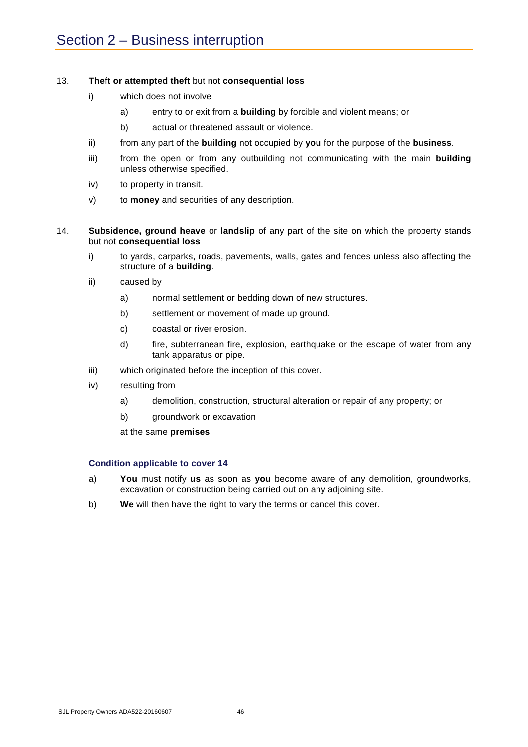# Section 2 – Business interruption

13. **Theft or attempted theft** but not **consequential loss**

    i) which does not involve

       a) entry to or exit from a **building** by forcible and violent means; or

       b) actual or threatened assault or violence.

    ii) from any part of the **building** not occupied by **you** for the purpose of the **business**.

    iii) from the open or from any outbuilding not communicating with the main **building** unless otherwise specified.

    iv) to property in transit.

    v) to **money** and securities of any description.

14. **Subsidence, ground heave** or **landslip** of any part of the site on which the property stands but not **consequential loss**

    i) to yards, carparks, roads, pavements, walls, gates and fences unless also affecting the structure of a **building**.

    ii) caused by

       a) normal settlement or bedding down of new structures.

       b) settlement or movement of made up ground.

       c) coastal or river erosion.

       d) fire, subterranean fire, explosion, earthquake or the escape of water from any tank apparatus or pipe.

    iii) which originated before the inception of this cover.

    iv) resulting from

       a) demolition, construction, structural alteration or repair of any property; or

       b) groundwork or excavation

       at the same **premises**.

### Condition applicable to cover 14

a) **You** must notify **us** as soon as **you** become aware of any demolition, groundworks, excavation or construction being carried out on any adjoining site.

b) **We** will then have the right to vary the terms or cancel this cover.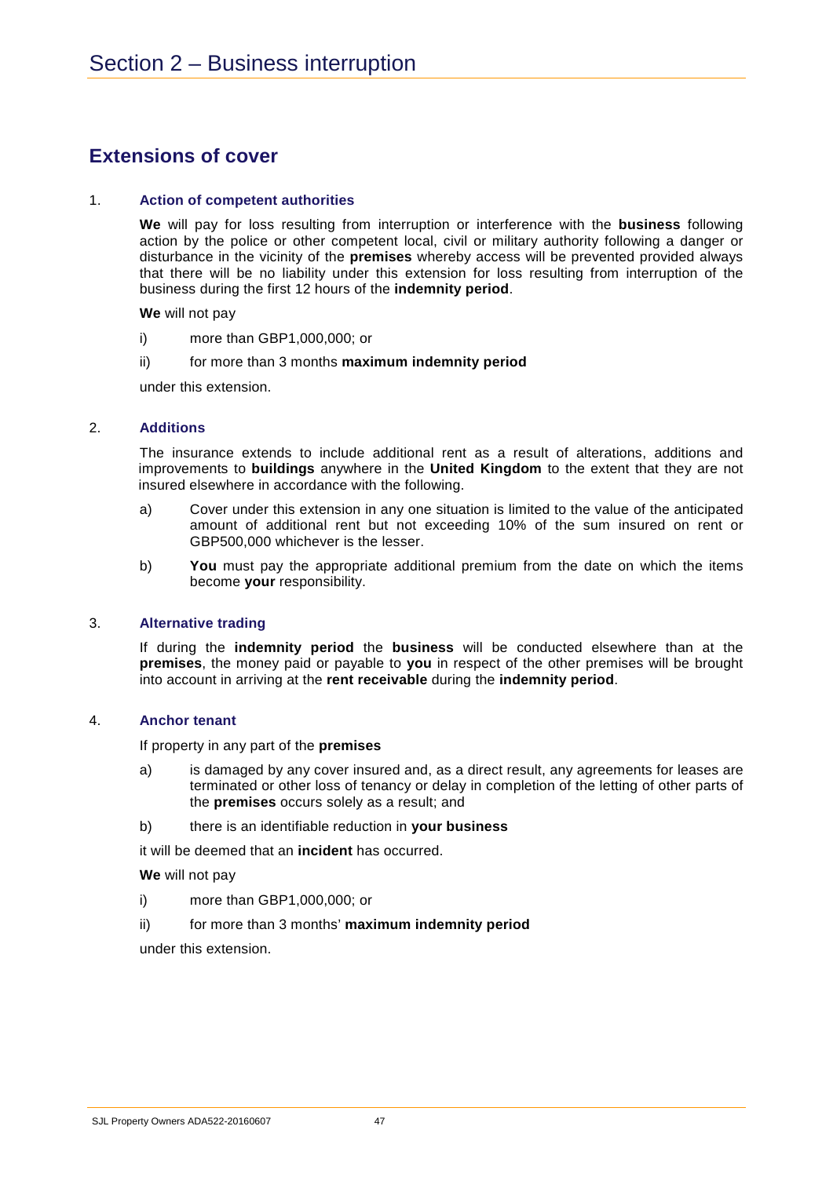# Section 2 – Business interruption

## Extensions of cover

1. **Action of competent authorities**

   **We** will pay for loss resulting from interruption or interference with the **business** following action by the police or other competent local, civil or military authority following a danger or disturbance in the vicinity of the **premises** whereby access will be prevented provided always that there will be no liability under this extension for loss resulting from interruption of the business during the first 12 hours of the **indemnity period**.

   **We** will not pay

   i) more than GBP1,000,000; or

   ii) for more than 3 months **maximum indemnity period**

   under this extension.

2. **Additions**

   The insurance extends to include additional rent as a result of alterations, additions and improvements to **buildings** anywhere in the **United Kingdom** to the extent that they are not insured elsewhere in accordance with the following.

   a) Cover under this extension in any one situation is limited to the value of the anticipated amount of additional rent but not exceeding 10% of the sum insured on rent or GBP500,000 whichever is the lesser.

   b) **You** must pay the appropriate additional premium from the date on which the items become **your** responsibility.

3. **Alternative trading**

   If during the **indemnity period** the **business** will be conducted elsewhere than at the **premises**, the money paid or payable to **you** in respect of the other premises will be brought into account in arriving at the **rent receivable** during the **indemnity period**.

4. **Anchor tenant**

   If property in any part of the **premises**

   a) is damaged by any cover insured and, as a direct result, any agreements for leases are terminated or other loss of tenancy or delay in completion of the letting of other parts of the **premises** occurs solely as a result; and

   b) there is an identifiable reduction in **your business**

   it will be deemed that an **incident** has occurred.

   **We** will not pay

   i) more than GBP1,000,000; or

   ii) for more than 3 months' **maximum indemnity period**

   under this extension.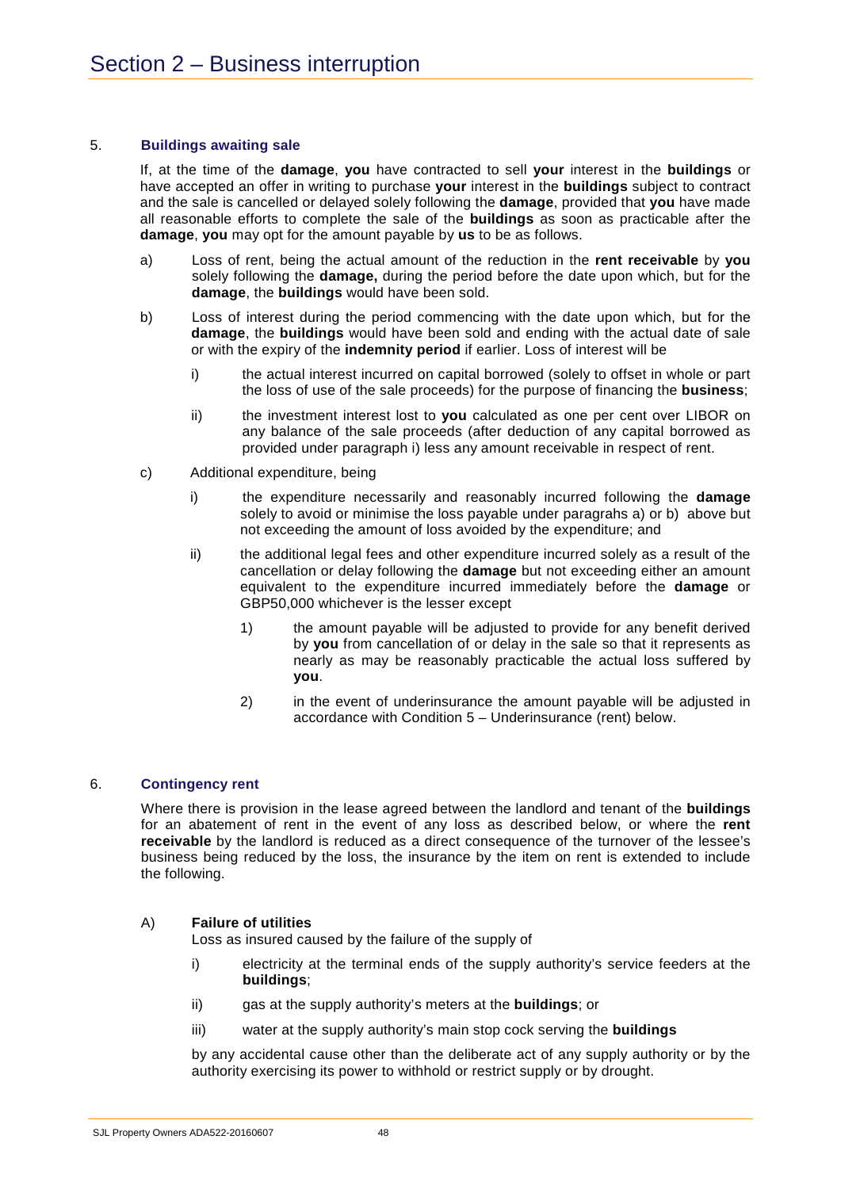# Section 2 – Business interruption

### 5. Buildings awaiting sale

If, at the time of the **damage**, **you** have contracted to sell **your** interest in the **buildings** or have accepted an offer in writing to purchase **your** interest in the **buildings** subject to contract and the sale is cancelled or delayed solely following the **damage**, provided that **you** have made all reasonable efforts to complete the sale of the **buildings** as soon as practicable after the **damage**, **you** may opt for the amount payable by **us** to be as follows.

a) Loss of rent, being the actual amount of the reduction in the **rent receivable** by **you** solely following the **damage,** during the period before the date upon which, but for the **damage**, the **buildings** would have been sold.

b) Loss of interest during the period commencing with the date upon which, but for the **damage**, the **buildings** would have been sold and ending with the actual date of sale or with the expiry of the **indemnity period** if earlier. Loss of interest will be

   i) the actual interest incurred on capital borrowed (solely to offset in whole or part the loss of use of the sale proceeds) for the purpose of financing the **business**;

   ii) the investment interest lost to **you** calculated as one per cent over LIBOR on any balance of the sale proceeds (after deduction of any capital borrowed as provided under paragraph i) less any amount receivable in respect of rent.

c) Additional expenditure, being

   i) the expenditure necessarily and reasonably incurred following the **damage** solely to avoid or minimise the loss payable under paragrahs a) or b) above but not exceeding the amount of loss avoided by the expenditure; and

   ii) the additional legal fees and other expenditure incurred solely as a result of the cancellation or delay following the **damage** but not exceeding either an amount equivalent to the expenditure incurred immediately before the **damage** or GBP50,000 whichever is the lesser except

      1) the amount payable will be adjusted to provide for any benefit derived by **you** from cancellation of or delay in the sale so that it represents as nearly as may be reasonably practicable the actual loss suffered by **you**.

      2) in the event of underinsurance the amount payable will be adjusted in accordance with Condition 5 – Underinsurance (rent) below.

### 6. Contingency rent

Where there is provision in the lease agreed between the landlord and tenant of the **buildings** for an abatement of rent in the event of any loss as described below, or where the **rent receivable** by the landlord is reduced as a direct consequence of the turnover of the lessee's business being reduced by the loss, the insurance by the item on rent is extended to include the following.

A) **Failure of utilities**

Loss as insured caused by the failure of the supply of

   i) electricity at the terminal ends of the supply authority's service feeders at the **buildings**;

   ii) gas at the supply authority's meters at the **buildings**; or

   iii) water at the supply authority's main stop cock serving the **buildings**

by any accidental cause other than the deliberate act of any supply authority or by the authority exercising its power to withhold or restrict supply or by drought.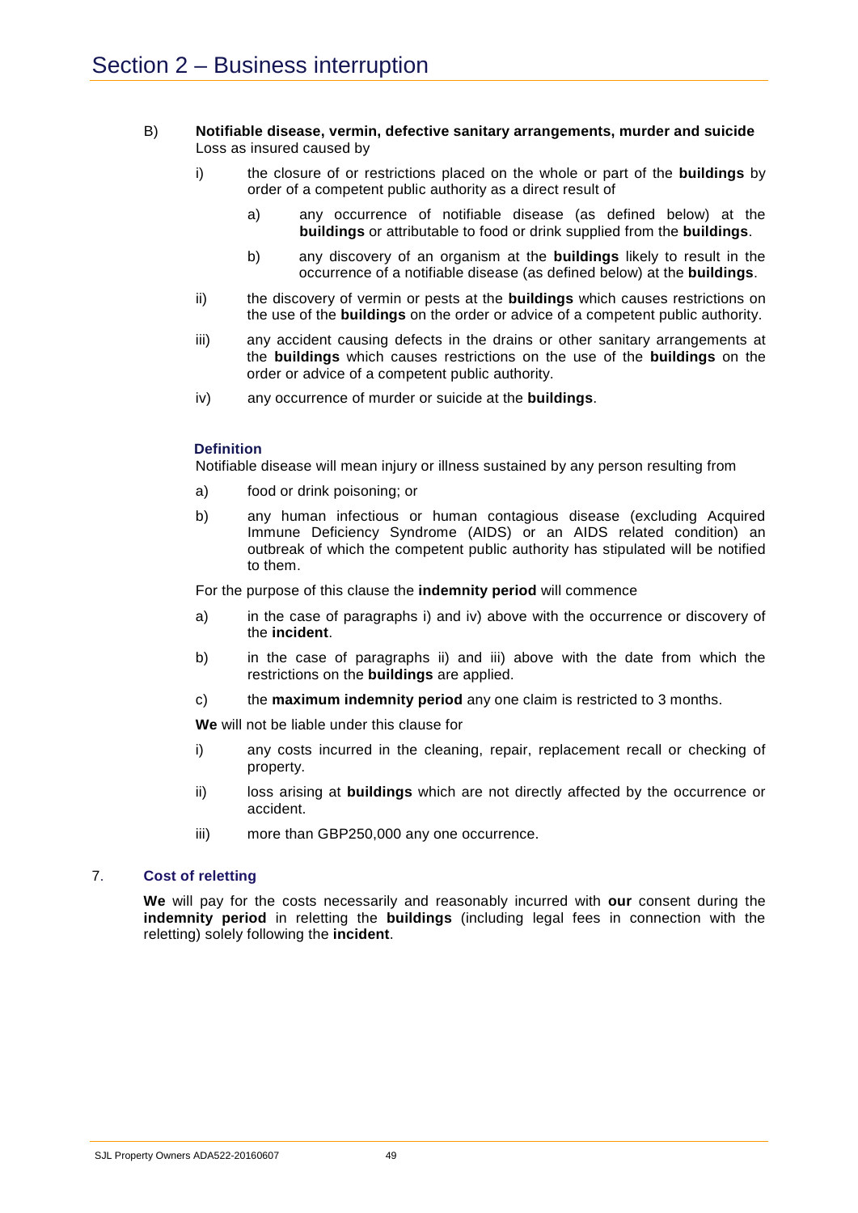# Section 2 – Business interruption

B) **Notifiable disease, vermin, defective sanitary arrangements, murder and suicide**
Loss as insured caused by

i) the closure of or restrictions placed on the whole or part of the **buildings** by order of a competent public authority as a direct result of

a) any occurrence of notifiable disease (as defined below) at the **buildings** or attributable to food or drink supplied from the **buildings**.

b) any discovery of an organism at the **buildings** likely to result in the occurrence of a notifiable disease (as defined below) at the **buildings**.

ii) the discovery of vermin or pests at the **buildings** which causes restrictions on the use of the **buildings** on the order or advice of a competent public authority.

iii) any accident causing defects in the drains or other sanitary arrangements at the **buildings** which causes restrictions on the use of the **buildings** on the order or advice of a competent public authority.

iv) any occurrence of murder or suicide at the **buildings**.

**Definition**

Notifiable disease will mean injury or illness sustained by any person resulting from

a) food or drink poisoning; or

b) any human infectious or human contagious disease (excluding Acquired Immune Deficiency Syndrome (AIDS) or an AIDS related condition) an outbreak of which the competent public authority has stipulated will be notified to them.

For the purpose of this clause the **indemnity period** will commence

a) in the case of paragraphs i) and iv) above with the occurrence or discovery of the **incident**.

b) in the case of paragraphs ii) and iii) above with the date from which the restrictions on the **buildings** are applied.

c) the **maximum indemnity period** any one claim is restricted to 3 months.

**We** will not be liable under this clause for

i) any costs incurred in the cleaning, repair, replacement recall or checking of property.

ii) loss arising at **buildings** which are not directly affected by the occurrence or accident.

iii) more than GBP250,000 any one occurrence.

7. **Cost of reletting**

**We** will pay for the costs necessarily and reasonably incurred with **our** consent during the **indemnity period** in reletting the **buildings** (including legal fees in connection with the reletting) solely following the **incident**.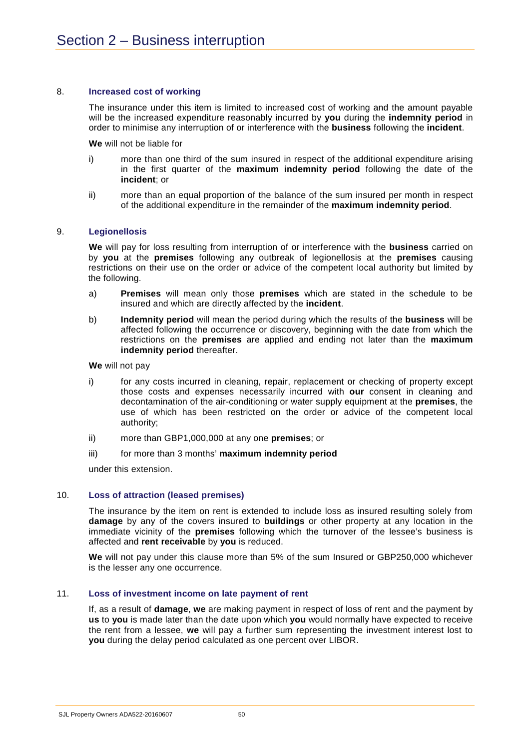# Section 2 – Business interruption

8. **Increased cost of working**

The insurance under this item is limited to increased cost of working and the amount payable will be the increased expenditure reasonably incurred by **you** during the **indemnity period** in order to minimise any interruption of or interference with the **business** following the **incident**.

**We** will not be liable for

i) more than one third of the sum insured in respect of the additional expenditure arising in the first quarter of the **maximum indemnity period** following the date of the **incident**; or

ii) more than an equal proportion of the balance of the sum insured per month in respect of the additional expenditure in the remainder of the **maximum indemnity period**.

9. **Legionellosis**

**We** will pay for loss resulting from interruption of or interference with the **business** carried on by **you** at the **premises** following any outbreak of legionellosis at the **premises** causing restrictions on their use on the order or advice of the competent local authority but limited by the following.

a) **Premises** will mean only those **premises** which are stated in the schedule to be insured and which are directly affected by the **incident**.

b) **Indemnity period** will mean the period during which the results of the **business** will be affected following the occurrence or discovery, beginning with the date from which the restrictions on the **premises** are applied and ending not later than the **maximum indemnity period** thereafter.

**We** will not pay

i) for any costs incurred in cleaning, repair, replacement or checking of property except those costs and expenses necessarily incurred with **our** consent in cleaning and decontamination of the air-conditioning or water supply equipment at the **premises**, the use of which has been restricted on the order or advice of the competent local authority;

ii) more than GBP1,000,000 at any one **premises**; or

iii) for more than 3 months' **maximum indemnity period**

under this extension.

10. **Loss of attraction (leased premises)**

The insurance by the item on rent is extended to include loss as insured resulting solely from **damage** by any of the covers insured to **buildings** or other property at any location in the immediate vicinity of the **premises** following which the turnover of the lessee's business is affected and **rent receivable** by **you** is reduced.

**We** will not pay under this clause more than 5% of the sum Insured or GBP250,000 whichever is the lesser any one occurrence.

11. **Loss of investment income on late payment of rent**

If, as a result of **damage**, **we** are making payment in respect of loss of rent and the payment by **us** to **you** is made later than the date upon which **you** would normally have expected to receive the rent from a lessee, **we** will pay a further sum representing the investment interest lost to **you** during the delay period calculated as one percent over LIBOR.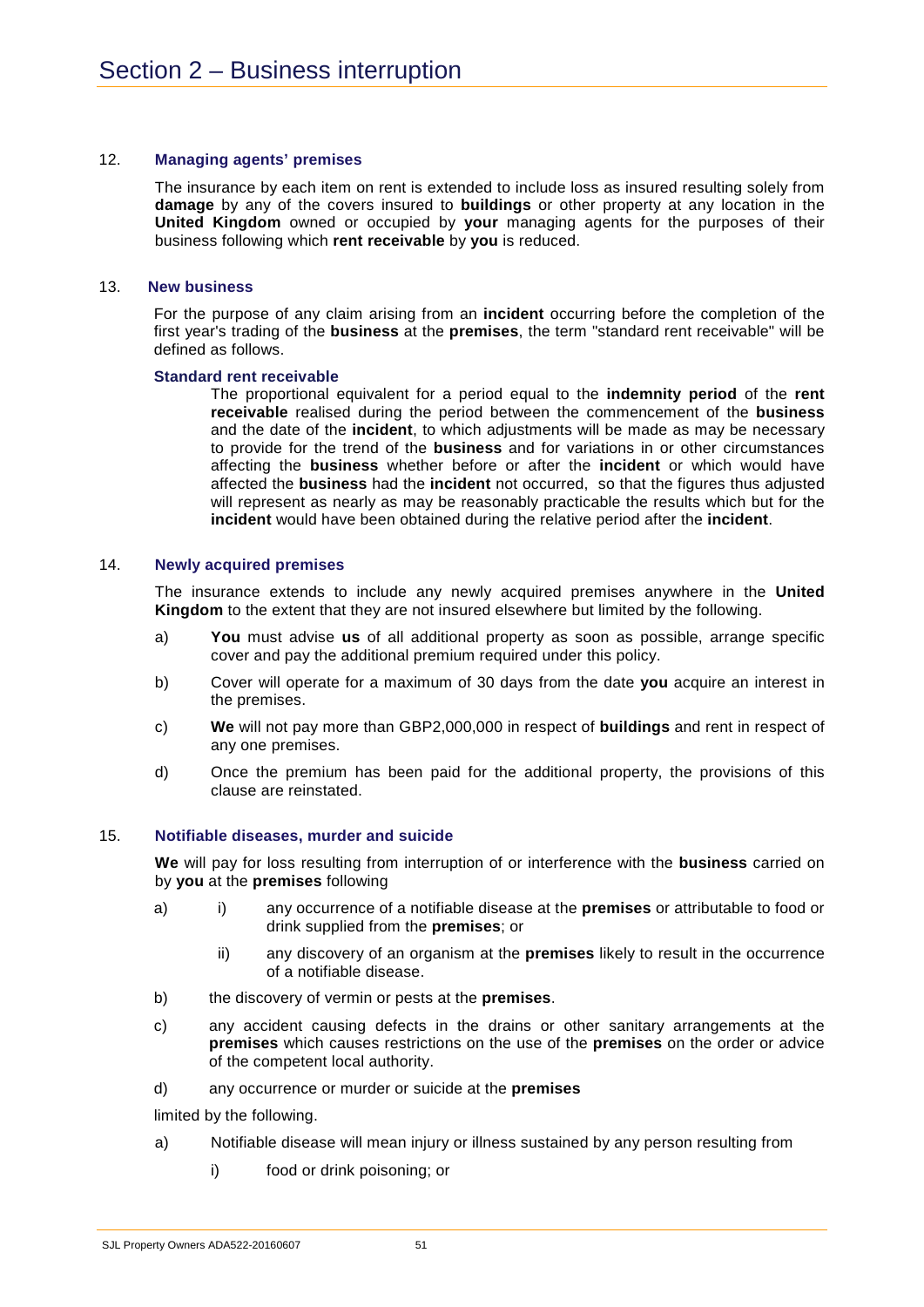# Section 2 – Business interruption

## 12. Managing agents' premises

The insurance by each item on rent is extended to include loss as insured resulting solely from **damage** by any of the covers insured to **buildings** or other property at any location in the **United Kingdom** owned or occupied by **your** managing agents for the purposes of their business following which **rent receivable** by **you** is reduced.

## 13. New business

For the purpose of any claim arising from an **incident** occurring before the completion of the first year's trading of the **business** at the **premises**, the term "standard rent receivable" will be defined as follows.

### Standard rent receivable

The proportional equivalent for a period equal to the **indemnity period** of the **rent receivable** realised during the period between the commencement of the **business** and the date of the **incident**, to which adjustments will be made as may be necessary to provide for the trend of the **business** and for variations in or other circumstances affecting the **business** whether before or after the **incident** or which would have affected the **business** had the **incident** not occurred, so that the figures thus adjusted will represent as nearly as may be reasonably practicable the results which but for the **incident** would have been obtained during the relative period after the **incident**.

## 14. Newly acquired premises

The insurance extends to include any newly acquired premises anywhere in the **United Kingdom** to the extent that they are not insured elsewhere but limited by the following.

a) **You** must advise **us** of all additional property as soon as possible, arrange specific cover and pay the additional premium required under this policy.

b) Cover will operate for a maximum of 30 days from the date **you** acquire an interest in the premises.

c) **We** will not pay more than GBP2,000,000 in respect of **buildings** and rent in respect of any one premises.

d) Once the premium has been paid for the additional property, the provisions of this clause are reinstated.

## 15. Notifiable diseases, murder and suicide

**We** will pay for loss resulting from interruption of or interference with the **business** carried on by **you** at the **premises** following

a)
   i) any occurrence of a notifiable disease at the **premises** or attributable to food or drink supplied from the **premises**; or
   ii) any discovery of an organism at the **premises** likely to result in the occurrence of a notifiable disease.

b) the discovery of vermin or pests at the **premises**.

c) any accident causing defects in the drains or other sanitary arrangements at the **premises** which causes restrictions on the use of the **premises** on the order or advice of the competent local authority.

d) any occurrence or murder or suicide at the **premises**

limited by the following.

a) Notifiable disease will mean injury or illness sustained by any person resulting from
   i) food or drink poisoning; or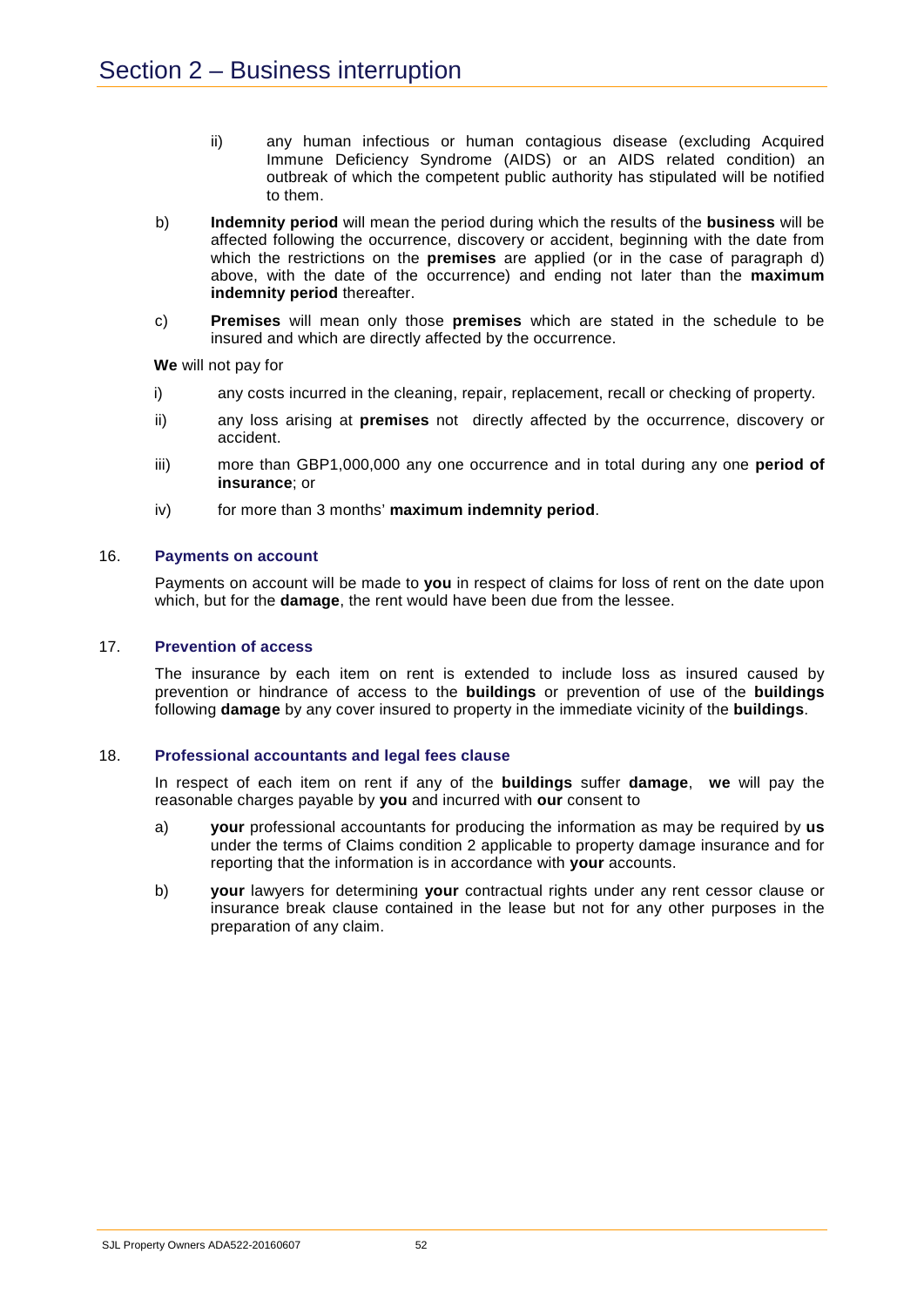# Section 2 – Business interruption

ii) any human infectious or human contagious disease (excluding Acquired Immune Deficiency Syndrome (AIDS) or an AIDS related condition) an outbreak of which the competent public authority has stipulated will be notified to them.

b) **Indemnity period** will mean the period during which the results of the **business** will be affected following the occurrence, discovery or accident, beginning with the date from which the restrictions on the **premises** are applied (or in the case of paragraph d) above, with the date of the occurrence) and ending not later than the **maximum indemnity period** thereafter.

c) **Premises** will mean only those **premises** which are stated in the schedule to be insured and which are directly affected by the occurrence.

**We** will not pay for

i) any costs incurred in the cleaning, repair, replacement, recall or checking of property.

ii) any loss arising at **premises** not directly affected by the occurrence, discovery or accident.

iii) more than GBP1,000,000 any one occurrence and in total during any one **period of insurance**; or

iv) for more than 3 months' **maximum indemnity period**.

## 16. Payments on account

Payments on account will be made to **you** in respect of claims for loss of rent on the date upon which, but for the **damage**, the rent would have been due from the lessee.

## 17. Prevention of access

The insurance by each item on rent is extended to include loss as insured caused by prevention or hindrance of access to the **buildings** or prevention of use of the **buildings** following **damage** by any cover insured to property in the immediate vicinity of the **buildings**.

## 18. Professional accountants and legal fees clause

In respect of each item on rent if any of the **buildings** suffer **damage**, **we** will pay the reasonable charges payable by **you** and incurred with **our** consent to

a) **your** professional accountants for producing the information as may be required by **us** under the terms of Claims condition 2 applicable to property damage insurance and for reporting that the information is in accordance with **your** accounts.

b) **your** lawyers for determining **your** contractual rights under any rent cessor clause or insurance break clause contained in the lease but not for any other purposes in the preparation of any claim.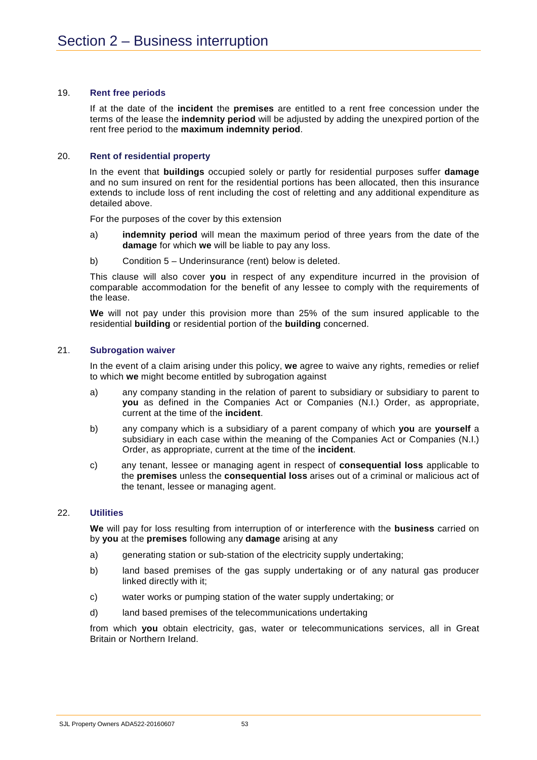# Section 2 – Business interruption

## 19. Rent free periods

If at the date of the **incident** the **premises** are entitled to a rent free concession under the terms of the lease the **indemnity period** will be adjusted by adding the unexpired portion of the rent free period to the **maximum indemnity period**.

## 20. Rent of residential property

In the event that **buildings** occupied solely or partly for residential purposes suffer **damage** and no sum insured on rent for the residential portions has been allocated, then this insurance extends to include loss of rent including the cost of reletting and any additional expenditure as detailed above.

For the purposes of the cover by this extension

a) **indemnity period** will mean the maximum period of three years from the date of the **damage** for which **we** will be liable to pay any loss.

b) Condition 5 – Underinsurance (rent) below is deleted.

This clause will also cover **you** in respect of any expenditure incurred in the provision of comparable accommodation for the benefit of any lessee to comply with the requirements of the lease.

**We** will not pay under this provision more than 25% of the sum insured applicable to the residential **building** or residential portion of the **building** concerned.

## 21. Subrogation waiver

In the event of a claim arising under this policy, **we** agree to waive any rights, remedies or relief to which **we** might become entitled by subrogation against

a) any company standing in the relation of parent to subsidiary or subsidiary to parent to **you** as defined in the Companies Act or Companies (N.I.) Order, as appropriate, current at the time of the **incident**.

b) any company which is a subsidiary of a parent company of which **you** are **yourself** a subsidiary in each case within the meaning of the Companies Act or Companies (N.I.) Order, as appropriate, current at the time of the **incident**.

c) any tenant, lessee or managing agent in respect of **consequential loss** applicable to the **premises** unless the **consequential loss** arises out of a criminal or malicious act of the tenant, lessee or managing agent.

## 22. Utilities

**We** will pay for loss resulting from interruption of or interference with the **business** carried on by **you** at the **premises** following any **damage** arising at any

a) generating station or sub-station of the electricity supply undertaking;

b) land based premises of the gas supply undertaking or of any natural gas producer linked directly with it;

c) water works or pumping station of the water supply undertaking; or

d) land based premises of the telecommunications undertaking

from which **you** obtain electricity, gas, water or telecommunications services, all in Great Britain or Northern Ireland.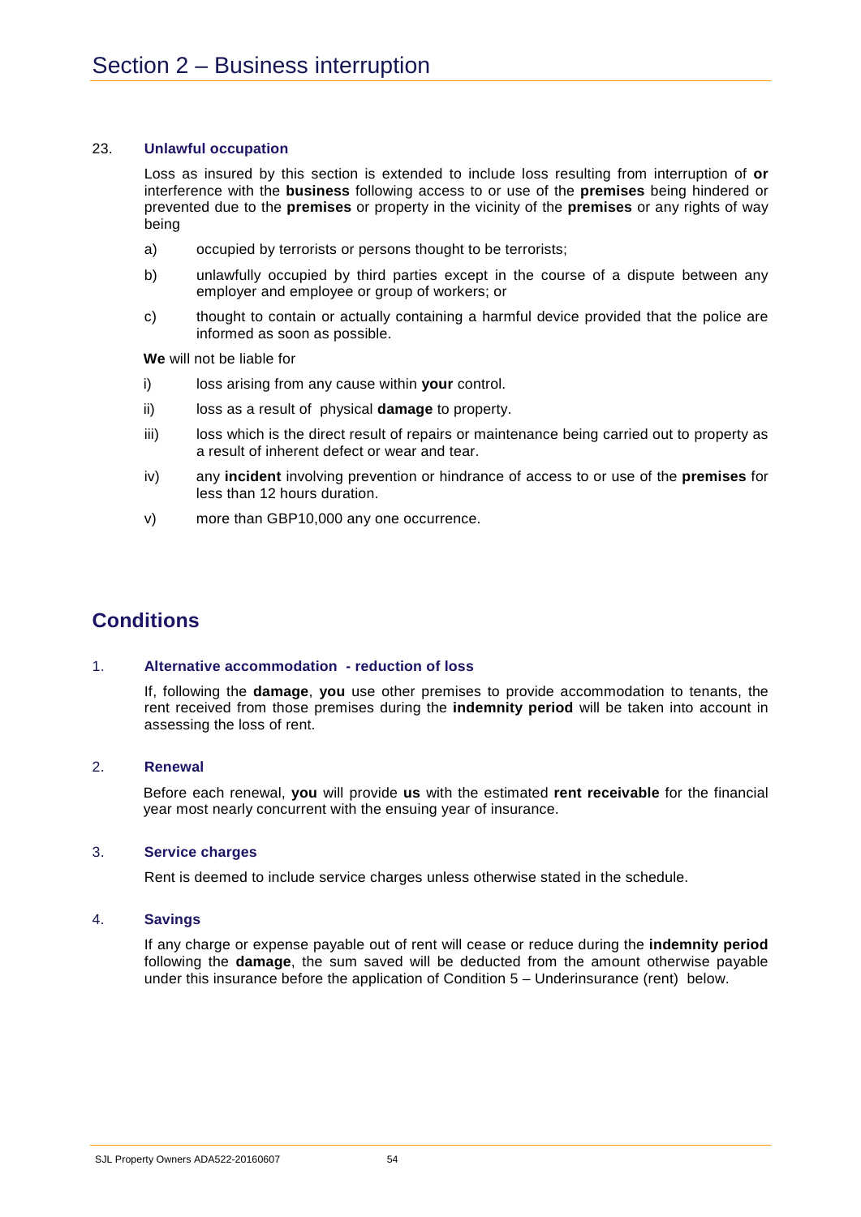# Section 2 – Business interruption

### 23. Unlawful occupation

Loss as insured by this section is extended to include loss resulting from interruption of **or** interference with the **business** following access to or use of the **premises** being hindered or prevented due to the **premises** or property in the vicinity of the **premises** or any rights of way being

a) occupied by terrorists or persons thought to be terrorists;

b) unlawfully occupied by third parties except in the course of a dispute between any employer and employee or group of workers; or

c) thought to contain or actually containing a harmful device provided that the police are informed as soon as possible.

**We** will not be liable for

i) loss arising from any cause within **your** control.

ii) loss as a result of physical **damage** to property.

iii) loss which is the direct result of repairs or maintenance being carried out to property as a result of inherent defect or wear and tear.

iv) any **incident** involving prevention or hindrance of access to or use of the **premises** for less than 12 hours duration.

v) more than GBP10,000 any one occurrence.

## Conditions

### 1. Alternative accommodation - reduction of loss

If, following the **damage**, **you** use other premises to provide accommodation to tenants, the rent received from those premises during the **indemnity period** will be taken into account in assessing the loss of rent.

### 2. Renewal

Before each renewal, **you** will provide **us** with the estimated **rent receivable** for the financial year most nearly concurrent with the ensuing year of insurance.

### 3. Service charges

Rent is deemed to include service charges unless otherwise stated in the schedule.

### 4. Savings

If any charge or expense payable out of rent will cease or reduce during the **indemnity period** following the **damage**, the sum saved will be deducted from the amount otherwise payable under this insurance before the application of Condition 5 – Underinsurance (rent) below.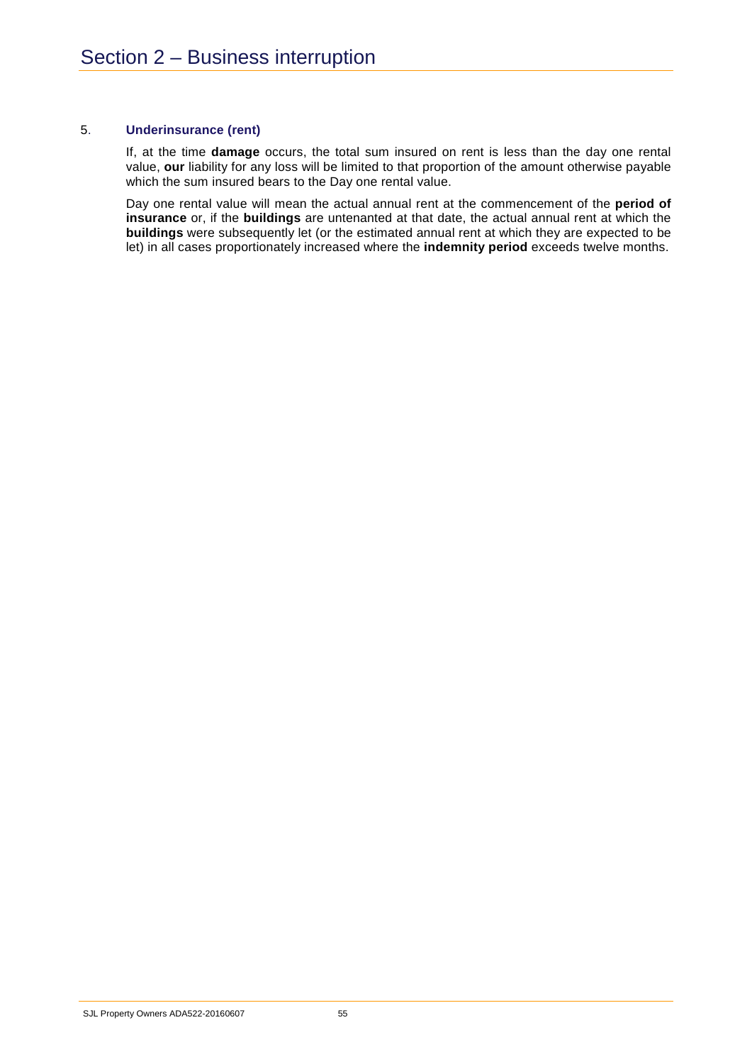# Section 2 – Business interruption

5. **Underinsurance (rent)**

   If, at the time **damage** occurs, the total sum insured on rent is less than the day one rental value, **our** liability for any loss will be limited to that proportion of the amount otherwise payable which the sum insured bears to the Day one rental value.

   Day one rental value will mean the actual annual rent at the commencement of the **period of insurance** or, if the **buildings** are untenanted at that date, the actual annual rent at which the **buildings** were subsequently let (or the estimated annual rent at which they are expected to be let) in all cases proportionately increased where the **indemnity period** exceeds twelve months.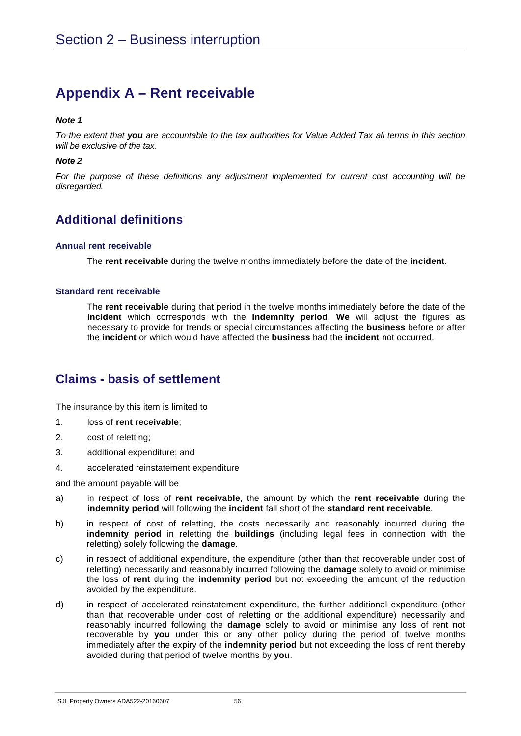# Appendix A – Rent receivable

***Note 1***

*To the extent that **you** are accountable to the tax authorities for Value Added Tax all terms in this section will be exclusive of the tax.*

***Note 2***

*For the purpose of these definitions any adjustment implemented for current cost accounting will be disregarded.*

## Additional definitions

### Annual rent receivable

The **rent receivable** during the twelve months immediately before the date of the **incident**.

### Standard rent receivable

The **rent receivable** during that period in the twelve months immediately before the date of the **incident** which corresponds with the **indemnity period**. **We** will adjust the figures as necessary to provide for trends or special circumstances affecting the **business** before or after the **incident** or which would have affected the **business** had the **incident** not occurred.

## Claims - basis of settlement

The insurance by this item is limited to

1. loss of **rent receivable**;
2. cost of reletting;
3. additional expenditure; and
4. accelerated reinstatement expenditure

and the amount payable will be

a) in respect of loss of **rent receivable**, the amount by which the **rent receivable** during the **indemnity period** will following the **incident** fall short of the **standard rent receivable**.

b) in respect of cost of reletting, the costs necessarily and reasonably incurred during the **indemnity period** in reletting the **buildings** (including legal fees in connection with the reletting) solely following the **damage**.

c) in respect of additional expenditure, the expenditure (other than that recoverable under cost of reletting) necessarily and reasonably incurred following the **damage** solely to avoid or minimise the loss of **rent** during the **indemnity period** but not exceeding the amount of the reduction avoided by the expenditure.

d) in respect of accelerated reinstatement expenditure, the further additional expenditure (other than that recoverable under cost of reletting or the additional expenditure) necessarily and reasonably incurred following the **damage** solely to avoid or minimise any loss of rent not recoverable by **you** under this or any other policy during the period of twelve months immediately after the expiry of the **indemnity period** but not exceeding the loss of rent thereby avoided during that period of twelve months by **you**.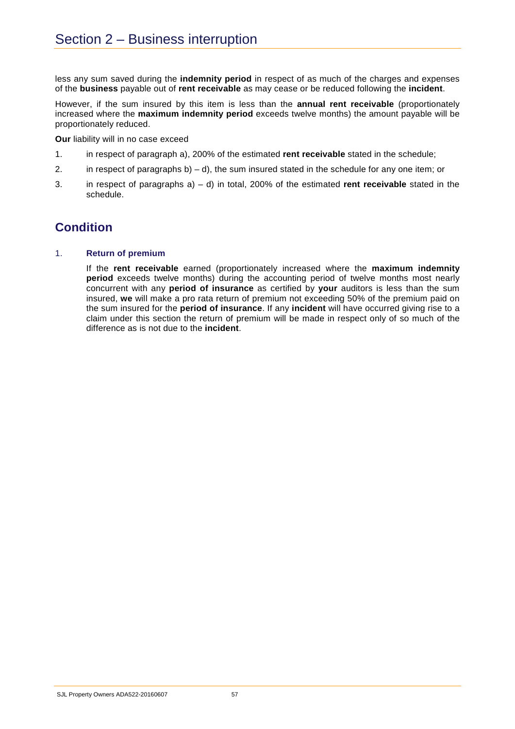# Section 2 – Business interruption

less any sum saved during the **indemnity period** in respect of as much of the charges and expenses of the **business** payable out of **rent receivable** as may cease or be reduced following the **incident**.

However, if the sum insured by this item is less than the **annual rent receivable** (proportionately increased where the **maximum indemnity period** exceeds twelve months) the amount payable will be proportionately reduced.

**Our** liability will in no case exceed

1. in respect of paragraph a), 200% of the estimated **rent receivable** stated in the schedule;
2. in respect of paragraphs b) – d), the sum insured stated in the schedule for any one item; or
3. in respect of paragraphs a) – d) in total, 200% of the estimated **rent receivable** stated in the schedule.

## Condition

1. **Return of premium**

   If the **rent receivable** earned (proportionately increased where the **maximum indemnity period** exceeds twelve months) during the accounting period of twelve months most nearly concurrent with any **period of insurance** as certified by **your** auditors is less than the sum insured, **we** will make a pro rata return of premium not exceeding 50% of the premium paid on the sum insured for the **period of insurance**. If any **incident** will have occurred giving rise to a claim under this section the return of premium will be made in respect only of so much of the difference as is not due to the **incident**.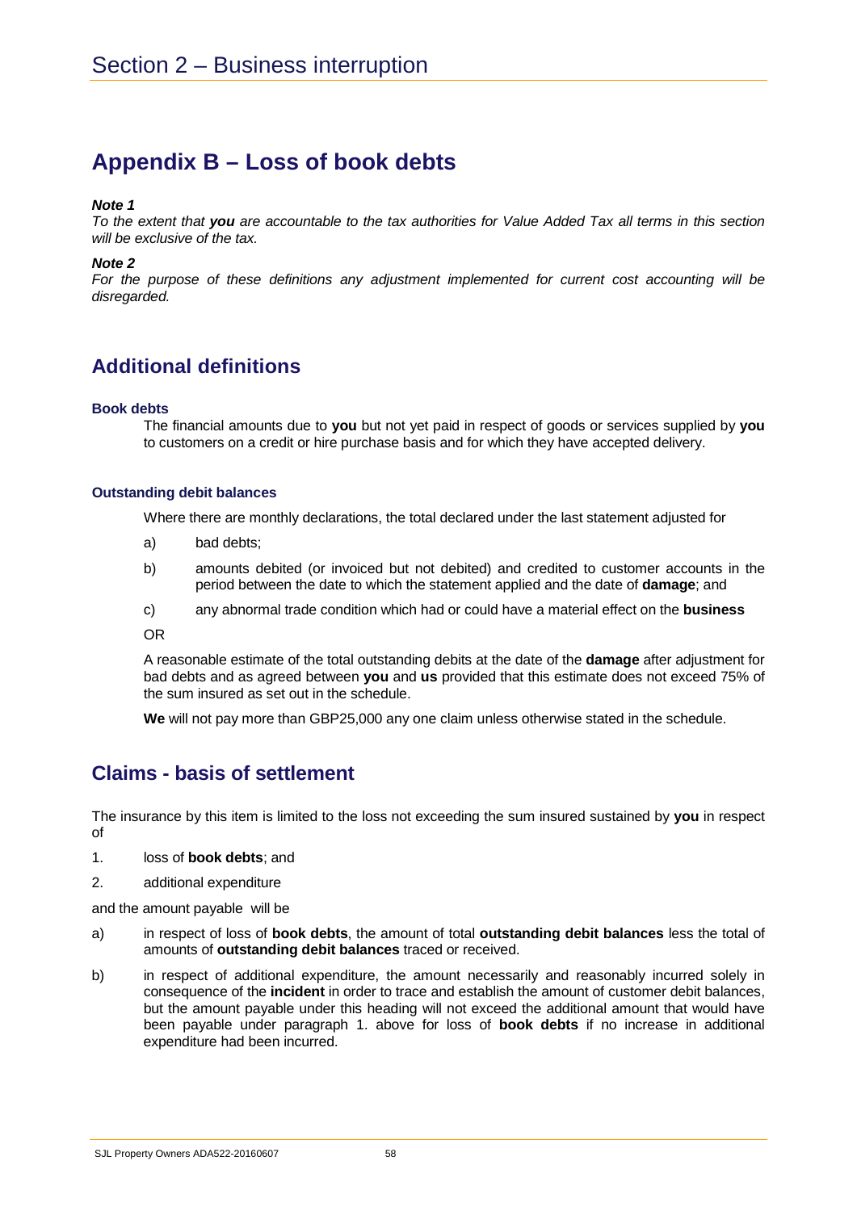# Section 2 – Business interruption

## Appendix B – Loss of book debts

***Note 1***

*To the extent that **you** are accountable to the tax authorities for Value Added Tax all terms in this section will be exclusive of the tax.*

***Note 2***

*For the purpose of these definitions any adjustment implemented for current cost accounting will be disregarded.*

## Additional definitions

#### Book debts

The financial amounts due to **you** but not yet paid in respect of goods or services supplied by **you** to customers on a credit or hire purchase basis and for which they have accepted delivery.

#### Outstanding debit balances

Where there are monthly declarations, the total declared under the last statement adjusted for

a) bad debts;

b) amounts debited (or invoiced but not debited) and credited to customer accounts in the period between the date to which the statement applied and the date of **damage**; and

c) any abnormal trade condition which had or could have a material effect on the **business**

OR

A reasonable estimate of the total outstanding debits at the date of the **damage** after adjustment for bad debts and as agreed between **you** and **us** provided that this estimate does not exceed 75% of the sum insured as set out in the schedule.

**We** will not pay more than GBP25,000 any one claim unless otherwise stated in the schedule.

## Claims - basis of settlement

The insurance by this item is limited to the loss not exceeding the sum insured sustained by **you** in respect of

1. loss of **book debts**; and
2. additional expenditure

and the amount payable will be

a) in respect of loss of **book debts**, the amount of total **outstanding debit balances** less the total of amounts of **outstanding debit balances** traced or received.

b) in respect of additional expenditure, the amount necessarily and reasonably incurred solely in consequence of the **incident** in order to trace and establish the amount of customer debit balances, but the amount payable under this heading will not exceed the additional amount that would have been payable under paragraph 1. above for loss of **book debts** if no increase in additional expenditure had been incurred.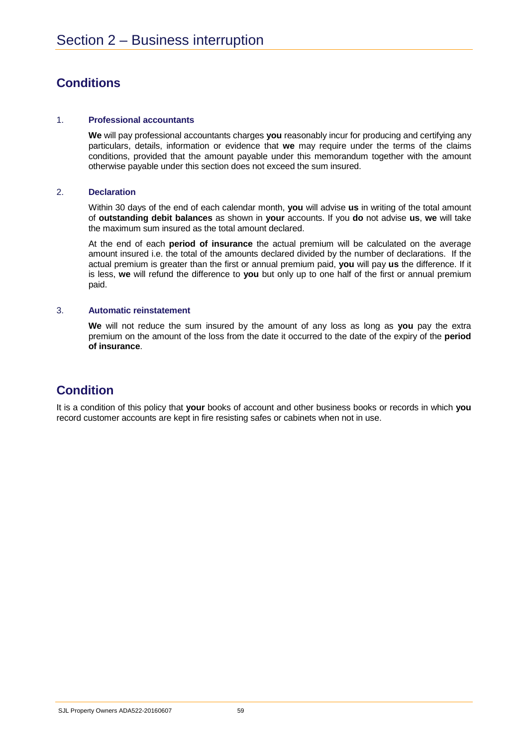# Section 2 – Business interruption

## Conditions

1. **Professional accountants**

   **We** will pay professional accountants charges **you** reasonably incur for producing and certifying any particulars, details, information or evidence that **we** may require under the terms of the claims conditions, provided that the amount payable under this memorandum together with the amount otherwise payable under this section does not exceed the sum insured.

2. **Declaration**

   Within 30 days of the end of each calendar month, **you** will advise **us** in writing of the total amount of **outstanding debit balances** as shown in **your** accounts. If you **do** not advise **us**, **we** will take the maximum sum insured as the total amount declared.

   At the end of each **period of insurance** the actual premium will be calculated on the average amount insured i.e. the total of the amounts declared divided by the number of declarations. If the actual premium is greater than the first or annual premium paid, **you** will pay **us** the difference. If it is less, **we** will refund the difference to **you** but only up to one half of the first or annual premium paid.

3. **Automatic reinstatement**

   **We** will not reduce the sum insured by the amount of any loss as long as **you** pay the extra premium on the amount of the loss from the date it occurred to the date of the expiry of the **period of insurance**.

## Condition

It is a condition of this policy that **your** books of account and other business books or records in which **you** record customer accounts are kept in fire resisting safes or cabinets when not in use.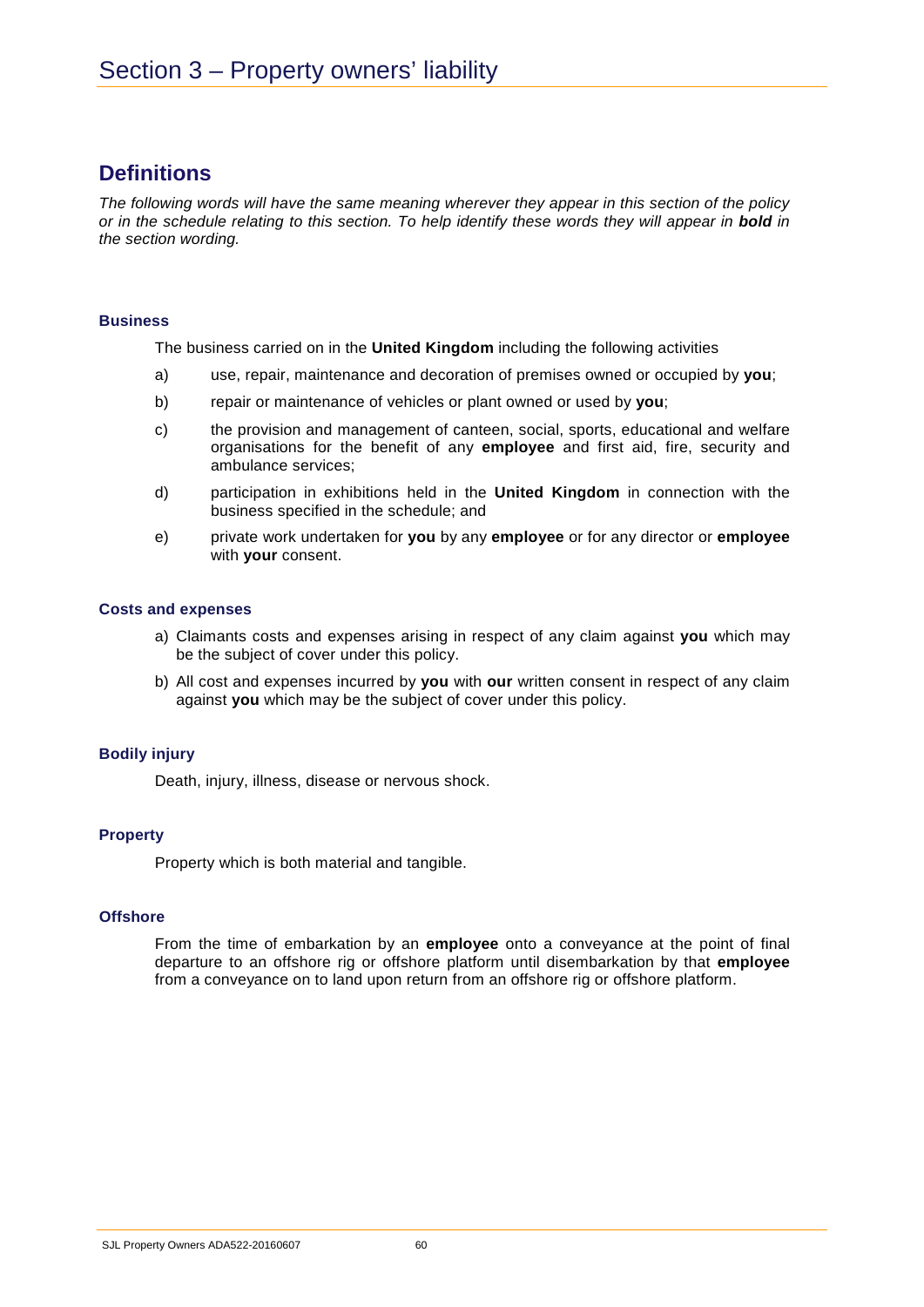# Section 3 – Property owners' liability

## Definitions

*The following words will have the same meaning wherever they appear in this section of the policy or in the schedule relating to this section. To help identify these words they will appear in **bold** in the section wording.*

### Business

The business carried on in the **United Kingdom** including the following activities

a) use, repair, maintenance and decoration of premises owned or occupied by **you**;

b) repair or maintenance of vehicles or plant owned or used by **you**;

c) the provision and management of canteen, social, sports, educational and welfare organisations for the benefit of any **employee** and first aid, fire, security and ambulance services;

d) participation in exhibitions held in the **United Kingdom** in connection with the business specified in the schedule; and

e) private work undertaken for **you** by any **employee** or for any director or **employee** with **your** consent.

### Costs and expenses

a) Claimants costs and expenses arising in respect of any claim against **you** which may be the subject of cover under this policy.

b) All cost and expenses incurred by **you** with **our** written consent in respect of any claim against **you** which may be the subject of cover under this policy.

### Bodily injury

Death, injury, illness, disease or nervous shock.

### Property

Property which is both material and tangible.

### Offshore

From the time of embarkation by an **employee** onto a conveyance at the point of final departure to an offshore rig or offshore platform until disembarkation by that **employee** from a conveyance on to land upon return from an offshore rig or offshore platform.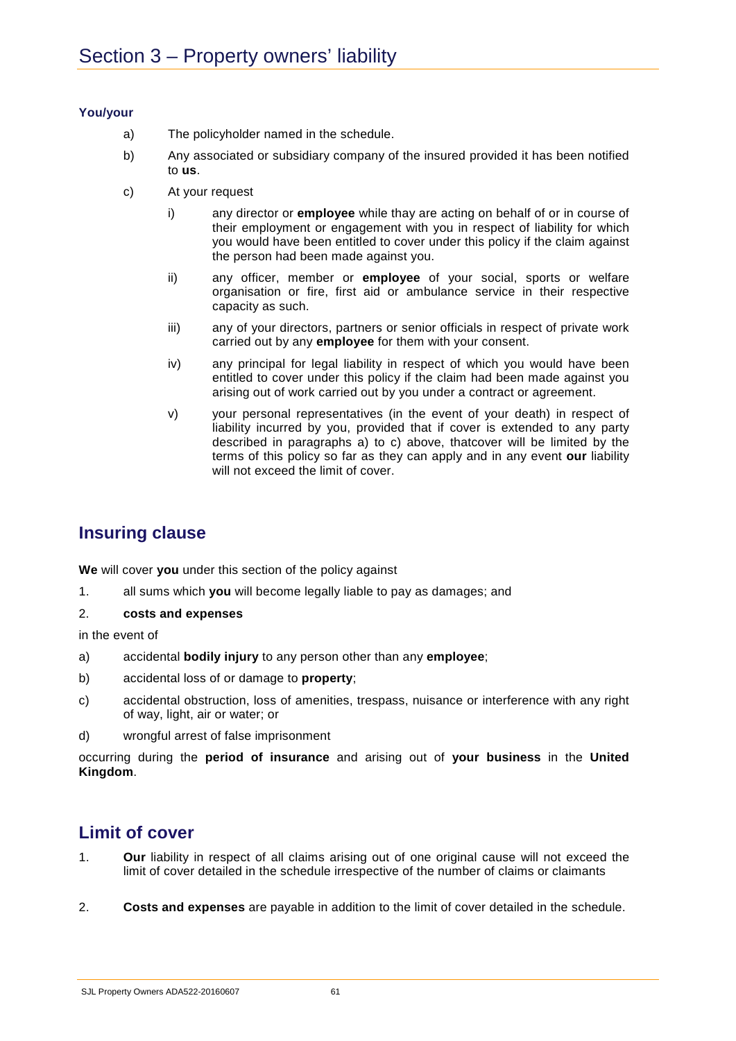# Section 3 – Property owners' liability

**You/your**

a) The policyholder named in the schedule.

b) Any associated or subsidiary company of the insured provided it has been notified to **us**.

c) At your request

   i) any director or **employee** while thay are acting on behalf of or in course of their employment or engagement with you in respect of liability for which you would have been entitled to cover under this policy if the claim against the person had been made against you.

   ii) any officer, member or **employee** of your social, sports or welfare organisation or fire, first aid or ambulance service in their respective capacity as such.

   iii) any of your directors, partners or senior officials in respect of private work carried out by any **employee** for them with your consent.

   iv) any principal for legal liability in respect of which you would have been entitled to cover under this policy if the claim had been made against you arising out of work carried out by you under a contract or agreement.

   v) your personal representatives (in the event of your death) in respect of liability incurred by you, provided that if cover is extended to any party described in paragraphs a) to c) above, thatcover will be limited by the terms of this policy so far as they can apply and in any event **our** liability will not exceed the limit of cover.

## Insuring clause

**We** will cover **you** under this section of the policy against

1. all sums which **you** will become legally liable to pay as damages; and
2. **costs and expenses**

in the event of

a) accidental **bodily injury** to any person other than any **employee**;

b) accidental loss of or damage to **property**;

c) accidental obstruction, loss of amenities, trespass, nuisance or interference with any right of way, light, air or water; or

d) wrongful arrest of false imprisonment

occurring during the **period of insurance** and arising out of **your business** in the **United Kingdom**.

## Limit of cover

1. **Our** liability in respect of all claims arising out of one original cause will not exceed the limit of cover detailed in the schedule irrespective of the number of claims or claimants
2. **Costs and expenses** are payable in addition to the limit of cover detailed in the schedule.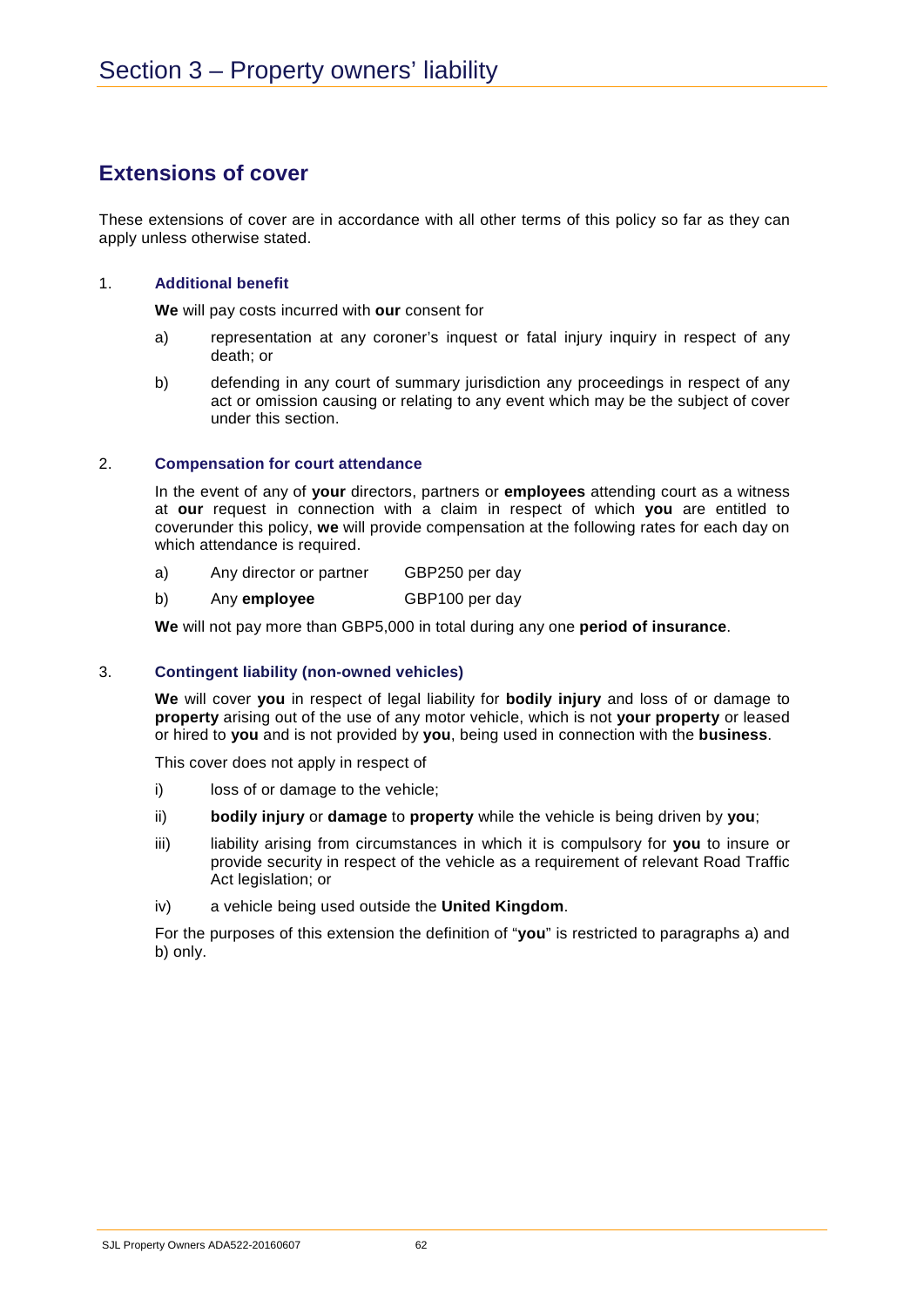# Section 3 – Property owners' liability

## Extensions of cover

These extensions of cover are in accordance with all other terms of this policy so far as they can apply unless otherwise stated.

### 1. Additional benefit

**We** will pay costs incurred with **our** consent for

a) representation at any coroner's inquest or fatal injury inquiry in respect of any death; or

b) defending in any court of summary jurisdiction any proceedings in respect of any act or omission causing or relating to any event which may be the subject of cover under this section.

### 2. Compensation for court attendance

In the event of any of **your** directors, partners or **employees** attending court as a witness at **our** request in connection with a claim in respect of which **you** are entitled to coverunder this policy, **we** will provide compensation at the following rates for each day on which attendance is required.

a) Any director or partner — GBP250 per day

b) Any **employee** — GBP100 per day

**We** will not pay more than GBP5,000 in total during any one **period of insurance**.

### 3. Contingent liability (non-owned vehicles)

**We** will cover **you** in respect of legal liability for **bodily injury** and loss of or damage to **property** arising out of the use of any motor vehicle, which is not **your property** or leased or hired to **you** and is not provided by **you**, being used in connection with the **business**.

This cover does not apply in respect of

i) loss of or damage to the vehicle;

ii) **bodily injury** or **damage** to **property** while the vehicle is being driven by **you**;

iii) liability arising from circumstances in which it is compulsory for **you** to insure or provide security in respect of the vehicle as a requirement of relevant Road Traffic Act legislation; or

iv) a vehicle being used outside the **United Kingdom**.

For the purposes of this extension the definition of "**you**" is restricted to paragraphs a) and b) only.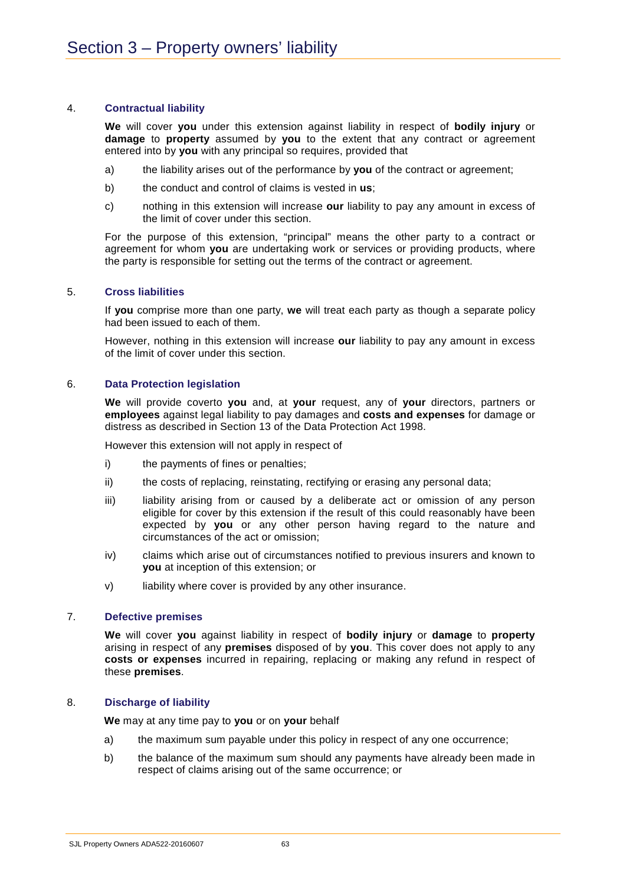# Section 3 – Property owners' liability

4. **Contractual liability**

   **We** will cover **you** under this extension against liability in respect of **bodily injury** or **damage** to **property** assumed by **you** to the extent that any contract or agreement entered into by **you** with any principal so requires, provided that

   a) the liability arises out of the performance by **you** of the contract or agreement;

   b) the conduct and control of claims is vested in **us**;

   c) nothing in this extension will increase **our** liability to pay any amount in excess of the limit of cover under this section.

   For the purpose of this extension, "principal" means the other party to a contract or agreement for whom **you** are undertaking work or services or providing products, where the party is responsible for setting out the terms of the contract or agreement.

5. **Cross liabilities**

   If **you** comprise more than one party, **we** will treat each party as though a separate policy had been issued to each of them.

   However, nothing in this extension will increase **our** liability to pay any amount in excess of the limit of cover under this section.

6. **Data Protection legislation**

   **We** will provide coverto **you** and, at **your** request, any of **your** directors, partners or **employees** against legal liability to pay damages and **costs and expenses** for damage or distress as described in Section 13 of the Data Protection Act 1998.

   However this extension will not apply in respect of

   i) the payments of fines or penalties;

   ii) the costs of replacing, reinstating, rectifying or erasing any personal data;

   iii) liability arising from or caused by a deliberate act or omission of any person eligible for cover by this extension if the result of this could reasonably have been expected by **you** or any other person having regard to the nature and circumstances of the act or omission;

   iv) claims which arise out of circumstances notified to previous insurers and known to **you** at inception of this extension; or

   v) liability where cover is provided by any other insurance.

7. **Defective premises**

   **We** will cover **you** against liability in respect of **bodily injury** or **damage** to **property** arising in respect of any **premises** disposed of by **you**. This cover does not apply to any **costs or expenses** incurred in repairing, replacing or making any refund in respect of these **premises**.

8. **Discharge of liability**

   **We** may at any time pay to **you** or on **your** behalf

   a) the maximum sum payable under this policy in respect of any one occurrence;

   b) the balance of the maximum sum should any payments have already been made in respect of claims arising out of the same occurrence; or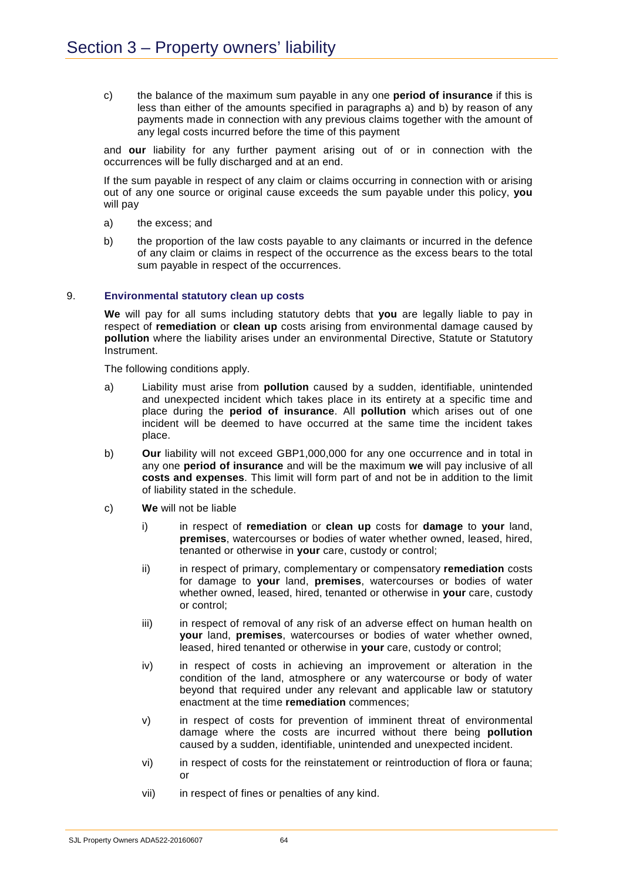# Section 3 – Property owners' liability

c) the balance of the maximum sum payable in any one **period of insurance** if this is less than either of the amounts specified in paragraphs a) and b) by reason of any payments made in connection with any previous claims together with the amount of any legal costs incurred before the time of this payment

and **our** liability for any further payment arising out of or in connection with the occurrences will be fully discharged and at an end.

If the sum payable in respect of any claim or claims occurring in connection with or arising out of any one source or original cause exceeds the sum payable under this policy, **you** will pay

a) the excess; and

b) the proportion of the law costs payable to any claimants or incurred in the defence of any claim or claims in respect of the occurrence as the excess bears to the total sum payable in respect of the occurrences.

9. **Environmental statutory clean up costs**

**We** will pay for all sums including statutory debts that **you** are legally liable to pay in respect of **remediation** or **clean up** costs arising from environmental damage caused by **pollution** where the liability arises under an environmental Directive, Statute or Statutory Instrument.

The following conditions apply.

a) Liability must arise from **pollution** caused by a sudden, identifiable, unintended and unexpected incident which takes place in its entirety at a specific time and place during the **period of insurance**. All **pollution** which arises out of one incident will be deemed to have occurred at the same time the incident takes place.

b) **Our** liability will not exceed GBP1,000,000 for any one occurrence and in total in any one **period of insurance** and will be the maximum **we** will pay inclusive of all **costs and expenses**. This limit will form part of and not be in addition to the limit of liability stated in the schedule.

c) **We** will not be liable

i) in respect of **remediation** or **clean up** costs for **damage** to **your** land, **premises**, watercourses or bodies of water whether owned, leased, hired, tenanted or otherwise in **your** care, custody or control;

ii) in respect of primary, complementary or compensatory **remediation** costs for damage to **your** land, **premises**, watercourses or bodies of water whether owned, leased, hired, tenanted or otherwise in **your** care, custody or control;

iii) in respect of removal of any risk of an adverse effect on human health on **your** land, **premises**, watercourses or bodies of water whether owned, leased, hired tenanted or otherwise in **your** care, custody or control;

iv) in respect of costs in achieving an improvement or alteration in the condition of the land, atmosphere or any watercourse or body of water beyond that required under any relevant and applicable law or statutory enactment at the time **remediation** commences;

v) in respect of costs for prevention of imminent threat of environmental damage where the costs are incurred without there being **pollution** caused by a sudden, identifiable, unintended and unexpected incident.

vi) in respect of costs for the reinstatement or reintroduction of flora or fauna; or

vii) in respect of fines or penalties of any kind.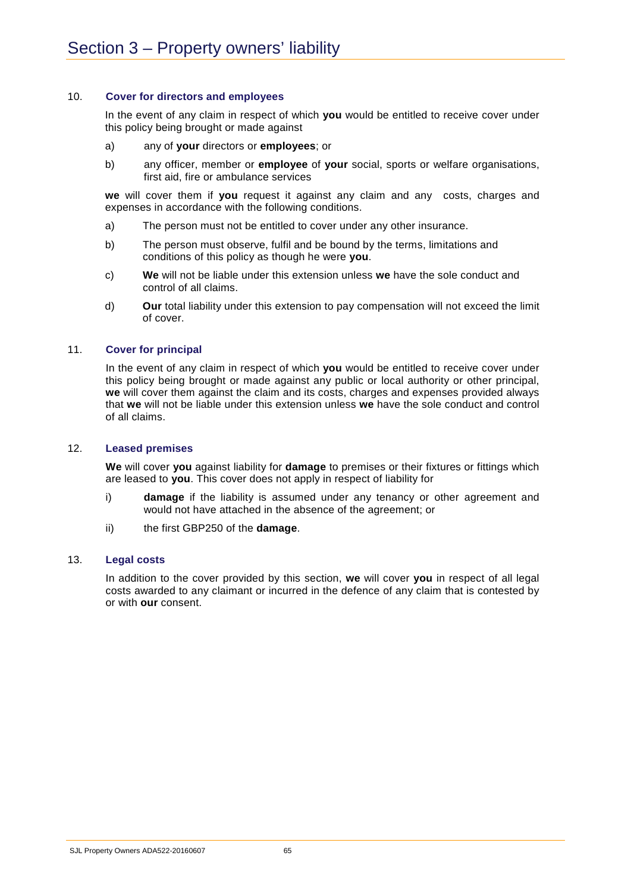# Section 3 – Property owners' liability

### 10. Cover for directors and employees

In the event of any claim in respect of which **you** would be entitled to receive cover under this policy being brought or made against

a) any of **your** directors or **employees**; or

b) any officer, member or **employee** of **your** social, sports or welfare organisations, first aid, fire or ambulance services

**we** will cover them if **you** request it against any claim and any costs, charges and expenses in accordance with the following conditions.

a) The person must not be entitled to cover under any other insurance.

b) The person must observe, fulfil and be bound by the terms, limitations and conditions of this policy as though he were **you**.

c) **We** will not be liable under this extension unless **we** have the sole conduct and control of all claims.

d) **Our** total liability under this extension to pay compensation will not exceed the limit of cover.

### 11. Cover for principal

In the event of any claim in respect of which **you** would be entitled to receive cover under this policy being brought or made against any public or local authority or other principal, **we** will cover them against the claim and its costs, charges and expenses provided always that **we** will not be liable under this extension unless **we** have the sole conduct and control of all claims.

### 12. Leased premises

**We** will cover **you** against liability for **damage** to premises or their fixtures or fittings which are leased to **you**. This cover does not apply in respect of liability for

i) **damage** if the liability is assumed under any tenancy or other agreement and would not have attached in the absence of the agreement; or

ii) the first GBP250 of the **damage**.

### 13. Legal costs

In addition to the cover provided by this section, **we** will cover **you** in respect of all legal costs awarded to any claimant or incurred in the defence of any claim that is contested by or with **our** consent.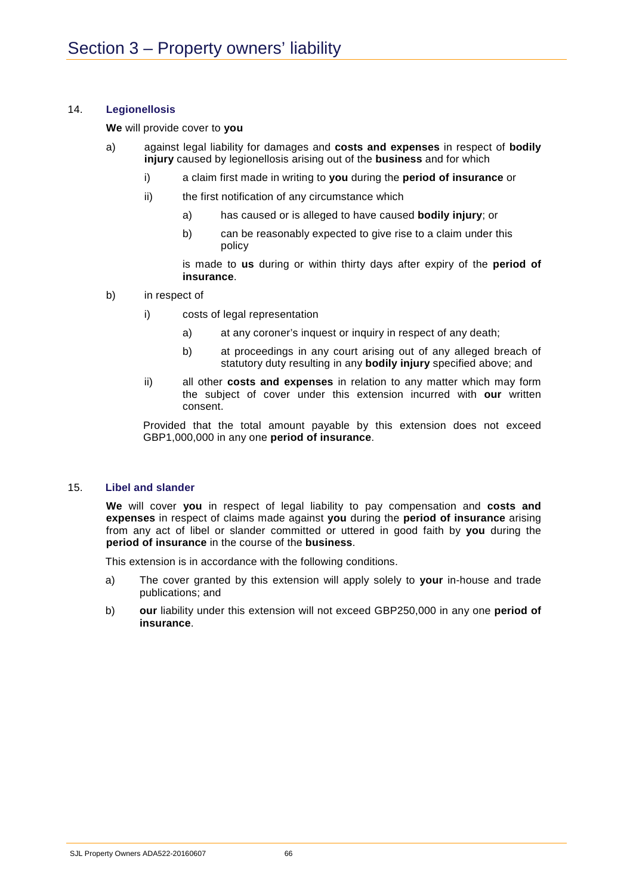# Section 3 – Property owners' liability

### 14. Legionellosis

**We** will provide cover to **you**

a) against legal liability for damages and **costs and expenses** in respect of **bodily injury** caused by legionellosis arising out of the **business** and for which

   i) a claim first made in writing to **you** during the **period of insurance** or

   ii) the first notification of any circumstance which

      a) has caused or is alleged to have caused **bodily injury**; or

      b) can be reasonably expected to give rise to a claim under this policy

   is made to **us** during or within thirty days after expiry of the **period of insurance**.

b) in respect of

   i) costs of legal representation

      a) at any coroner's inquest or inquiry in respect of any death;

      b) at proceedings in any court arising out of any alleged breach of statutory duty resulting in any **bodily injury** specified above; and

   ii) all other **costs and expenses** in relation to any matter which may form the subject of cover under this extension incurred with **our** written consent.

Provided that the total amount payable by this extension does not exceed GBP1,000,000 in any one **period of insurance**.

### 15. Libel and slander

**We** will cover **you** in respect of legal liability to pay compensation and **costs and expenses** in respect of claims made against **you** during the **period of insurance** arising from any act of libel or slander committed or uttered in good faith by **you** during the **period of insurance** in the course of the **business**.

This extension is in accordance with the following conditions.

a) The cover granted by this extension will apply solely to **your** in-house and trade publications; and

b) **our** liability under this extension will not exceed GBP250,000 in any one **period of insurance**.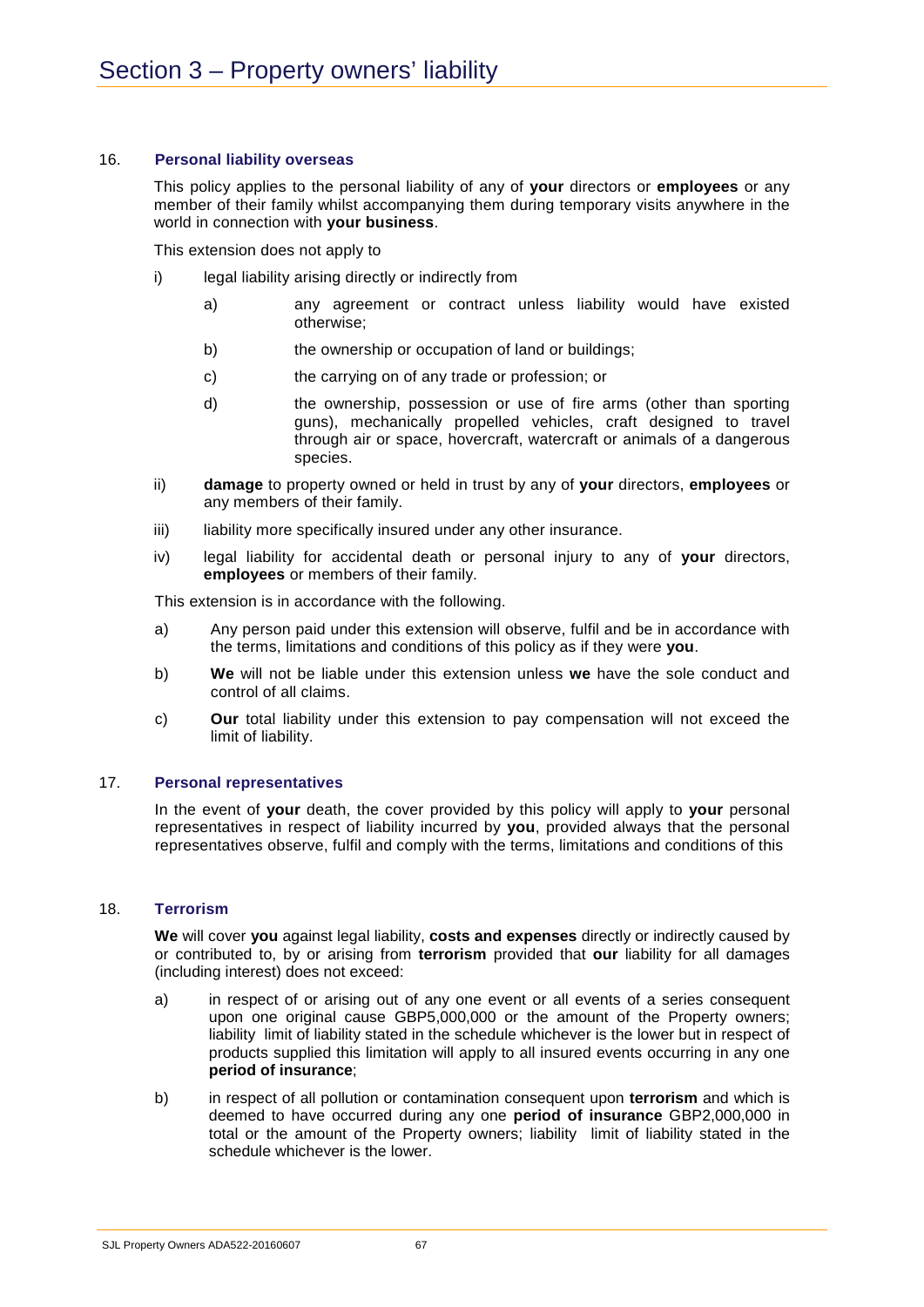# Section 3 – Property owners' liability

### 16. Personal liability overseas

This policy applies to the personal liability of any of **your** directors or **employees** or any member of their family whilst accompanying them during temporary visits anywhere in the world in connection with **your business**.

This extension does not apply to

i) legal liability arising directly or indirectly from

  a) any agreement or contract unless liability would have existed otherwise;

  b) the ownership or occupation of land or buildings;

  c) the carrying on of any trade or profession; or

  d) the ownership, possession or use of fire arms (other than sporting guns), mechanically propelled vehicles, craft designed to travel through air or space, hovercraft, watercraft or animals of a dangerous species.

ii) **damage** to property owned or held in trust by any of **your** directors, **employees** or any members of their family.

iii) liability more specifically insured under any other insurance.

iv) legal liability for accidental death or personal injury to any of **your** directors, **employees** or members of their family.

This extension is in accordance with the following.

a) Any person paid under this extension will observe, fulfil and be in accordance with the terms, limitations and conditions of this policy as if they were **you**.

b) **We** will not be liable under this extension unless **we** have the sole conduct and control of all claims.

c) **Our** total liability under this extension to pay compensation will not exceed the limit of liability.

### 17. Personal representatives

In the event of **your** death, the cover provided by this policy will apply to **your** personal representatives in respect of liability incurred by **you**, provided always that the personal representatives observe, fulfil and comply with the terms, limitations and conditions of this

### 18. Terrorism

**We** will cover **you** against legal liability, **costs and expenses** directly or indirectly caused by or contributed to, by or arising from **terrorism** provided that **our** liability for all damages (including interest) does not exceed:

a) in respect of or arising out of any one event or all events of a series consequent upon one original cause GBP5,000,000 or the amount of the Property owners; liability limit of liability stated in the schedule whichever is the lower but in respect of products supplied this limitation will apply to all insured events occurring in any one **period of insurance**;

b) in respect of all pollution or contamination consequent upon **terrorism** and which is deemed to have occurred during any one **period of insurance** GBP2,000,000 in total or the amount of the Property owners; liability limit of liability stated in the schedule whichever is the lower.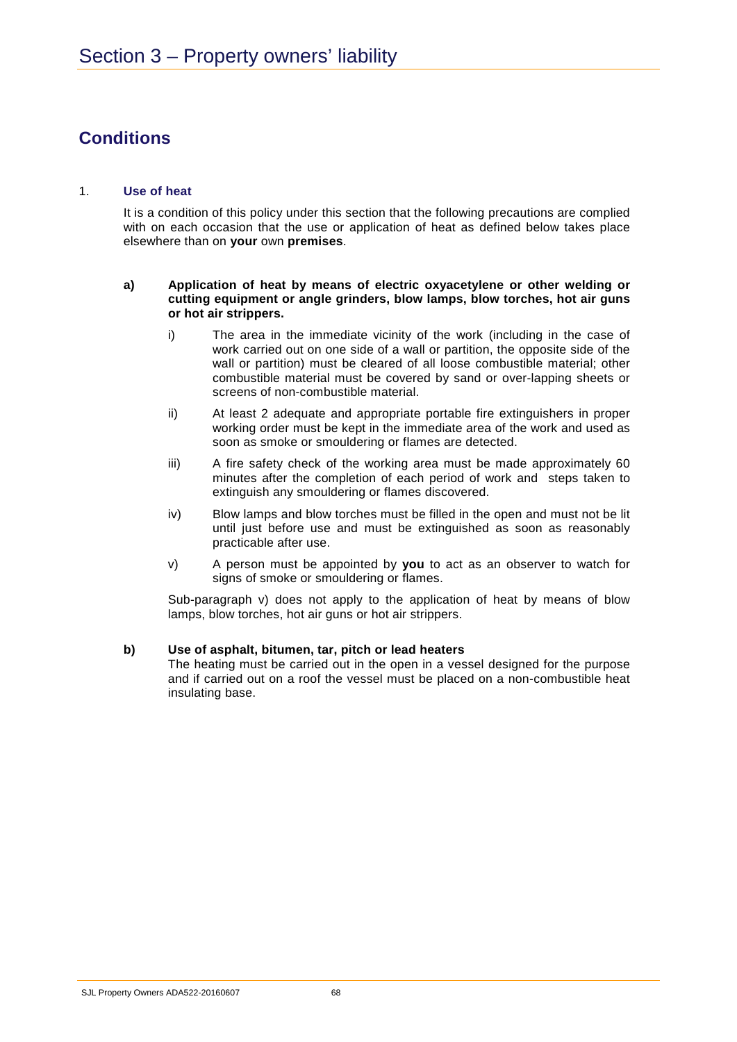# Section 3 – Property owners' liability

## Conditions

1. **Use of heat**

   It is a condition of this policy under this section that the following precautions are complied with on each occasion that the use or application of heat as defined below takes place elsewhere than on **your** own **premises**.

   **a) Application of heat by means of electric oxyacetylene or other welding or cutting equipment or angle grinders, blow lamps, blow torches, hot air guns or hot air strippers.**

   i) The area in the immediate vicinity of the work (including in the case of work carried out on one side of a wall or partition, the opposite side of the wall or partition) must be cleared of all loose combustible material; other combustible material must be covered by sand or over-lapping sheets or screens of non-combustible material.

   ii) At least 2 adequate and appropriate portable fire extinguishers in proper working order must be kept in the immediate area of the work and used as soon as smoke or smouldering or flames are detected.

   iii) A fire safety check of the working area must be made approximately 60 minutes after the completion of each period of work and steps taken to extinguish any smouldering or flames discovered.

   iv) Blow lamps and blow torches must be filled in the open and must not be lit until just before use and must be extinguished as soon as reasonably practicable after use.

   v) A person must be appointed by **you** to act as an observer to watch for signs of smoke or smouldering or flames.

   Sub-paragraph v) does not apply to the application of heat by means of blow lamps, blow torches, hot air guns or hot air strippers.

   **b) Use of asphalt, bitumen, tar, pitch or lead heaters**

   The heating must be carried out in the open in a vessel designed for the purpose and if carried out on a roof the vessel must be placed on a non-combustible heat insulating base.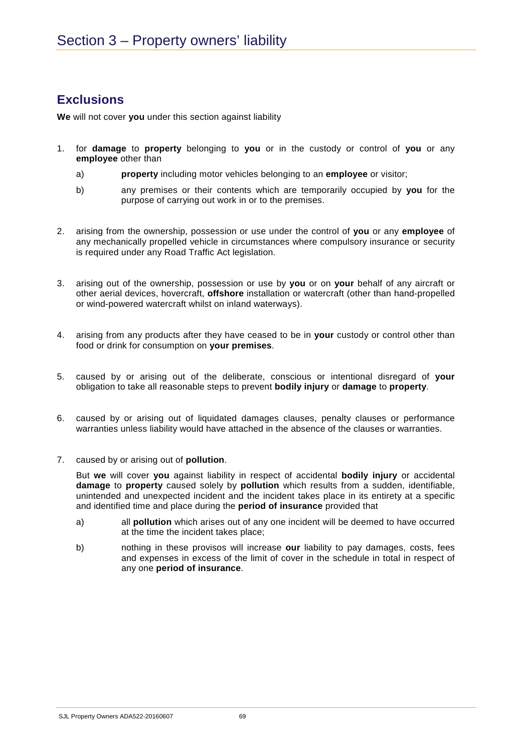# Section 3 – Property owners' liability

## Exclusions

**We** will not cover **you** under this section against liability

1. for **damage** to **property** belonging to **you** or in the custody or control of **you** or any **employee** other than

   a) **property** including motor vehicles belonging to an **employee** or visitor;

   b) any premises or their contents which are temporarily occupied by **you** for the purpose of carrying out work in or to the premises.

2. arising from the ownership, possession or use under the control of **you** or any **employee** of any mechanically propelled vehicle in circumstances where compulsory insurance or security is required under any Road Traffic Act legislation.

3. arising out of the ownership, possession or use by **you** or on **your** behalf of any aircraft or other aerial devices, hovercraft, **offshore** installation or watercraft (other than hand-propelled or wind-powered watercraft whilst on inland waterways).

4. arising from any products after they have ceased to be in **your** custody or control other than food or drink for consumption on **your premises**.

5. caused by or arising out of the deliberate, conscious or intentional disregard of **your** obligation to take all reasonable steps to prevent **bodily injury** or **damage** to **property**.

6. caused by or arising out of liquidated damages clauses, penalty clauses or performance warranties unless liability would have attached in the absence of the clauses or warranties.

7. caused by or arising out of **pollution**.

   But **we** will cover **you** against liability in respect of accidental **bodily injury** or accidental **damage** to **property** caused solely by **pollution** which results from a sudden, identifiable, unintended and unexpected incident and the incident takes place in its entirety at a specific and identified time and place during the **period of insurance** provided that

   a) all **pollution** which arises out of any one incident will be deemed to have occurred at the time the incident takes place;

   b) nothing in these provisos will increase **our** liability to pay damages, costs, fees and expenses in excess of the limit of cover in the schedule in total in respect of any one **period of insurance**.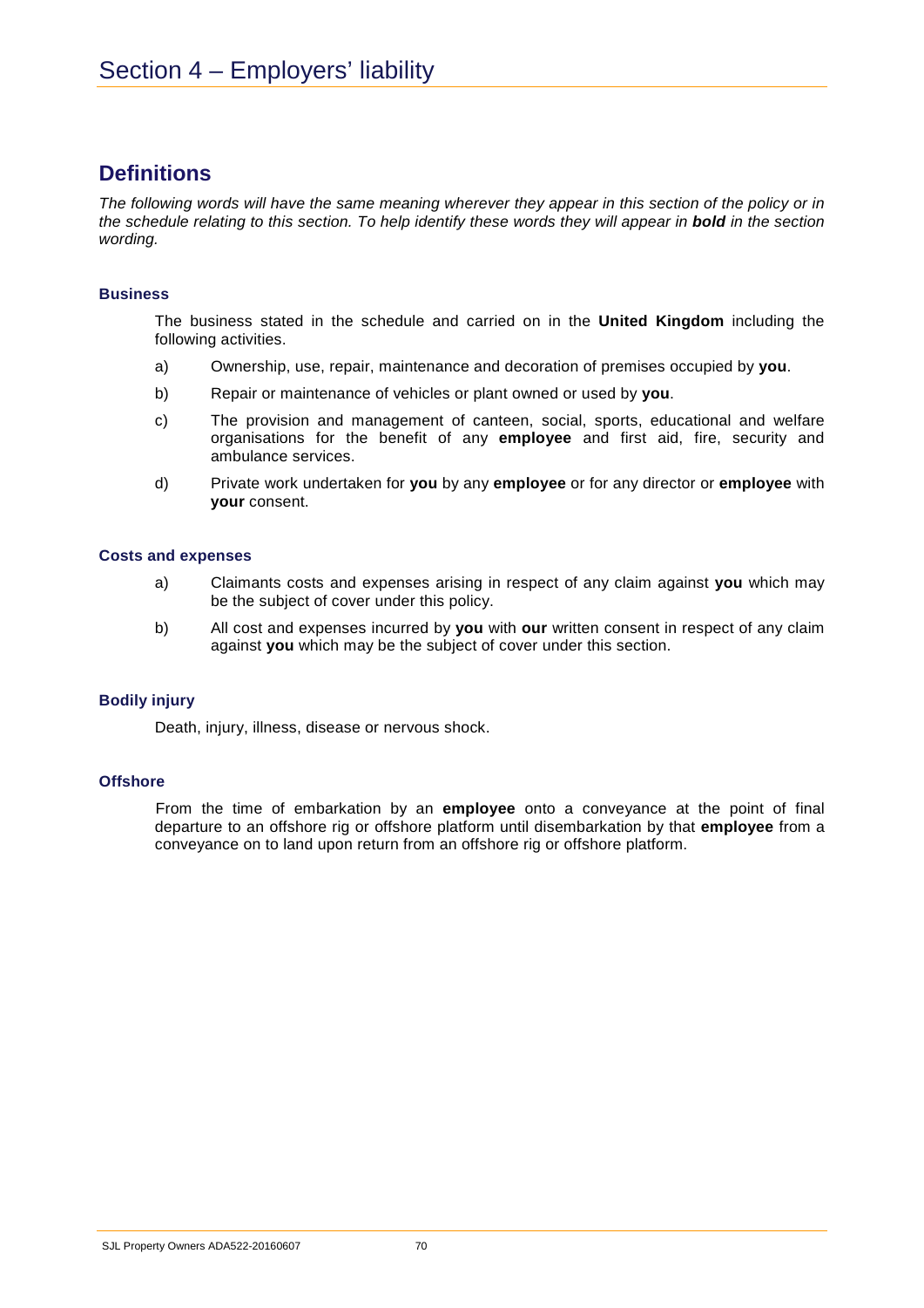# Section 4 – Employers' liability

## Definitions

*The following words will have the same meaning wherever they appear in this section of the policy or in the schedule relating to this section. To help identify these words they will appear in **bold** in the section wording.*

### Business

The business stated in the schedule and carried on in the **United Kingdom** including the following activities.

a) Ownership, use, repair, maintenance and decoration of premises occupied by **you**.

b) Repair or maintenance of vehicles or plant owned or used by **you**.

c) The provision and management of canteen, social, sports, educational and welfare organisations for the benefit of any **employee** and first aid, fire, security and ambulance services.

d) Private work undertaken for **you** by any **employee** or for any director or **employee** with **your** consent.

### Costs and expenses

a) Claimants costs and expenses arising in respect of any claim against **you** which may be the subject of cover under this policy.

b) All cost and expenses incurred by **you** with **our** written consent in respect of any claim against **you** which may be the subject of cover under this section.

### Bodily injury

Death, injury, illness, disease or nervous shock.

### Offshore

From the time of embarkation by an **employee** onto a conveyance at the point of final departure to an offshore rig or offshore platform until disembarkation by that **employee** from a conveyance on to land upon return from an offshore rig or offshore platform.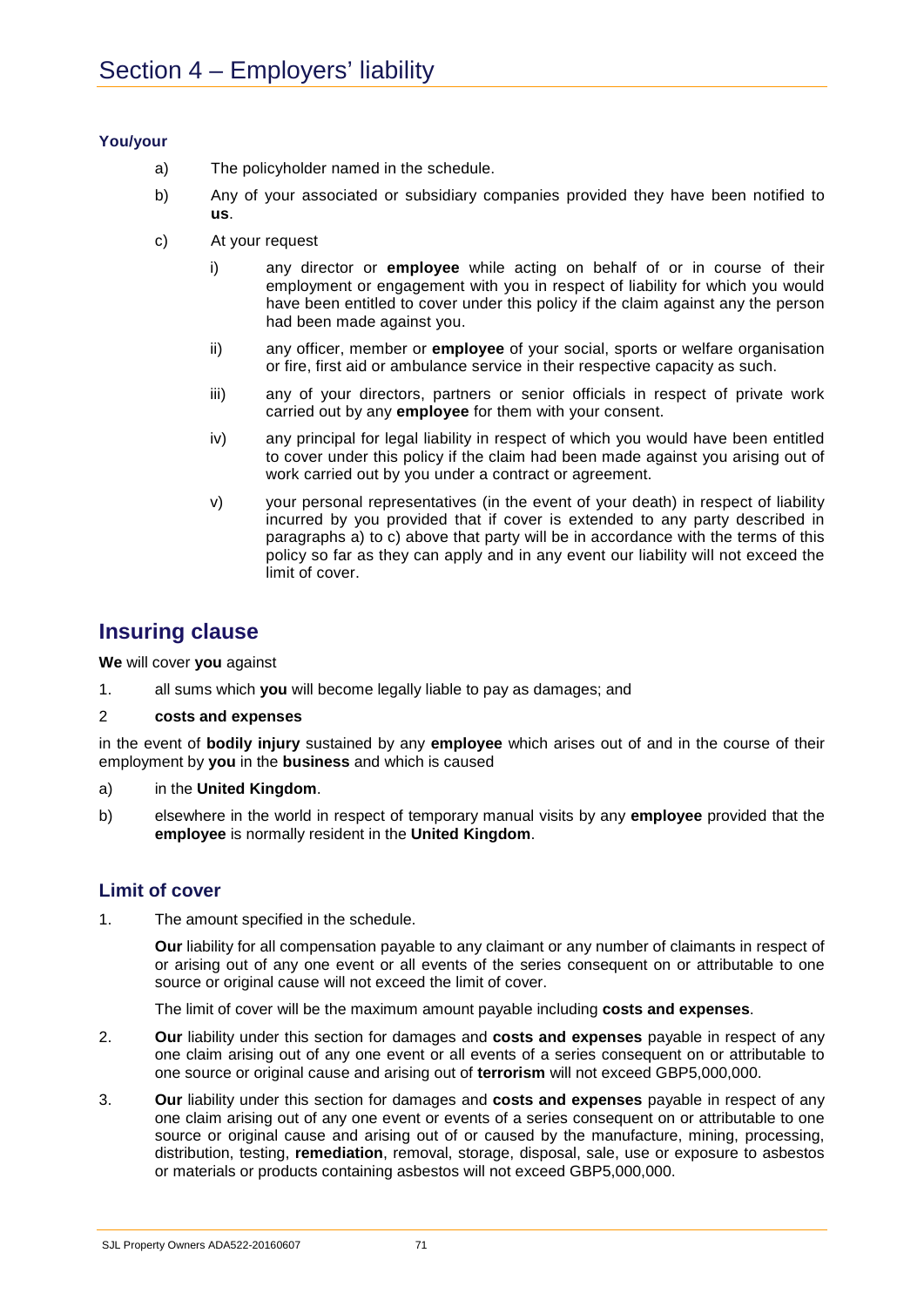# Section 4 – Employers' liability

**You/your**

a) The policyholder named in the schedule.

b) Any of your associated or subsidiary companies provided they have been notified to **us**.

c) At your request

   i) any director or **employee** while acting on behalf of or in course of their employment or engagement with you in respect of liability for which you would have been entitled to cover under this policy if the claim against any the person had been made against you.

   ii) any officer, member or **employee** of your social, sports or welfare organisation or fire, first aid or ambulance service in their respective capacity as such.

   iii) any of your directors, partners or senior officials in respect of private work carried out by any **employee** for them with your consent.

   iv) any principal for legal liability in respect of which you would have been entitled to cover under this policy if the claim had been made against you arising out of work carried out by you under a contract or agreement.

   v) your personal representatives (in the event of your death) in respect of liability incurred by you provided that if cover is extended to any party described in paragraphs a) to c) above that party will be in accordance with the terms of this policy so far as they can apply and in any event our liability will not exceed the limit of cover.

## Insuring clause

**We** will cover **you** against

1. all sums which **you** will become legally liable to pay as damages; and

2 **costs and expenses**

in the event of **bodily injury** sustained by any **employee** which arises out of and in the course of their employment by **you** in the **business** and which is caused

a) in the **United Kingdom**.

b) elsewhere in the world in respect of temporary manual visits by any **employee** provided that the **employee** is normally resident in the **United Kingdom**.

### Limit of cover

1. The amount specified in the schedule.

   **Our** liability for all compensation payable to any claimant or any number of claimants in respect of or arising out of any one event or all events of the series consequent on or attributable to one source or original cause will not exceed the limit of cover.

   The limit of cover will be the maximum amount payable including **costs and expenses**.

2. **Our** liability under this section for damages and **costs and expenses** payable in respect of any one claim arising out of any one event or all events of a series consequent on or attributable to one source or original cause and arising out of **terrorism** will not exceed GBP5,000,000.

3. **Our** liability under this section for damages and **costs and expenses** payable in respect of any one claim arising out of any one event or events of a series consequent on or attributable to one source or original cause and arising out of or caused by the manufacture, mining, processing, distribution, testing, **remediation**, removal, storage, disposal, sale, use or exposure to asbestos or materials or products containing asbestos will not exceed GBP5,000,000.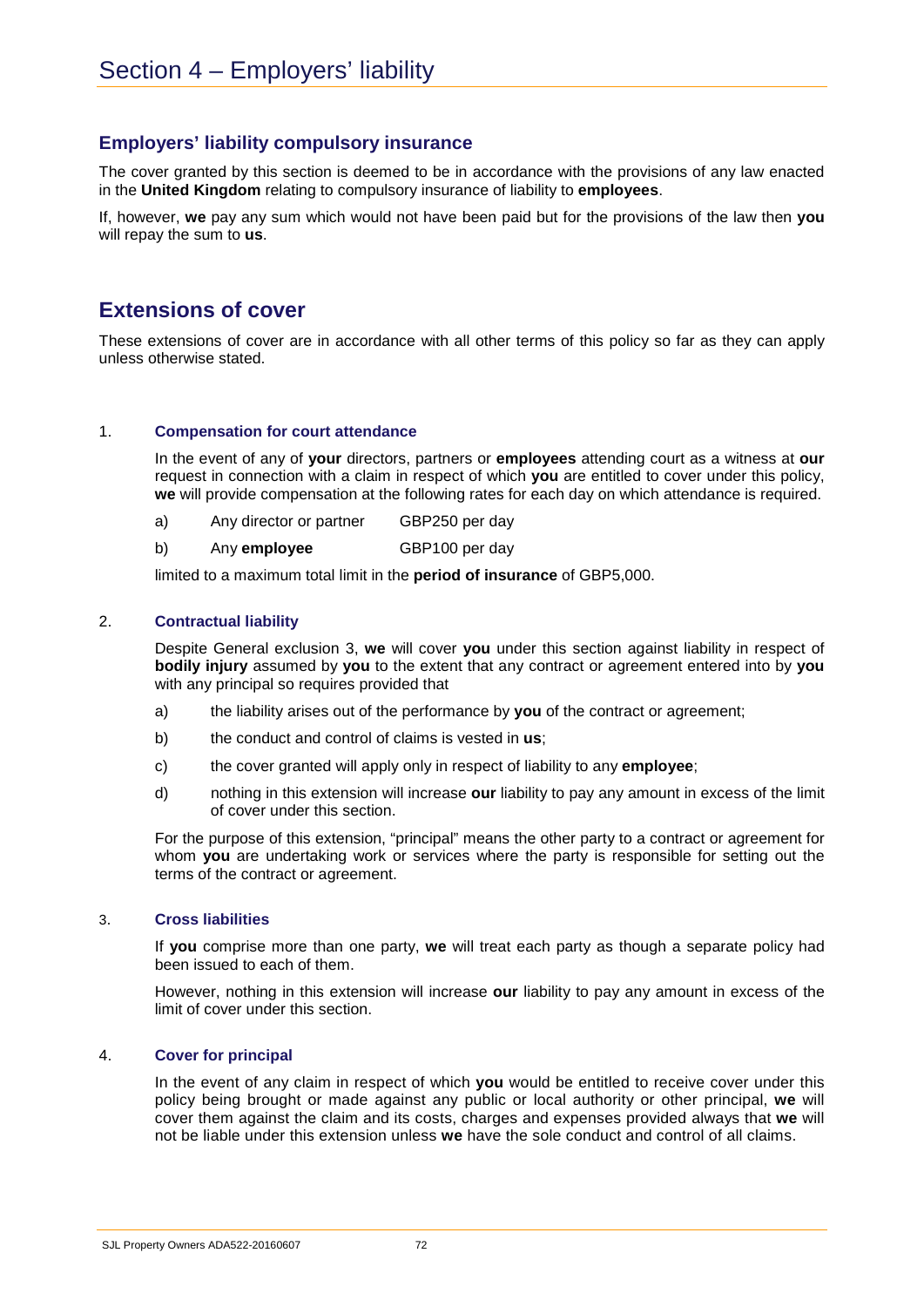# Section 4 – Employers' liability

## Employers' liability compulsory insurance

The cover granted by this section is deemed to be in accordance with the provisions of any law enacted in the **United Kingdom** relating to compulsory insurance of liability to **employees**.

If, however, **we** pay any sum which would not have been paid but for the provisions of the law then **you** will repay the sum to **us**.

## Extensions of cover

These extensions of cover are in accordance with all other terms of this policy so far as they can apply unless otherwise stated.

### 1. Compensation for court attendance

In the event of any of **your** directors, partners or **employees** attending court as a witness at **our** request in connection with a claim in respect of which **you** are entitled to cover under this policy, **we** will provide compensation at the following rates for each day on which attendance is required.

a) Any director or partner GBP250 per day

b) Any **employee** GBP100 per day

limited to a maximum total limit in the **period of insurance** of GBP5,000.

### 2. Contractual liability

Despite General exclusion 3, **we** will cover **you** under this section against liability in respect of **bodily injury** assumed by **you** to the extent that any contract or agreement entered into by **you** with any principal so requires provided that

a) the liability arises out of the performance by **you** of the contract or agreement;

b) the conduct and control of claims is vested in **us**;

c) the cover granted will apply only in respect of liability to any **employee**;

d) nothing in this extension will increase **our** liability to pay any amount in excess of the limit of cover under this section.

For the purpose of this extension, "principal" means the other party to a contract or agreement for whom **you** are undertaking work or services where the party is responsible for setting out the terms of the contract or agreement.

### 3. Cross liabilities

If **you** comprise more than one party, **we** will treat each party as though a separate policy had been issued to each of them.

However, nothing in this extension will increase **our** liability to pay any amount in excess of the limit of cover under this section.

### 4. Cover for principal

In the event of any claim in respect of which **you** would be entitled to receive cover under this policy being brought or made against any public or local authority or other principal, **we** will cover them against the claim and its costs, charges and expenses provided always that **we** will not be liable under this extension unless **we** have the sole conduct and control of all claims.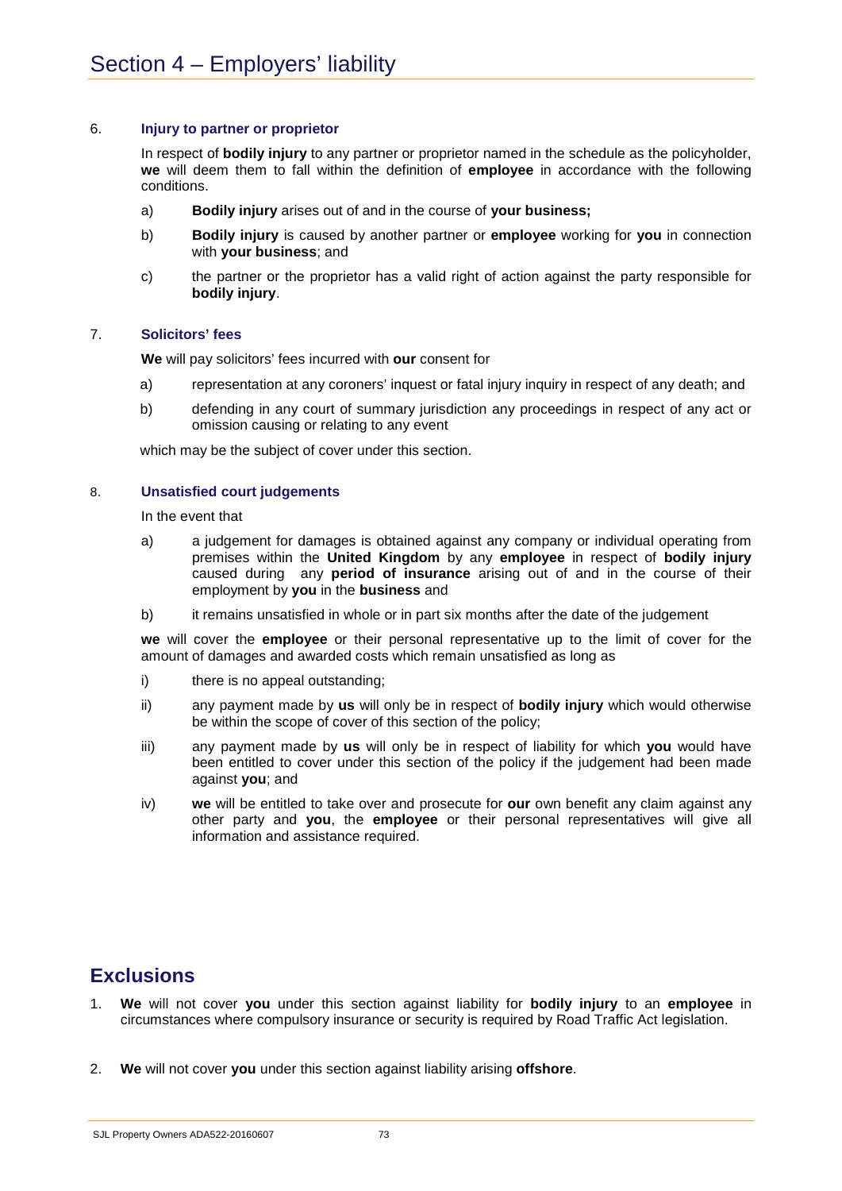# Section 4 – Employers' liability

6. **Injury to partner or proprietor**

   In respect of **bodily injury** to any partner or proprietor named in the schedule as the policyholder, **we** will deem them to fall within the definition of **employee** in accordance with the following conditions.

   a) **Bodily injury** arises out of and in the course of **your business;**

   b) **Bodily injury** is caused by another partner or **employee** working for **you** in connection with **your business**; and

   c) the partner or the proprietor has a valid right of action against the party responsible for **bodily injury**.

7. **Solicitors' fees**

   **We** will pay solicitors' fees incurred with **our** consent for

   a) representation at any coroners' inquest or fatal injury inquiry in respect of any death; and

   b) defending in any court of summary jurisdiction any proceedings in respect of any act or omission causing or relating to any event

   which may be the subject of cover under this section.

8. **Unsatisfied court judgements**

   In the event that

   a) a judgement for damages is obtained against any company or individual operating from premises within the **United Kingdom** by any **employee** in respect of **bodily injury** caused during any **period of insurance** arising out of and in the course of their employment by **you** in the **business** and

   b) it remains unsatisfied in whole or in part six months after the date of the judgement

   **we** will cover the **employee** or their personal representative up to the limit of cover for the amount of damages and awarded costs which remain unsatisfied as long as

   i) there is no appeal outstanding;

   ii) any payment made by **us** will only be in respect of **bodily injury** which would otherwise be within the scope of cover of this section of the policy;

   iii) any payment made by **us** will only be in respect of liability for which **you** would have been entitled to cover under this section of the policy if the judgement had been made against **you**; and

   iv) **we** will be entitled to take over and prosecute for **our** own benefit any claim against any other party and **you**, the **employee** or their personal representatives will give all information and assistance required.

## Exclusions

1. **We** will not cover **you** under this section against liability for **bodily injury** to an **employee** in circumstances where compulsory insurance or security is required by Road Traffic Act legislation.

2. **We** will not cover **you** under this section against liability arising **offshore**.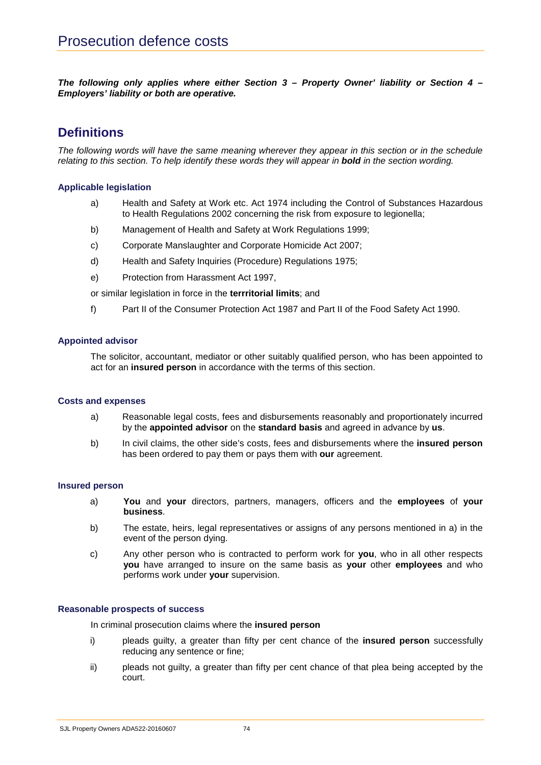# Prosecution defence costs

***The following only applies where either Section 3 – Property Owner' liability or Section 4 – Employers' liability or both are operative.***

## Definitions

*The following words will have the same meaning wherever they appear in this section or in the schedule relating to this section. To help identify these words they will appear in* ***bold*** *in the section wording.*

### Applicable legislation

a) Health and Safety at Work etc. Act 1974 including the Control of Substances Hazardous to Health Regulations 2002 concerning the risk from exposure to legionella;

b) Management of Health and Safety at Work Regulations 1999;

c) Corporate Manslaughter and Corporate Homicide Act 2007;

d) Health and Safety Inquiries (Procedure) Regulations 1975;

e) Protection from Harassment Act 1997,

or similar legislation in force in the **terrritorial limits**; and

f) Part II of the Consumer Protection Act 1987 and Part II of the Food Safety Act 1990.

### Appointed advisor

The solicitor, accountant, mediator or other suitably qualified person, who has been appointed to act for an **insured person** in accordance with the terms of this section.

### Costs and expenses

a) Reasonable legal costs, fees and disbursements reasonably and proportionately incurred by the **appointed advisor** on the **standard basis** and agreed in advance by **us**.

b) In civil claims, the other side's costs, fees and disbursements where the **insured person** has been ordered to pay them or pays them with **our** agreement.

### Insured person

a) **You** and **your** directors, partners, managers, officers and the **employees** of **your business**.

b) The estate, heirs, legal representatives or assigns of any persons mentioned in a) in the event of the person dying.

c) Any other person who is contracted to perform work for **you**, who in all other respects **you** have arranged to insure on the same basis as **your** other **employees** and who performs work under **your** supervision.

### Reasonable prospects of success

In criminal prosecution claims where the **insured person**

i) pleads guilty, a greater than fifty per cent chance of the **insured person** successfully reducing any sentence or fine;

ii) pleads not guilty, a greater than fifty per cent chance of that plea being accepted by the court.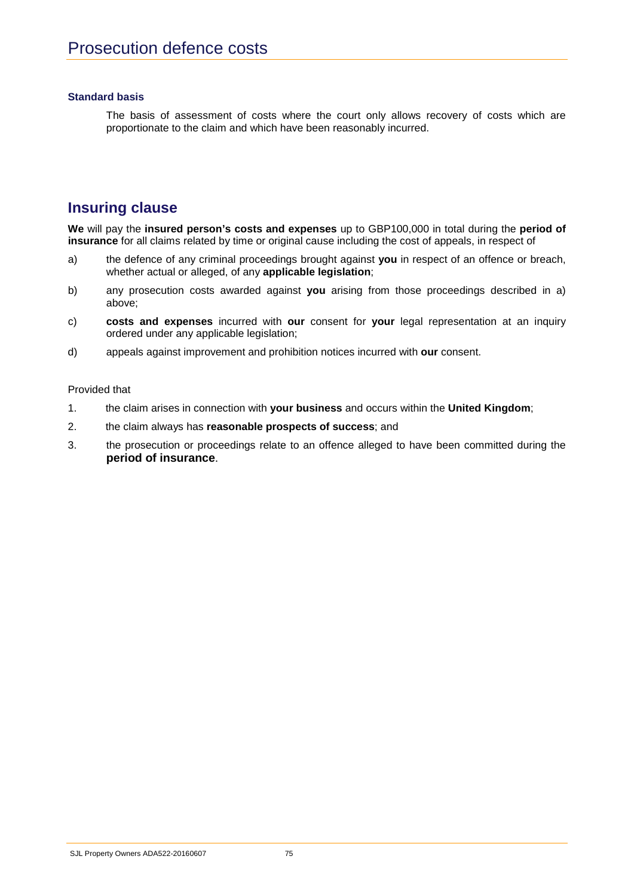# Prosecution defence costs

**Standard basis**

The basis of assessment of costs where the court only allows recovery of costs which are proportionate to the claim and which have been reasonably incurred.

## Insuring clause

**We** will pay the **insured person's costs and expenses** up to GBP100,000 in total during the **period of insurance** for all claims related by time or original cause including the cost of appeals, in respect of

a) the defence of any criminal proceedings brought against **you** in respect of an offence or breach, whether actual or alleged, of any **applicable legislation**;

b) any prosecution costs awarded against **you** arising from those proceedings described in a) above;

c) **costs and expenses** incurred with **our** consent for **your** legal representation at an inquiry ordered under any applicable legislation;

d) appeals against improvement and prohibition notices incurred with **our** consent.

Provided that

1. the claim arises in connection with **your business** and occurs within the **United Kingdom**;
2. the claim always has **reasonable prospects of success**; and
3. the prosecution or proceedings relate to an offence alleged to have been committed during the **period of insurance**.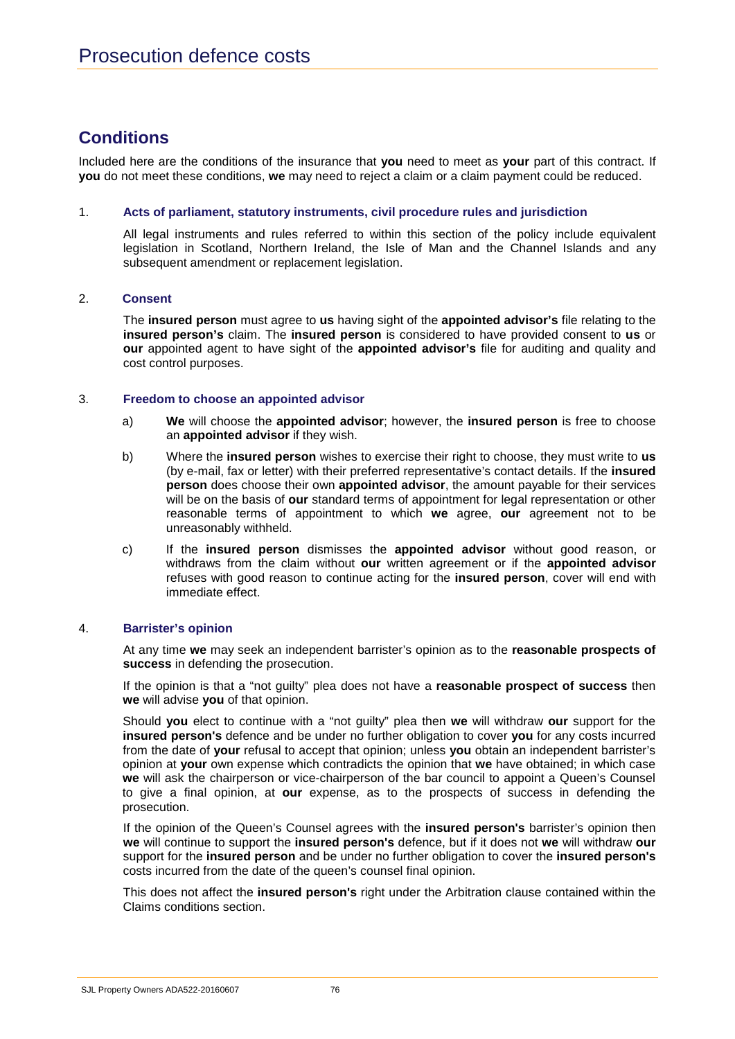# Prosecution defence costs

## Conditions

Included here are the conditions of the insurance that **you** need to meet as **your** part of this contract. If **you** do not meet these conditions, **we** may need to reject a claim or a claim payment could be reduced.

### 1. Acts of parliament, statutory instruments, civil procedure rules and jurisdiction

All legal instruments and rules referred to within this section of the policy include equivalent legislation in Scotland, Northern Ireland, the Isle of Man and the Channel Islands and any subsequent amendment or replacement legislation.

### 2. Consent

The **insured person** must agree to **us** having sight of the **appointed advisor's** file relating to the **insured person's** claim. The **insured person** is considered to have provided consent to **us** or **our** appointed agent to have sight of the **appointed advisor's** file for auditing and quality and cost control purposes.

### 3. Freedom to choose an appointed advisor

a) **We** will choose the **appointed advisor**; however, the **insured person** is free to choose an **appointed advisor** if they wish.

b) Where the **insured person** wishes to exercise their right to choose, they must write to **us** (by e-mail, fax or letter) with their preferred representative's contact details. If the **insured person** does choose their own **appointed advisor**, the amount payable for their services will be on the basis of **our** standard terms of appointment for legal representation or other reasonable terms of appointment to which **we** agree, **our** agreement not to be unreasonably withheld.

c) If the **insured person** dismisses the **appointed advisor** without good reason, or withdraws from the claim without **our** written agreement or if the **appointed advisor** refuses with good reason to continue acting for the **insured person**, cover will end with immediate effect.

### 4. Barrister's opinion

At any time **we** may seek an independent barrister's opinion as to the **reasonable prospects of success** in defending the prosecution.

If the opinion is that a "not guilty" plea does not have a **reasonable prospect of success** then **we** will advise **you** of that opinion.

Should **you** elect to continue with a "not guilty" plea then **we** will withdraw **our** support for the **insured person's** defence and be under no further obligation to cover **you** for any costs incurred from the date of **your** refusal to accept that opinion; unless **you** obtain an independent barrister's opinion at **your** own expense which contradicts the opinion that **we** have obtained; in which case **we** will ask the chairperson or vice-chairperson of the bar council to appoint a Queen's Counsel to give a final opinion, at **our** expense, as to the prospects of success in defending the prosecution.

If the opinion of the Queen's Counsel agrees with the **insured person's** barrister's opinion then **we** will continue to support the **insured person's** defence, but if it does not **we** will withdraw **our** support for the **insured person** and be under no further obligation to cover the **insured person's** costs incurred from the date of the queen's counsel final opinion.

This does not affect the **insured person's** right under the Arbitration clause contained within the Claims conditions section.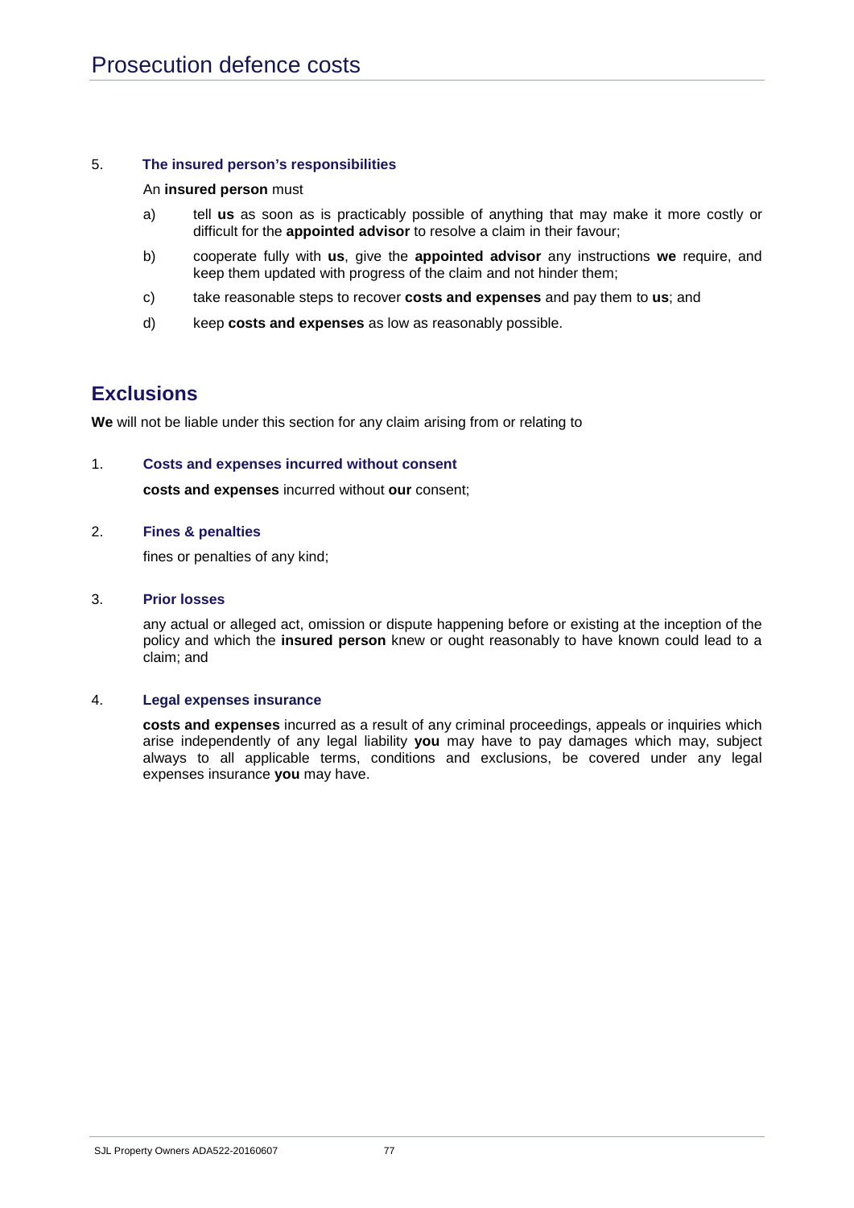# Prosecution defence costs

### 5. The insured person's responsibilities

An **insured person** must

a) tell **us** as soon as is practicably possible of anything that may make it more costly or difficult for the **appointed advisor** to resolve a claim in their favour;

b) cooperate fully with **us**, give the **appointed advisor** any instructions **we** require, and keep them updated with progress of the claim and not hinder them;

c) take reasonable steps to recover **costs and expenses** and pay them to **us**; and

d) keep **costs and expenses** as low as reasonably possible.

## Exclusions

**We** will not be liable under this section for any claim arising from or relating to

### 1. Costs and expenses incurred without consent

**costs and expenses** incurred without **our** consent;

### 2. Fines & penalties

fines or penalties of any kind;

### 3. Prior losses

any actual or alleged act, omission or dispute happening before or existing at the inception of the policy and which the **insured person** knew or ought reasonably to have known could lead to a claim; and

### 4. Legal expenses insurance

**costs and expenses** incurred as a result of any criminal proceedings, appeals or inquiries which arise independently of any legal liability **you** may have to pay damages which may, subject always to all applicable terms, conditions and exclusions, be covered under any legal expenses insurance **you** may have.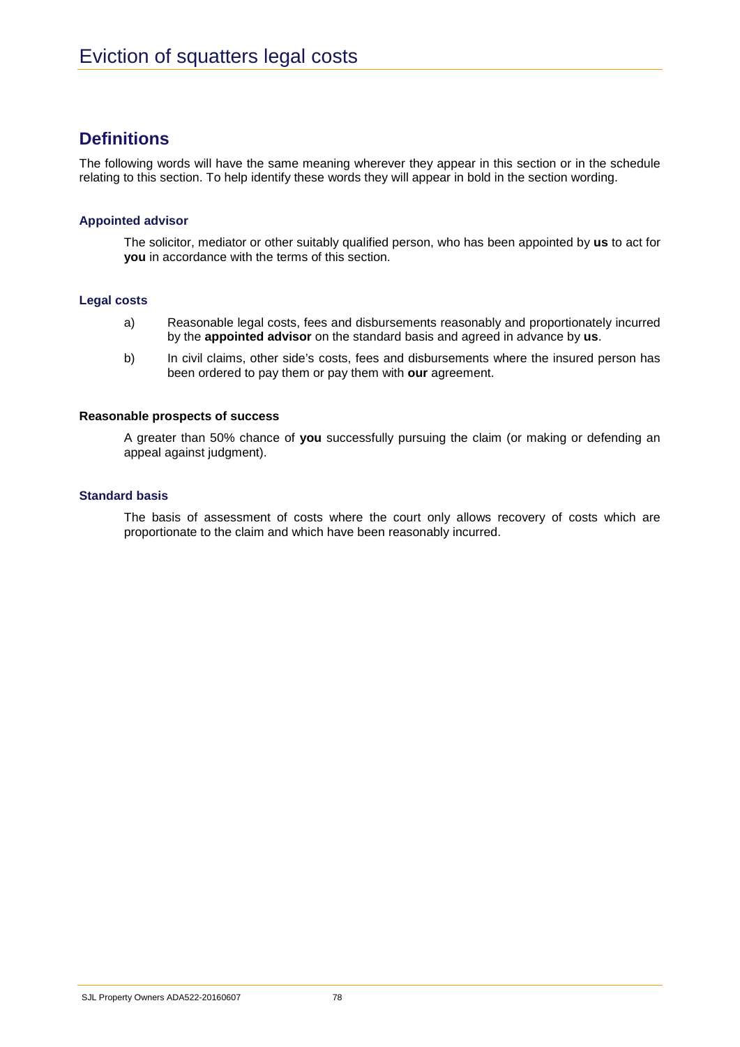# Eviction of squatters legal costs

## Definitions

The following words will have the same meaning wherever they appear in this section or in the schedule relating to this section. To help identify these words they will appear in bold in the section wording.

### Appointed advisor

The solicitor, mediator or other suitably qualified person, who has been appointed by **us** to act for **you** in accordance with the terms of this section.

### Legal costs

a) Reasonable legal costs, fees and disbursements reasonably and proportionately incurred by the **appointed advisor** on the standard basis and agreed in advance by **us**.

b) In civil claims, other side's costs, fees and disbursements where the insured person has been ordered to pay them or pay them with **our** agreement.

### Reasonable prospects of success

A greater than 50% chance of **you** successfully pursuing the claim (or making or defending an appeal against judgment).

### Standard basis

The basis of assessment of costs where the court only allows recovery of costs which are proportionate to the claim and which have been reasonably incurred.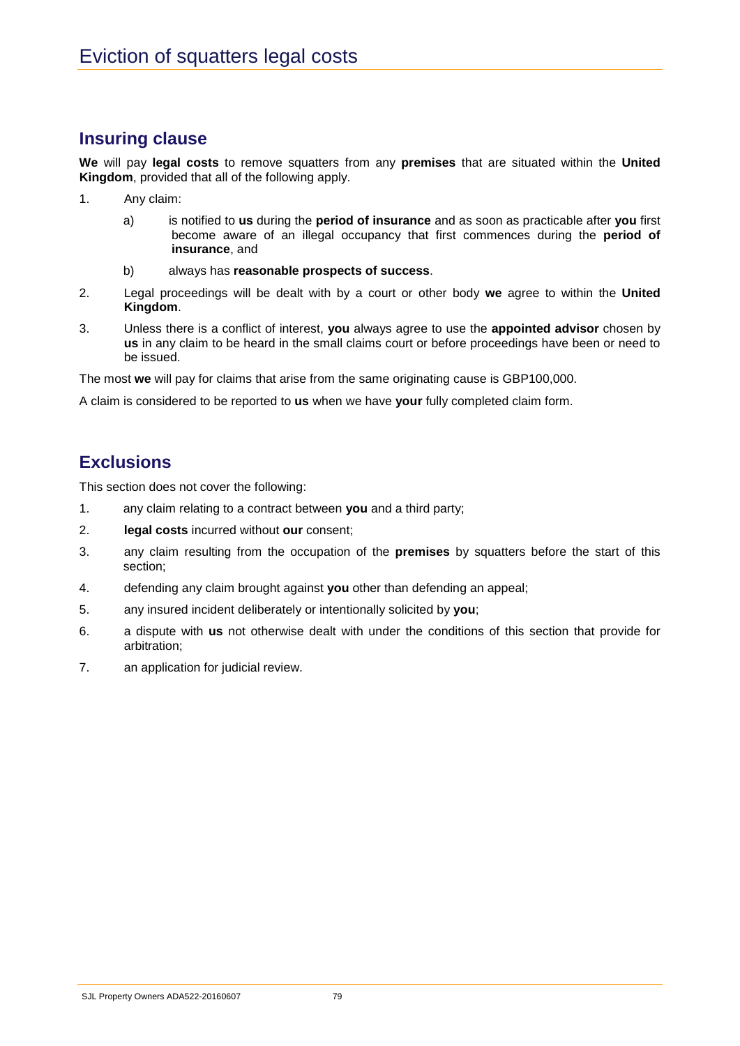# Eviction of squatters legal costs

## Insuring clause

**We** will pay **legal costs** to remove squatters from any **premises** that are situated within the **United Kingdom**, provided that all of the following apply.

1. Any claim:

   a) is notified to **us** during the **period of insurance** and as soon as practicable after **you** first become aware of an illegal occupancy that first commences during the **period of insurance**, and

   b) always has **reasonable prospects of success**.

2. Legal proceedings will be dealt with by a court or other body **we** agree to within the **United Kingdom**.

3. Unless there is a conflict of interest, **you** always agree to use the **appointed advisor** chosen by **us** in any claim to be heard in the small claims court or before proceedings have been or need to be issued.

The most **we** will pay for claims that arise from the same originating cause is GBP100,000.

A claim is considered to be reported to **us** when we have **your** fully completed claim form.

## Exclusions

This section does not cover the following:

1. any claim relating to a contract between **you** and a third party;
2. **legal costs** incurred without **our** consent;
3. any claim resulting from the occupation of the **premises** by squatters before the start of this section;
4. defending any claim brought against **you** other than defending an appeal;
5. any insured incident deliberately or intentionally solicited by **you**;
6. a dispute with **us** not otherwise dealt with under the conditions of this section that provide for arbitration;
7. an application for judicial review.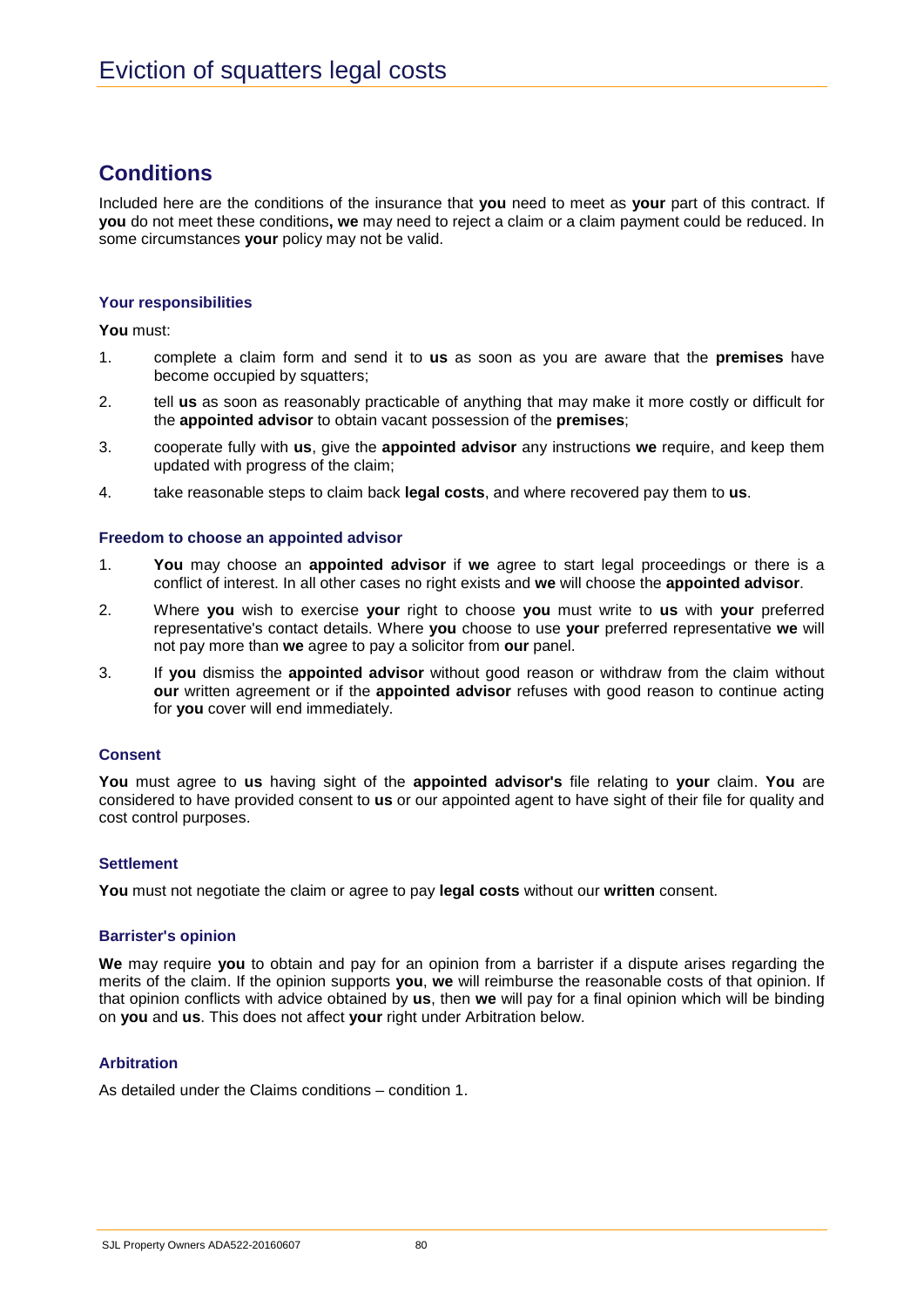# Eviction of squatters legal costs

## Conditions

Included here are the conditions of the insurance that **you** need to meet as **your** part of this contract. If **you** do not meet these conditions**, we** may need to reject a claim or a claim payment could be reduced. In some circumstances **your** policy may not be valid.

### Your responsibilities

**You** must:

1. complete a claim form and send it to **us** as soon as you are aware that the **premises** have become occupied by squatters;
2. tell **us** as soon as reasonably practicable of anything that may make it more costly or difficult for the **appointed advisor** to obtain vacant possession of the **premises**;
3. cooperate fully with **us**, give the **appointed advisor** any instructions **we** require, and keep them updated with progress of the claim;
4. take reasonable steps to claim back **legal costs**, and where recovered pay them to **us**.

### Freedom to choose an appointed advisor

1. **You** may choose an **appointed advisor** if **we** agree to start legal proceedings or there is a conflict of interest. In all other cases no right exists and **we** will choose the **appointed advisor**.
2. Where **you** wish to exercise **your** right to choose **you** must write to **us** with **your** preferred representative's contact details. Where **you** choose to use **your** preferred representative **we** will not pay more than **we** agree to pay a solicitor from **our** panel.
3. If **you** dismiss the **appointed advisor** without good reason or withdraw from the claim without **our** written agreement or if the **appointed advisor** refuses with good reason to continue acting for **you** cover will end immediately.

### Consent

**You** must agree to **us** having sight of the **appointed advisor's** file relating to **your** claim. **You** are considered to have provided consent to **us** or our appointed agent to have sight of their file for quality and cost control purposes.

### Settlement

**You** must not negotiate the claim or agree to pay **legal costs** without our **written** consent.

### Barrister's opinion

**We** may require **you** to obtain and pay for an opinion from a barrister if a dispute arises regarding the merits of the claim. If the opinion supports **you**, **we** will reimburse the reasonable costs of that opinion. If that opinion conflicts with advice obtained by **us**, then **we** will pay for a final opinion which will be binding on **you** and **us**. This does not affect **your** right under Arbitration below.

### Arbitration

As detailed under the Claims conditions – condition 1.